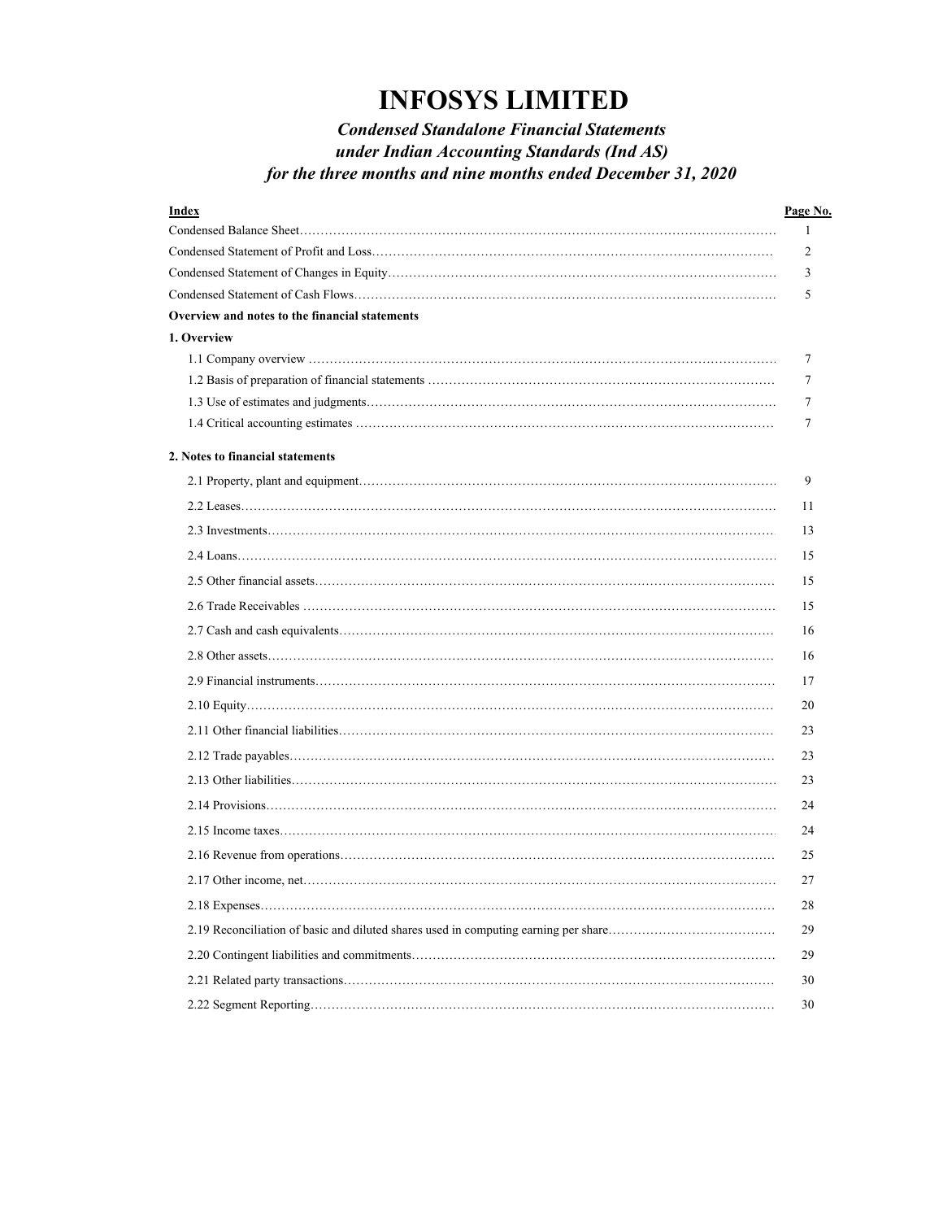# INFOSYS LIMITED

## *Condensed Standalone Financial Statements under Indian Accounting Standards (Ind AS) for the three months and nine months ended December 31, 2020*

| Index | Page No. |
|---|---|
| Condensed Balance Sheet | 1 |
| Condensed Statement of Profit and Loss | 2 |
| Condensed Statement of Changes in Equity | 3 |
| Condensed Statement of Cash Flows | 5 |
| **Overview and notes to the financial statements** | |
| **1. Overview** | |
| 1.1 Company overview | 7 |
| 1.2 Basis of preparation of financial statements | 7 |
| 1.3 Use of estimates and judgments | 7 |
| 1.4 Critical accounting estimates | 7 |
| **2. Notes to financial statements** | |
| 2.1 Property, plant and equipment | 9 |
| 2.2 Leases | 11 |
| 2.3 Investments | 13 |
| 2.4 Loans | 15 |
| 2.5 Other financial assets | 15 |
| 2.6 Trade Receivables | 15 |
| 2.7 Cash and cash equivalents | 16 |
| 2.8 Other assets | 16 |
| 2.9 Financial instruments | 17 |
| 2.10 Equity | 20 |
| 2.11 Other financial liabilities | 23 |
| 2.12 Trade payables | 23 |
| 2.13 Other liabilities | 23 |
| 2.14 Provisions | 24 |
| 2.15 Income taxes | 24 |
| 2.16 Revenue from operations | 25 |
| 2.17 Other income, net | 27 |
| 2.18 Expenses | 28 |
| 2.19 Reconciliation of basic and diluted shares used in computing earning per share | 29 |
| 2.20 Contingent liabilities and commitments | 29 |
| 2.21 Related party transactions | 30 |
| 2.22 Segment Reporting | 30 |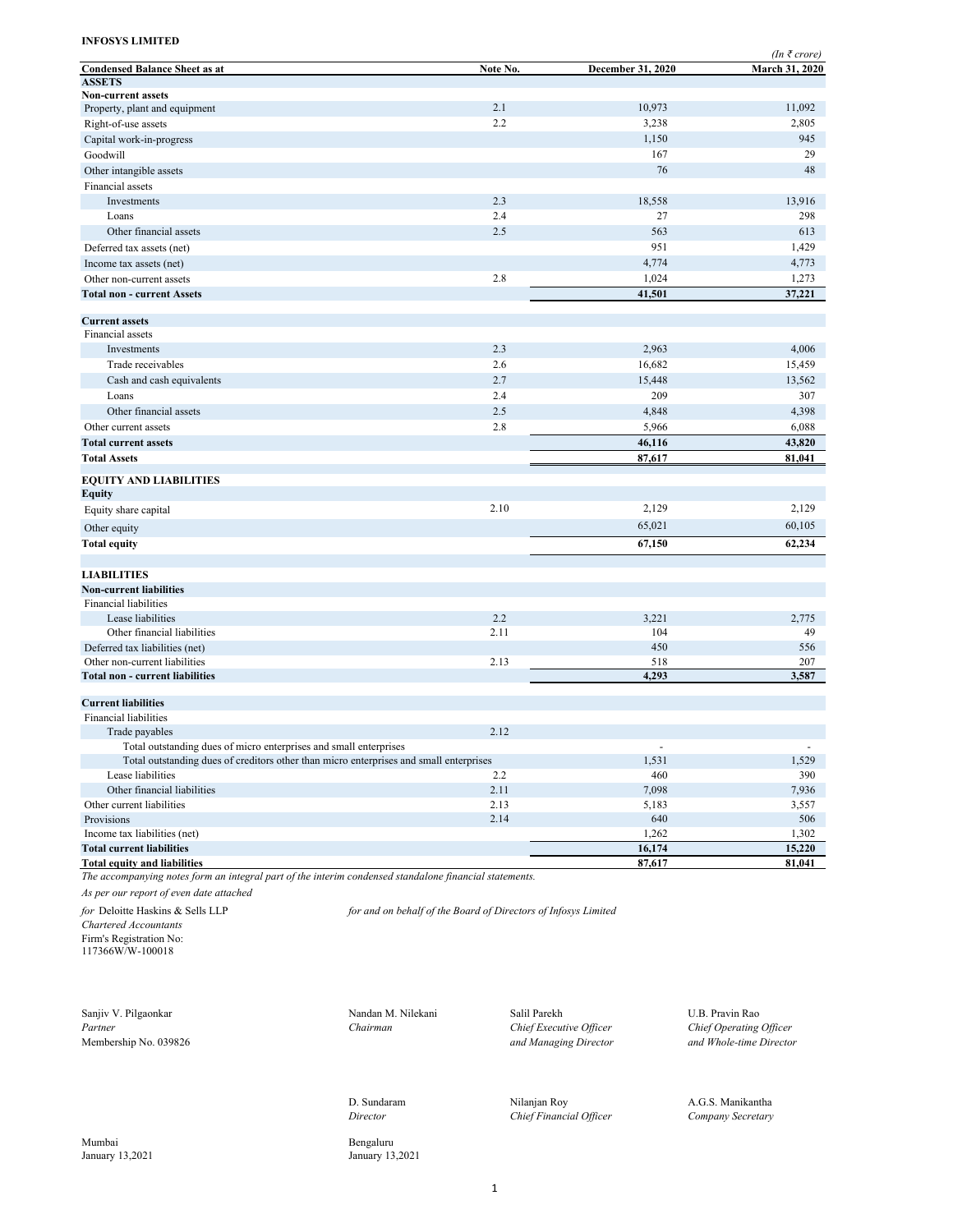**INFOSYS LIMITED**

*(In ₹ crore)*

| Condensed Balance Sheet as at | Note No. | December 31, 2020 | March 31, 2020 |
|---|---|---|---|
| **ASSETS** | | | |
| **Non-current assets** | | | |
| Property, plant and equipment | 2.1 | 10,973 | 11,092 |
| Right-of-use assets | 2.2 | 3,238 | 2,805 |
| Capital work-in-progress | | 1,150 | 945 |
| Goodwill | | 167 | 29 |
| Other intangible assets | | 76 | 48 |
| Financial assets | | | |
| Investments | 2.3 | 18,558 | 13,916 |
| Loans | 2.4 | 27 | 298 |
| Other financial assets | 2.5 | 563 | 613 |
| Deferred tax assets (net) | | 951 | 1,429 |
| Income tax assets (net) | | 4,774 | 4,773 |
| Other non-current assets | 2.8 | 1,024 | 1,273 |
| **Total non - current Assets** | | **41,501** | **37,221** |
| **Current assets** | | | |
| Financial assets | | | |
| Investments | 2.3 | 2,963 | 4,006 |
| Trade receivables | 2.6 | 16,682 | 15,459 |
| Cash and cash equivalents | 2.7 | 15,448 | 13,562 |
| Loans | 2.4 | 209 | 307 |
| Other financial assets | 2.5 | 4,848 | 4,398 |
| Other current assets | 2.8 | 5,966 | 6,088 |
| **Total current assets** | | **46,116** | **43,820** |
| **Total Assets** | | **87,617** | **81,041** |
| **EQUITY AND LIABILITIES** | | | |
| **Equity** | | | |
| Equity share capital | 2.10 | 2,129 | 2,129 |
| Other equity | | 65,021 | 60,105 |
| **Total equity** | | **67,150** | **62,234** |
| **LIABILITIES** | | | |
| **Non-current liabilities** | | | |
| Financial liabilities | | | |
| Lease liabilities | 2.2 | 3,221 | 2,775 |
| Other financial liabilities | 2.11 | 104 | 49 |
| Deferred tax liabilities (net) | | 450 | 556 |
| Other non-current liabilities | 2.13 | 518 | 207 |
| **Total non - current liabilities** | | **4,293** | **3,587** |
| **Current liabilities** | | | |
| Financial liabilities | | | |
| Trade payables | 2.12 | | |
| Total outstanding dues of micro enterprises and small enterprises | | - | - |
| Total outstanding dues of creditors other than micro enterprises and small enterprises | | 1,531 | 1,529 |
| Lease liabilities | 2.2 | 460 | 390 |
| Other financial liabilities | 2.11 | 7,098 | 7,936 |
| Other current liabilities | 2.13 | 5,183 | 3,557 |
| Provisions | 2.14 | 640 | 506 |
| Income tax liabilities (net) | | 1,262 | 1,302 |
| **Total current liabilities** | | **16,174** | **15,220** |
| **Total equity and liabilities** | | **87,617** | **81,041** |

*The accompanying notes form an integral part of the interim condensed standalone financial statements.*

*As per our report of even date attached*

*for* Deloitte Haskins & Sells LLP
*Chartered Accountants*
Firm's Registration No:
117366W/W-100018

*for and on behalf of the Board of Directors of Infosys Limited*

Sanjiv V. Pilgaonkar
*Partner*
Membership No. 039826

Nandan M. Nilekani
*Chairman*

Salil Parekh
*Chief Executive Officer and Managing Director*

U.B. Pravin Rao
*Chief Operating Officer and Whole-time Director*

D. Sundaram
*Director*

Nilanjan Roy
*Chief Financial Officer*

A.G.S. Manikantha
*Company Secretary*

Mumbai
January 13,2021

Bengaluru
January 13,2021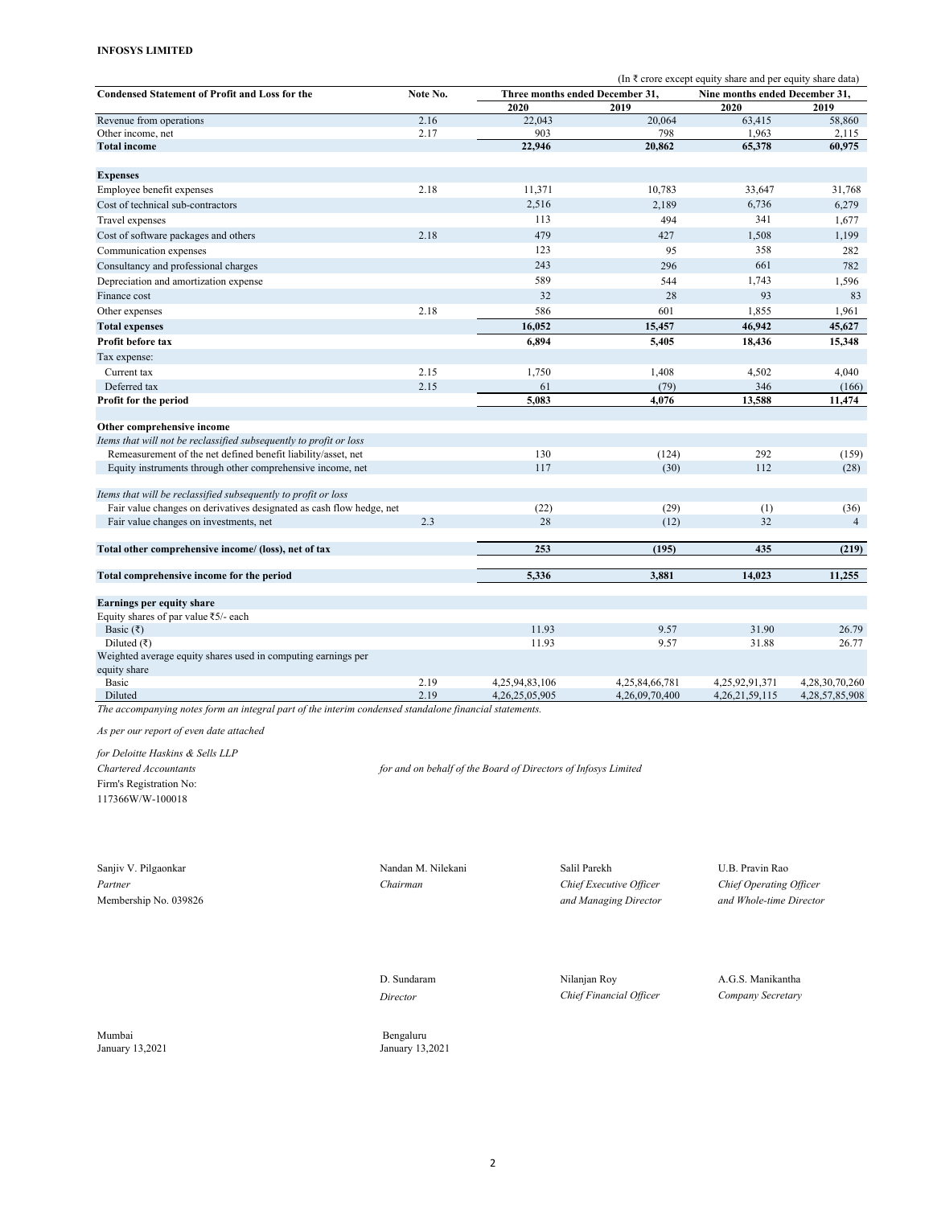**INFOSYS LIMITED**

(In ₹ crore except equity share and per equity share data)

| Condensed Statement of Profit and Loss for the | Note No. | Three months ended December 31, | | Nine months ended December 31, | |
|---|---|---|---|---|---|
| | | 2020 | 2019 | 2020 | 2019 |
| Revenue from operations | 2.16 | 22,043 | 20,064 | 63,415 | 58,860 |
| Other income, net | 2.17 | 903 | 798 | 1,963 | 2,115 |
| **Total income** | | **22,946** | **20,862** | **65,378** | **60,975** |
| | | | | | |
| **Expenses** | | | | | |
| Employee benefit expenses | 2.18 | 11,371 | 10,783 | 33,647 | 31,768 |
| Cost of technical sub-contractors | | 2,516 | 2,189 | 6,736 | 6,279 |
| Travel expenses | | 113 | 494 | 341 | 1,677 |
| Cost of software packages and others | 2.18 | 479 | 427 | 1,508 | 1,199 |
| Communication expenses | | 123 | 95 | 358 | 282 |
| Consultancy and professional charges | | 243 | 296 | 661 | 782 |
| Depreciation and amortization expense | | 589 | 544 | 1,743 | 1,596 |
| Finance cost | | 32 | 28 | 93 | 83 |
| Other expenses | 2.18 | 586 | 601 | 1,855 | 1,961 |
| **Total expenses** | | **16,052** | **15,457** | **46,942** | **45,627** |
| **Profit before tax** | | **6,894** | **5,405** | **18,436** | **15,348** |
| Tax expense: | | | | | |
| Current tax | 2.15 | 1,750 | 1,408 | 4,502 | 4,040 |
| Deferred tax | 2.15 | 61 | (79) | 346 | (166) |
| **Profit for the period** | | **5,083** | **4,076** | **13,588** | **11,474** |
| | | | | | |
| **Other comprehensive income** | | | | | |
| *Items that will not be reclassified subsequently to profit or loss* | | | | | |
| Remeasurement of the net defined benefit liability/asset, net | | 130 | (124) | 292 | (159) |
| Equity instruments through other comprehensive income, net | | 117 | (30) | 112 | (28) |
| | | | | | |
| *Items that will be reclassified subsequently to profit or loss* | | | | | |
| Fair value changes on derivatives designated as cash flow hedge, net | | (22) | (29) | (1) | (36) |
| Fair value changes on investments, net | 2.3 | 28 | (12) | 32 | 4 |
| | | | | | |
| **Total other comprehensive income/ (loss), net of tax** | | **253** | **(195)** | **435** | **(219)** |
| | | | | | |
| **Total comprehensive income for the period** | | **5,336** | **3,881** | **14,023** | **11,255** |
| | | | | | |
| **Earnings per equity share** | | | | | |
| Equity shares of par value ₹5/- each | | | | | |
| Basic (₹) | | 11.93 | 9.57 | 31.90 | 26.79 |
| Diluted (₹) | | 11.93 | 9.57 | 31.88 | 26.77 |
| Weighted average equity shares used in computing earnings per equity share | | | | | |
| Basic | 2.19 | 4,25,94,83,106 | 4,25,84,66,781 | 4,25,92,91,371 | 4,28,30,70,260 |
| Diluted | 2.19 | 4,26,25,05,905 | 4,26,09,70,400 | 4,26,21,59,115 | 4,28,57,85,908 |

*The accompanying notes form an integral part of the interim condensed standalone financial statements.*

*As per our report of even date attached*

*for Deloitte Haskins & Sells LLP*
*Chartered Accountants*
Firm's Registration No:
117366W/W-100018

*for and on behalf of the Board of Directors of Infosys Limited*

Sanjiv V. Pilgaonkar
*Partner*
Membership No. 039826

Nandan M. Nilekani
*Chairman*

Salil Parekh
*Chief Executive Officer and Managing Director*

U.B. Pravin Rao
*Chief Operating Officer and Whole-time Director*

D. Sundaram
*Director*

Nilanjan Roy
*Chief Financial Officer*

A.G.S. Manikantha
*Company Secretary*

Mumbai
January 13,2021

Bengaluru
January 13,2021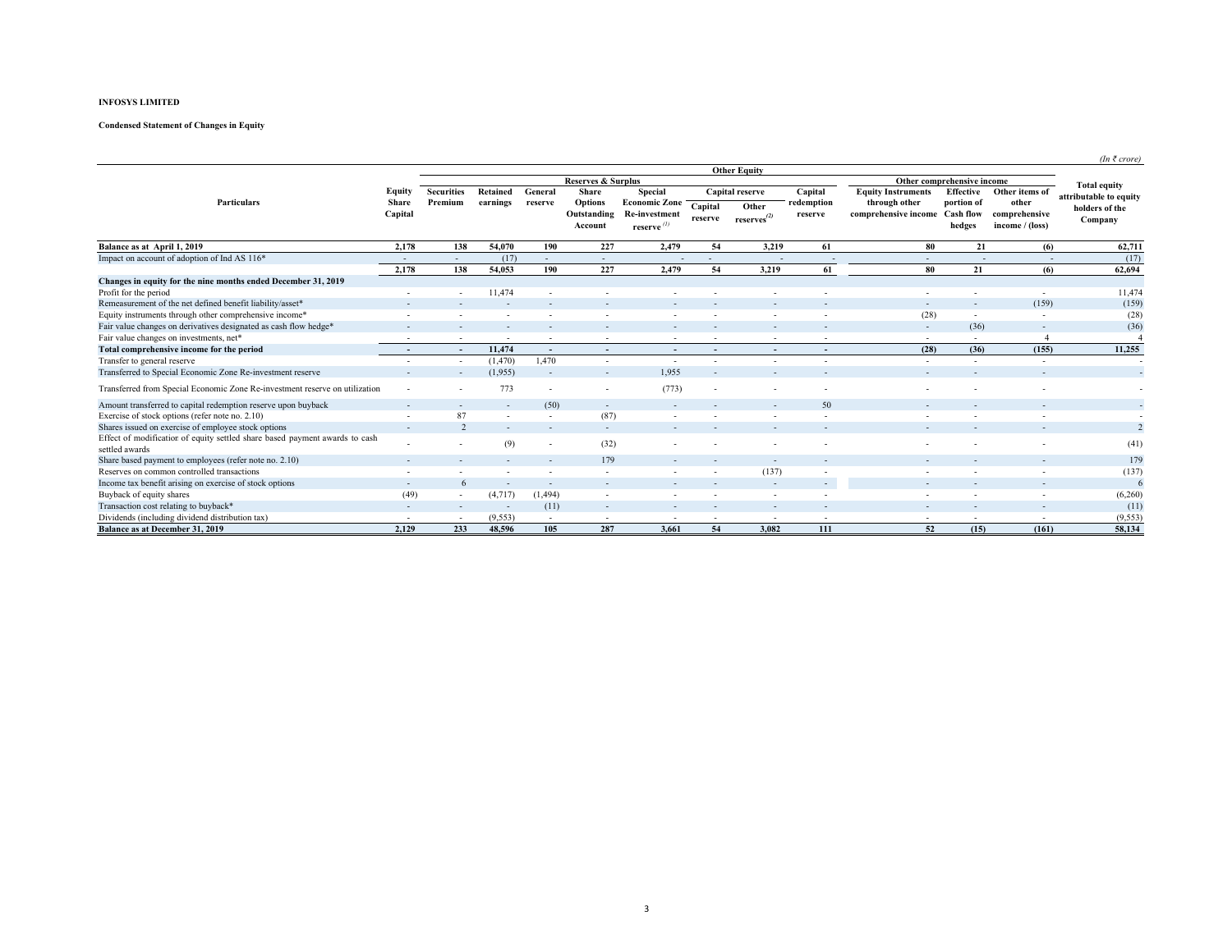**INFOSYS LIMITED**

**Condensed Statement of Changes in Equity**

*(In ₹ crore)*

| Particulars | Equity Share Capital | Other Equity | | | | | | | | | | | Total equity attributable to equity holders of the Company |
|---|---|---|---|---|---|---|---|---|---|---|---|---|---|
| | | Reserves & Surplus | | | | | | | | Other comprehensive income | | | |
| | | Securities Premium | Retained earnings | General reserve | Share Options Outstanding Account | Special Economic Zone Re-investment reserve (1) | Capital reserve | | Capital redemption reserve | Equity Instruments through other comprehensive income | Effective portion of Cash flow hedges | Other items of other comprehensive income / (loss) | |
| | | | | | | | Capital reserve | Other reserves(2) | | | | | |
| **Balance as at April 1, 2019** | **2,178** | **138** | **54,070** | **190** | **227** | **2,479** | **54** | **3,219** | **61** | **80** | **21** | **(6)** | **62,711** |
| Impact on account of adoption of Ind AS 116* | - | - | (17) | - | - | - | - | - | - | - | - | - | (17) |
| | **2,178** | **138** | **54,053** | **190** | **227** | **2,479** | **54** | **3,219** | **61** | **80** | **21** | **(6)** | **62,694** |
| **Changes in equity for the nine months ended December 31, 2019** | | | | | | | | | | | | | |
| Profit for the period | - | - | 11,474 | - | - | - | - | - | - | - | - | - | 11,474 |
| Remeasurement of the net defined benefit liability/asset* | - | - | - | - | - | - | - | - | - | - | - | (159) | (159) |
| Equity instruments through other comprehensive income* | - | - | - | - | - | - | - | - | - | (28) | - | - | (28) |
| Fair value changes on derivatives designated as cash flow hedge* | - | - | - | - | - | - | - | - | - | - | (36) | - | (36) |
| Fair value changes on investments, net* | - | - | - | - | - | - | - | - | - | - | - | 4 | 4 |
| **Total comprehensive income for the period** | **-** | **-** | **11,474** | **-** | **-** | **-** | **-** | **-** | **-** | **(28)** | **(36)** | **(155)** | **11,255** |
| Transfer to general reserve | - | - | (1,470) | 1,470 | - | - | - | - | - | - | - | - | - |
| Transferred to Special Economic Zone Re-investment reserve | - | - | (1,955) | - | - | 1,955 | - | - | - | - | - | - | - |
| Transferred from Special Economic Zone Re-investment reserve on utilization | - | - | 773 | - | - | (773) | - | - | - | - | - | - | - |
| Amount transferred to capital redemption reserve upon buyback | - | - | - | (50) | - | - | - | - | 50 | - | - | - | - |
| Exercise of stock options (refer note no. 2.10) | - | 87 | - | - | (87) | - | - | - | - | - | - | - | - |
| Shares issued on exercise of employee stock options | - | 2 | - | - | - | - | - | - | - | - | - | - | 2 |
| Effect of modification of equity settled share based payment awards to cash settled awards | - | - | (9) | - | (32) | - | - | - | - | - | - | - | (41) |
| Share based payment to employees (refer note no. 2.10) | - | - | - | - | 179 | - | - | - | - | - | - | - | 179 |
| Reserves on common controlled transactions | - | - | - | - | - | - | - | (137) | - | - | - | - | (137) |
| Income tax benefit arising on exercise of stock options | - | 6 | - | - | - | - | - | - | - | - | - | - | 6 |
| Buyback of equity shares | (49) | - | (4,717) | (1,494) | - | - | - | - | - | - | - | - | (6,260) |
| Transaction cost relating to buyback* | - | - | - | (11) | - | - | - | - | - | - | - | - | (11) |
| Dividends (including dividend distribution tax) | - | - | (9,553) | - | - | - | - | - | - | - | - | - | (9,553) |
| **Balance as at December 31, 2019** | **2,129** | **233** | **48,596** | **105** | **287** | **3,661** | **54** | **3,082** | **111** | **52** | **(15)** | **(161)** | **58,134** |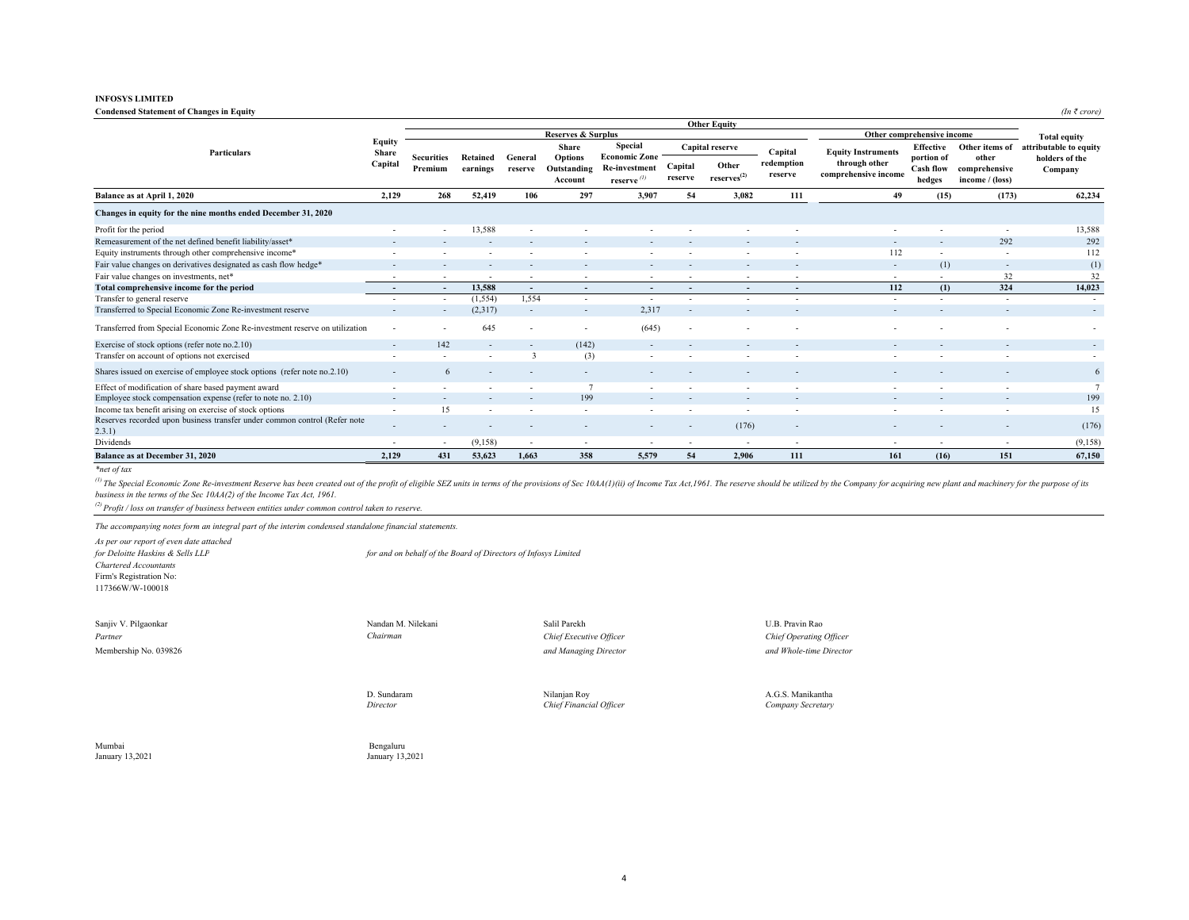**INFOSYS LIMITED**

**Condensed Statement of Changes in Equity**

*(In ₹ crore)*

| Particulars | Equity Share Capital | Other Equity | | | | | | | | | | | | Total equity attributable to equity holders of the Company |
|---|---|---|---|---|---|---|---|---|---|---|---|---|---|---|
| | | Reserves & Surplus | | | | | | | | Other comprehensive income | | | | |
| | | Securities Premium | Retained earnings | General reserve | Share Options Outstanding Account | Special Economic Zone Re-investment reserve [(1)] | Capital reserve | | Capital redemption reserve | Equity Instruments through other comprehensive income | Effective portion of Cash flow hedges | Other items of other comprehensive income / (loss) | | |
| | | | | | | | Capital reserve | Other reserves[(2)] | | | | | | |
| **Balance as at April 1, 2020** | **2,129** | **268** | **52,419** | **106** | **297** | **3,907** | **54** | **3,082** | **111** | **49** | **(15)** | **(173)** | | **62,234** |
| **Changes in equity for the nine months ended December 31, 2020** | | | | | | | | | | | | | | |
| Profit for the period | - | - | 13,588 | - | - | - | - | - | - | - | - | - | | 13,588 |
| Remeasurement of the net defined benefit liability/asset* | - | - | - | - | - | - | - | - | - | - | - | 292 | | 292 |
| Equity instruments through other comprehensive income* | - | - | - | - | - | - | - | - | - | 112 | - | - | | 112 |
| Fair value changes on derivatives designated as cash flow hedge* | - | - | - | - | - | - | - | - | - | - | (1) | - | | (1) |
| Fair value changes on investments, net* | - | - | - | - | - | - | - | - | - | - | - | 32 | | 32 |
| **Total comprehensive income for the period** | **-** | **-** | **13,588** | **-** | **-** | **-** | **-** | **-** | **-** | **112** | **(1)** | **324** | | **14,023** |
| Transfer to general reserve | - | - | (1,554) | 1,554 | - | - | - | - | - | - | - | - | | - |
| Transferred to Special Economic Zone Re-investment reserve | - | - | (2,317) | - | - | 2,317 | - | - | - | - | - | - | | - |
| Transferred from Special Economic Zone Re-investment reserve on utilization | - | - | 645 | - | - | (645) | - | - | - | - | - | - | | - |
| Exercise of stock options (refer note no.2.10) | - | 142 | - | - | (142) | - | - | - | - | - | - | - | | - |
| Transfer on account of options not exercised | - | - | - | 3 | (3) | - | - | - | - | - | - | - | | - |
| Shares issued on exercise of employee stock options (refer note no.2.10) | - | 6 | - | - | - | - | - | - | - | - | - | - | | 6 |
| Effect of modification of share based payment award | - | - | - | - | 7 | - | - | - | - | - | - | - | | 7 |
| Employee stock compensation expense (refer to note no. 2.10) | - | - | - | - | 199 | - | - | - | - | - | - | - | | 199 |
| Income tax benefit arising on exercise of stock options | - | 15 | - | - | - | - | - | - | - | - | - | - | | 15 |
| Reserves recorded upon business transfer under common control (Refer note 2.3.1) | - | - | - | - | - | - | - | (176) | - | - | - | - | | (176) |
| Dividends | - | - | (9,158) | - | - | - | - | - | - | - | - | - | | (9,158) |
| **Balance as at December 31, 2020** | **2,129** | **431** | **53,623** | **1,663** | **358** | **5,579** | **54** | **2,906** | **111** | **161** | **(16)** | **151** | | **67,150** |

*\*net of tax*

*[(1)] The Special Economic Zone Re-investment Reserve has been created out of the profit of eligible SEZ units in terms of the provisions of Sec 10AA(1)(ii) of Income Tax Act,1961. The reserve should be utilized by the Company for acquiring new plant and machinery for the purpose of its business in the terms of the Sec 10AA(2) of the Income Tax Act, 1961.*

*[(2)] Profit / loss on transfer of business between entities under common control taken to reserve.*

*The accompanying notes form an integral part of the interim condensed standalone financial statements.*

*As per our report of even date attached*
*for Deloitte Haskins & Sells LLP*
*Chartered Accountants*
Firm's Registration No:
117366W/W-100018

*for and on behalf of the Board of Directors of Infosys Limited*

Sanjiv V. Pilgaonkar
*Partner*
Membership No. 039826

Nandan M. Nilekani
*Chairman*

Salil Parekh
*Chief Executive Officer and Managing Director*

U.B. Pravin Rao
*Chief Operating Officer and Whole-time Director*

D. Sundaram
*Director*

Nilanjan Roy
*Chief Financial Officer*

A.G.S. Manikantha
*Company Secretary*

Mumbai
January 13,2021

Bengaluru
January 13,2021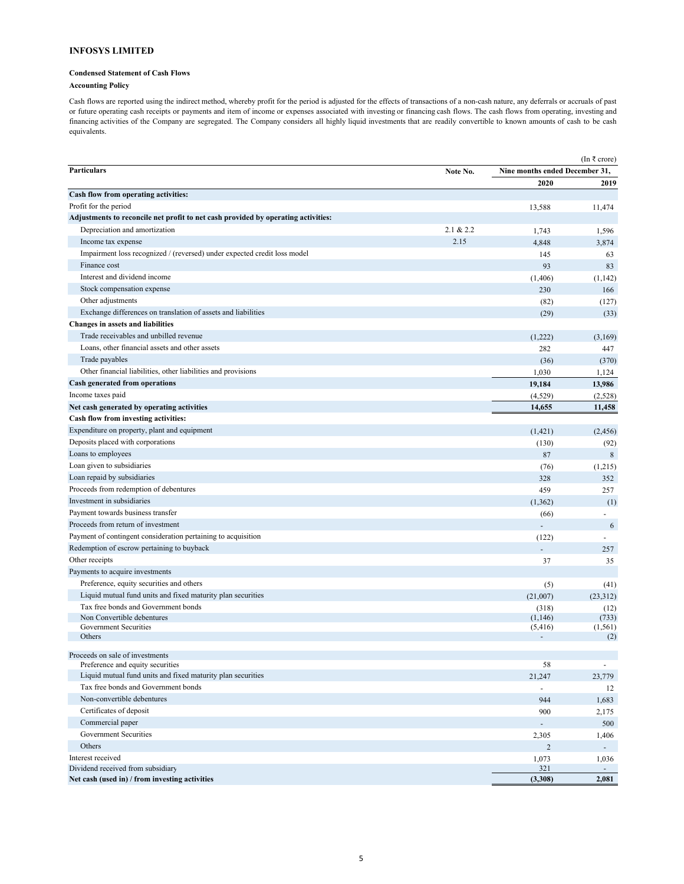**INFOSYS LIMITED**

**Condensed Statement of Cash Flows**

**Accounting Policy**

Cash flows are reported using the indirect method, whereby profit for the period is adjusted for the effects of transactions of a non-cash nature, any deferrals or accruals of past or future operating cash receipts or payments and item of income or expenses associated with investing or financing cash flows. The cash flows from operating, investing and financing activities of the Company are segregated. The Company considers all highly liquid investments that are readily convertible to known amounts of cash to be cash equivalents.

(In ₹ crore)

| Particulars | Note No. | Nine months ended December 31, | |
|---|---|---|---|
| | | 2020 | 2019 |
| **Cash flow from operating activities:** | | | |
| Profit for the period | | 13,588 | 11,474 |
| **Adjustments to reconcile net profit to net cash provided by operating activities:** | | | |
| Depreciation and amortization | 2.1 & 2.2 | 1,743 | 1,596 |
| Income tax expense | 2.15 | 4,848 | 3,874 |
| Impairment loss recognized / (reversed) under expected credit loss model | | 145 | 63 |
| Finance cost | | 93 | 83 |
| Interest and dividend income | | (1,406) | (1,142) |
| Stock compensation expense | | 230 | 166 |
| Other adjustments | | (82) | (127) |
| Exchange differences on translation of assets and liabilities | | (29) | (33) |
| **Changes in assets and liabilities** | | | |
| Trade receivables and unbilled revenue | | (1,222) | (3,169) |
| Loans, other financial assets and other assets | | 282 | 447 |
| Trade payables | | (36) | (370) |
| Other financial liabilities, other liabilities and provisions | | 1,030 | 1,124 |
| **Cash generated from operations** | | **19,184** | **13,986** |
| Income taxes paid | | (4,529) | (2,528) |
| **Net cash generated by operating activities** | | **14,655** | **11,458** |
| **Cash flow from investing activities:** | | | |
| Expenditure on property, plant and equipment | | (1,421) | (2,456) |
| Deposits placed with corporations | | (130) | (92) |
| Loans to employees | | 87 | 8 |
| Loan given to subsidiaries | | (76) | (1,215) |
| Loan repaid by subsidiaries | | 328 | 352 |
| Proceeds from redemption of debentures | | 459 | 257 |
| Investment in subsidiaries | | (1,362) | (1) |
| Payment towards business transfer | | (66) | - |
| Proceeds from return of investment | | - | 6 |
| Payment of contingent consideration pertaining to acquisition | | (122) | - |
| Redemption of escrow pertaining to buyback | | - | 257 |
| Other receipts | | 37 | 35 |
| Payments to acquire investments | | | |
| Preference, equity securities and others | | (5) | (41) |
| Liquid mutual fund units and fixed maturity plan securities | | (21,007) | (23,312) |
| Tax free bonds and Government bonds | | (318) | (12) |
| Non Convertible debentures | | (1,146) | (733) |
| Government Securities | | (5,416) | (1,561) |
| Others | | - | (2) |
| Proceeds on sale of investments | | | |
| Preference and equity securities | | 58 | - |
| Liquid mutual fund units and fixed maturity plan securities | | 21,247 | 23,779 |
| Tax free bonds and Government bonds | | - | 12 |
| Non-convertible debentures | | 944 | 1,683 |
| Certificates of deposit | | 900 | 2,175 |
| Commercial paper | | - | 500 |
| Government Securities | | 2,305 | 1,406 |
| Others | | 2 | - |
| Interest received | | 1,073 | 1,036 |
| Dividend received from subsidiary | | 321 | - |
| **Net cash (used in) / from investing activities** | | **(3,308)** | **2,081** |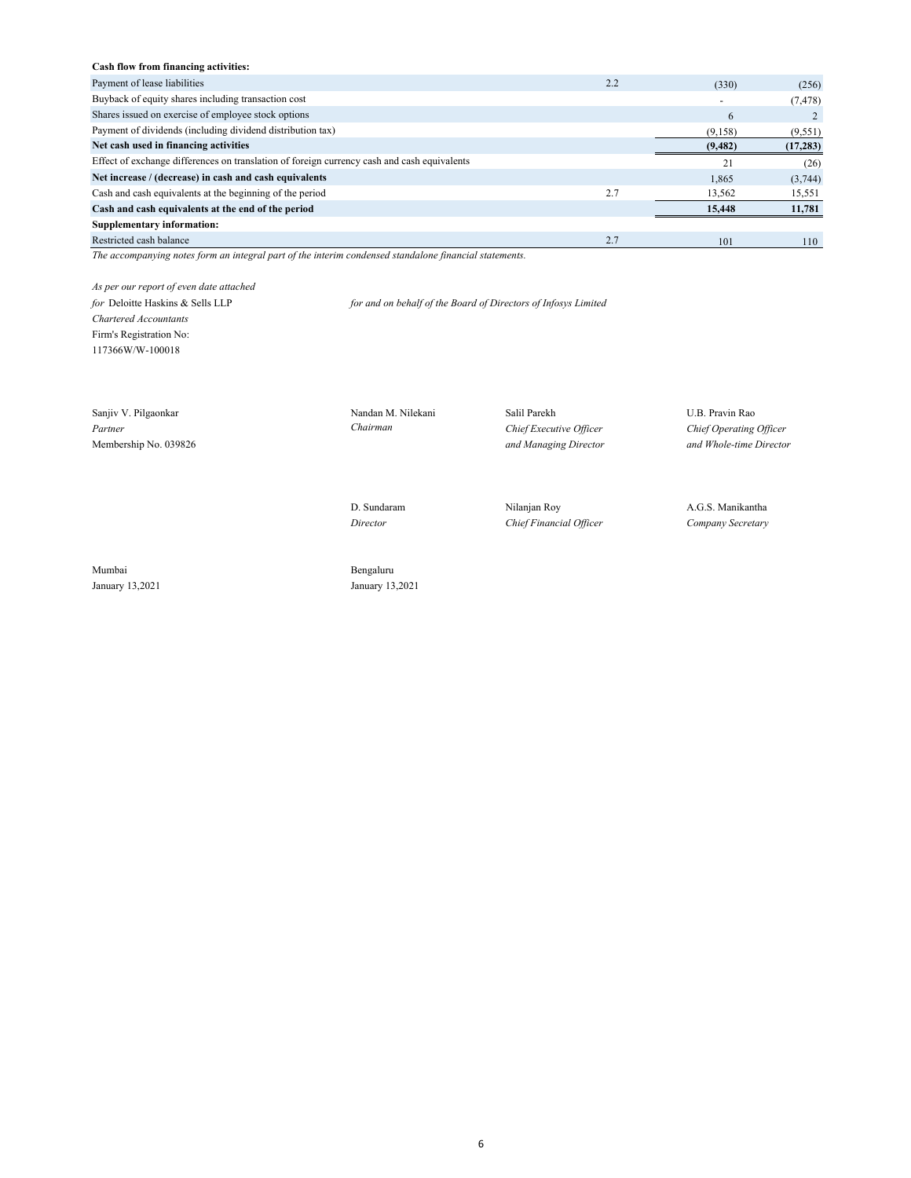| Cash flow from financing activities: | | | |
|---|---|---|---|
| Payment of lease liabilities | 2.2 | (330) | (256) |
| Buyback of equity shares including transaction cost | | - | (7,478) |
| Shares issued on exercise of employee stock options | | 6 | 2 |
| Payment of dividends (including dividend distribution tax) | | (9,158) | (9,551) |
| **Net cash used in financing activities** | | **(9,482)** | **(17,283)** |
| Effect of exchange differences on translation of foreign currency cash and cash equivalents | | 21 | (26) |
| **Net increase / (decrease) in cash and cash equivalents** | | 1,865 | (3,744) |
| Cash and cash equivalents at the beginning of the period | 2.7 | 13,562 | 15,551 |
| **Cash and cash equivalents at the end of the period** | | **15,448** | **11,781** |
| **Supplementary information:** | | | |
| Restricted cash balance | 2.7 | 101 | 110 |

*The accompanying notes form an integral part of the interim condensed standalone financial statements.*

*As per our report of even date attached*
*for* Deloitte Haskins & Sells LLP
*Chartered Accountants*
Firm's Registration No:
117366W/W-100018

*for and on behalf of the Board of Directors of Infosys Limited*

Sanjiv V. Pilgaonkar
*Partner*
Membership No. 039826

Nandan M. Nilekani
*Chairman*

Salil Parekh
*Chief Executive Officer and Managing Director*

U.B. Pravin Rao
*Chief Operating Officer and Whole-time Director*

D. Sundaram
*Director*

Nilanjan Roy
*Chief Financial Officer*

A.G.S. Manikantha
*Company Secretary*

Mumbai
January 13,2021

Bengaluru
January 13,2021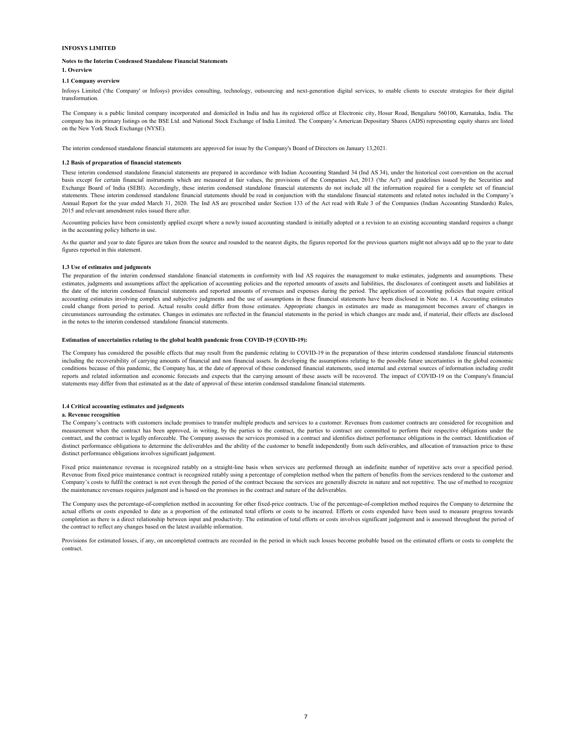**INFOSYS LIMITED**

**Notes to the Interim Condensed Standalone Financial Statements**

## 1. Overview

### 1.1 Company overview

Infosys Limited ('the Company' or Infosys) provides consulting, technology, outsourcing and next-generation digital services, to enable clients to execute strategies for their digital transformation.

The Company is a public limited company incorporated and domiciled in India and has its registered office at Electronic city, Hosur Road, Bengaluru 560100, Karnataka, India. The company has its primary listings on the BSE Ltd. and National Stock Exchange of India Limited. The Company's American Depositary Shares (ADS) representing equity shares are listed on the New York Stock Exchange (NYSE).

The interim condensed standalone financial statements are approved for issue by the Company's Board of Directors on January 13,2021.

### 1.2 Basis of preparation of financial statements

These interim condensed standalone financial statements are prepared in accordance with Indian Accounting Standard 34 (Ind AS 34), under the historical cost convention on the accrual basis except for certain financial instruments which are measured at fair values, the provisions of the Companies Act, 2013 ('the Act') and guidelines issued by the Securities and Exchange Board of India (SEBI). Accordingly, these interim condensed standalone financial statements do not include all the information required for a complete set of financial statements. These interim condensed standalone financial statements should be read in conjunction with the standalone financial statements and related notes included in the Company's Annual Report for the year ended March 31, 2020. The Ind AS are prescribed under Section 133 of the Act read with Rule 3 of the Companies (Indian Accounting Standards) Rules, 2015 and relevant amendment rules issued there after.

Accounting policies have been consistently applied except where a newly issued accounting standard is initially adopted or a revision to an existing accounting standard requires a change in the accounting policy hitherto in use.

As the quarter and year to date figures are taken from the source and rounded to the nearest digits, the figures reported for the previous quarters might not always add up to the year to date figures reported in this statement.

### 1.3 Use of estimates and judgments

The preparation of the interim condensed standalone financial statements in conformity with Ind AS requires the management to make estimates, judgments and assumptions. These estimates, judgments and assumptions affect the application of accounting policies and the reported amounts of assets and liabilities, the disclosures of contingent assets and liabilities at the date of the interim condensed financial statements and reported amounts of revenues and expenses during the period. The application of accounting policies that require critical accounting estimates involving complex and subjective judgments and the use of assumptions in these financial statements have been disclosed in Note no. 1.4. Accounting estimates could change from period to period. Actual results could differ from those estimates. Appropriate changes in estimates are made as management becomes aware of changes in circumstances surrounding the estimates. Changes in estimates are reflected in the financial statements in the period in which changes are made and, if material, their effects are disclosed in the notes to the interim condensed standalone financial statements.

**Estimation of uncertainties relating to the global health pandemic from COVID-19 (COVID-19):**

The Company has considered the possible effects that may result from the pandemic relating to COVID-19 in the preparation of these interim condensed standalone financial statements including the recoverability of carrying amounts of financial and non financial assets. In developing the assumptions relating to the possible future uncertainties in the global economic conditions because of this pandemic, the Company has, at the date of approval of these condensed financial statements, used internal and external sources of information including credit reports and related information and economic forecasts and expects that the carrying amount of these assets will be recovered. The impact of COVID-19 on the Company's financial statements may differ from that estimated as at the date of approval of these interim condensed standalone financial statements.

### 1.4 Critical accounting estimates and judgments

**a. Revenue recognition**

The Company's contracts with customers include promises to transfer multiple products and services to a customer. Revenues from customer contracts are considered for recognition and measurement when the contract has been approved, in writing, by the parties to the contract, the parties to contract are committed to perform their respective obligations under the contract, and the contract is legally enforceable. The Company assesses the services promised in a contract and identifies distinct performance obligations in the contract. Identification of distinct performance obligations to determine the deliverables and the ability of the customer to benefit independently from such deliverables, and allocation of transaction price to these distinct performance obligations involves significant judgement.

Fixed price maintenance revenue is recognized ratably on a straight-line basis when services are performed through an indefinite number of repetitive acts over a specified period. Revenue from fixed price maintenance contract is recognized ratably using a percentage of completion method when the pattern of benefits from the services rendered to the customer and Company's costs to fulfil the contract is not even through the period of the contract because the services are generally discrete in nature and not repetitive. The use of method to recognize the maintenance revenues requires judgment and is based on the promises in the contract and nature of the deliverables.

The Company uses the percentage-of-completion method in accounting for other fixed-price contracts. Use of the percentage-of-completion method requires the Company to determine the actual efforts or costs expended to date as a proportion of the estimated total efforts or costs to be incurred. Efforts or costs expended have been used to measure progress towards completion as there is a direct relationship between input and productivity. The estimation of total efforts or costs involves significant judgement and is assessed throughout the period of the contract to reflect any changes based on the latest available information.

Provisions for estimated losses, if any, on uncompleted contracts are recorded in the period in which such losses become probable based on the estimated efforts or costs to complete the contract.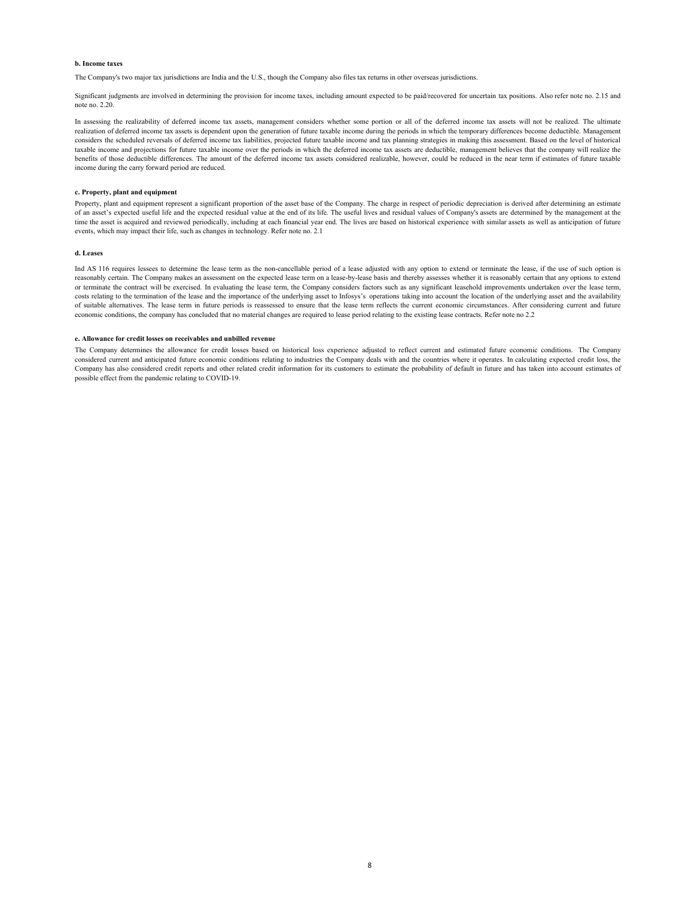**b. Income taxes**

The Company's two major tax jurisdictions are India and the U.S., though the Company also files tax returns in other overseas jurisdictions.

Significant judgments are involved in determining the provision for income taxes, including amount expected to be paid/recovered for uncertain tax positions. Also refer note no. 2.15 and note no. 2.20.

In assessing the realizability of deferred income tax assets, management considers whether some portion or all of the deferred income tax assets will not be realized. The ultimate realization of deferred income tax assets is dependent upon the generation of future taxable income during the periods in which the temporary differences become deductible. Management considers the scheduled reversals of deferred income tax liabilities, projected future taxable income and tax planning strategies in making this assessment. Based on the level of historical taxable income and projections for future taxable income over the periods in which the deferred income tax assets are deductible, management believes that the company will realize the benefits of those deductible differences. The amount of the deferred income tax assets considered realizable, however, could be reduced in the near term if estimates of future taxable income during the carry forward period are reduced.

**c. Property, plant and equipment**

Property, plant and equipment represent a significant proportion of the asset base of the Company. The charge in respect of periodic depreciation is derived after determining an estimate of an asset's expected useful life and the expected residual value at the end of its life. The useful lives and residual values of Company's assets are determined by the management at the time the asset is acquired and reviewed periodically, including at each financial year end. The lives are based on historical experience with similar assets as well as anticipation of future events, which may impact their life, such as changes in technology. Refer note no. 2.1

**d. Leases**

Ind AS 116 requires lessees to determine the lease term as the non-cancellable period of a lease adjusted with any option to extend or terminate the lease, if the use of such option is reasonably certain. The Company makes an assessment on the expected lease term on a lease-by-lease basis and thereby assesses whether it is reasonably certain that any options to extend or terminate the contract will be exercised. In evaluating the lease term, the Company considers factors such as any significant leasehold improvements undertaken over the lease term, costs relating to the termination of the lease and the importance of the underlying asset to Infosys's operations taking into account the location of the underlying asset and the availability of suitable alternatives. The lease term in future periods is reassessed to ensure that the lease term reflects the current economic circumstances. After considering current and future economic conditions, the company has concluded that no material changes are required to lease period relating to the existing lease contracts. Refer note no 2.2

**e. Allowance for credit losses on receivables and unbilled revenue**

The Company determines the allowance for credit losses based on historical loss experience adjusted to reflect current and estimated future economic conditions. The Company considered current and anticipated future economic conditions relating to industries the Company deals with and the countries where it operates. In calculating expected credit loss, the Company has also considered credit reports and other related credit information for its customers to estimate the probability of default in future and has taken into account estimates of possible effect from the pandemic relating to COVID-19.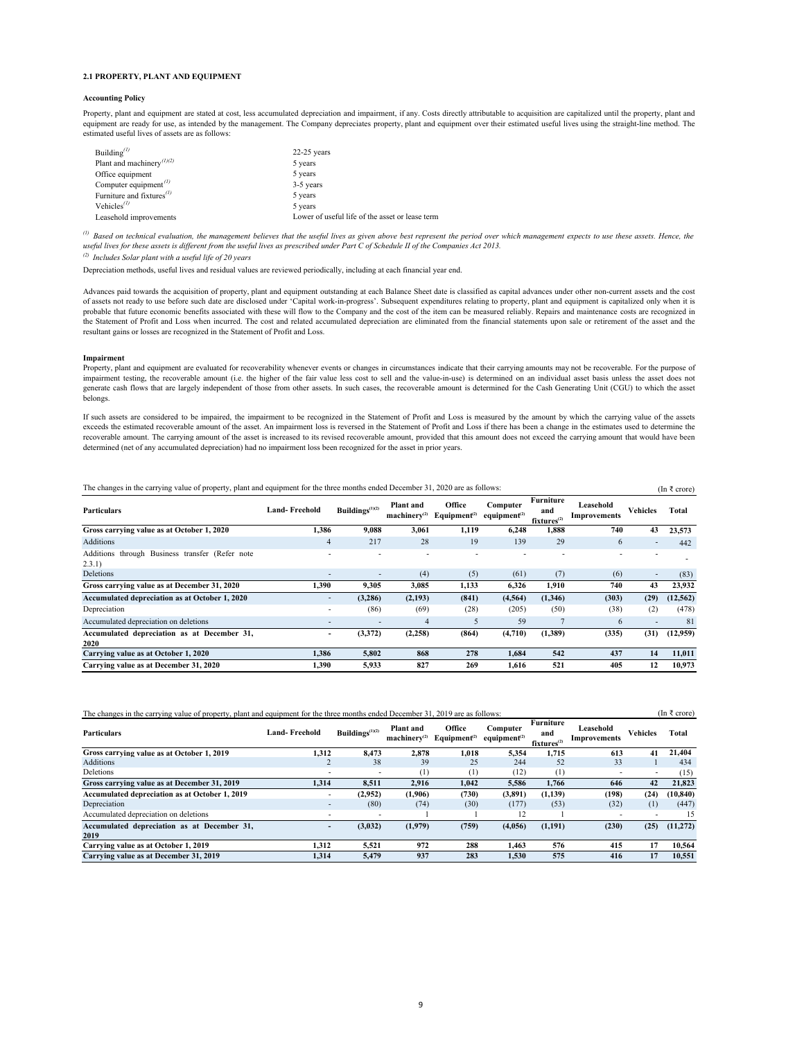### 2.1 PROPERTY, PLANT AND EQUIPMENT

**Accounting Policy**

Property, plant and equipment are stated at cost, less accumulated depreciation and impairment, if any. Costs directly attributable to acquisition are capitalized until the property, plant and equipment are ready for use, as intended by the management. The Company depreciates property, plant and equipment over their estimated useful lives using the straight-line method. The estimated useful lives of assets are as follows:

| | |
|---|---|
| Building[(1)] | 22-25 years |
| Plant and machinery[(1)(2)] | 5 years |
| Office equipment | 5 years |
| Computer equipment[(1)] | 3-5 years |
| Furniture and fixtures[(1)] | 5 years |
| Vehicles[(1)] | 5 years |
| Leasehold improvements | Lower of useful life of the asset or lease term |

[(1)] *Based on technical evaluation, the management believes that the useful lives as given above best represent the period over which management expects to use these assets. Hence, the useful lives for these assets is different from the useful lives as prescribed under Part C of Schedule II of the Companies Act 2013.*

[(2)] *Includes Solar plant with a useful life of 20 years*

Depreciation methods, useful lives and residual values are reviewed periodically, including at each financial year end.

Advances paid towards the acquisition of property, plant and equipment outstanding at each Balance Sheet date is classified as capital advances under other non-current assets and the cost of assets not ready to use before such date are disclosed under 'Capital work-in-progress'. Subsequent expenditures relating to property, plant and equipment is capitalized only when it is probable that future economic benefits associated with these will flow to the Company and the cost of the item can be measured reliably. Repairs and maintenance costs are recognized in the Statement of Profit and Loss when incurred. The cost and related accumulated depreciation are eliminated from the financial statements upon sale or retirement of the asset and the resultant gains or losses are recognized in the Statement of Profit and Loss.

**Impairment**

Property, plant and equipment are evaluated for recoverability whenever events or changes in circumstances indicate that their carrying amounts may not be recoverable. For the purpose of impairment testing, the recoverable amount (i.e. the higher of the fair value less cost to sell and the value-in-use) is determined on an individual asset basis unless the asset does not generate cash flows that are largely independent of those from other assets. In such cases, the recoverable amount is determined for the Cash Generating Unit (CGU) to which the asset belongs.

If such assets are considered to be impaired, the impairment to be recognized in the Statement of Profit and Loss is measured by the amount by which the carrying value of the assets exceeds the estimated recoverable amount of the asset. An impairment loss is reversed in the Statement of Profit and Loss if there has been a change in the estimates used to determine the recoverable amount. The carrying amount of the asset is increased to its revised recoverable amount, provided that this amount does not exceed the carrying amount that would have been determined (net of any accumulated depreciation) had no impairment loss been recognized for the asset in prior years.

The changes in the carrying value of property, plant and equipment for the three months ended December 31, 2020 are as follows: (In ₹ crore)

| Particulars | Land- Freehold | Buildings[(1)(2)] | Plant and machinery[(2)] | Office Equipment[(2)] | Computer equipment[(2)] | Furniture and fixtures[(2)] | Leasehold Improvements | Vehicles | Total |
|---|---|---|---|---|---|---|---|---|---|
| **Gross carrying value as at October 1, 2020** | **1,386** | **9,088** | **3,061** | **1,119** | **6,248** | **1,888** | **740** | **43** | **23,573** |
| Additions | 4 | 217 | 28 | 19 | 139 | 29 | 6 | - | 442 |
| Additions through Business transfer (Refer note 2.3.1) | - | - | - | - | - | - | - | - | - |
| Deletions | - | - | (4) | (5) | (61) | (7) | (6) | - | (83) |
| **Gross carrying value as at December 31, 2020** | **1,390** | **9,305** | **3,085** | **1,133** | **6,326** | **1,910** | **740** | **43** | **23,932** |
| **Accumulated depreciation as at October 1, 2020** | - | **(3,286)** | **(2,193)** | **(841)** | **(4,564)** | **(1,346)** | **(303)** | **(29)** | **(12,562)** |
| Depreciation | - | (86) | (69) | (28) | (205) | (50) | (38) | (2) | (478) |
| Accumulated depreciation on deletions | - | - | 4 | 5 | 59 | 7 | 6 | - | 81 |
| **Accumulated depreciation as at December 31, 2020** | **-** | **(3,372)** | **(2,258)** | **(864)** | **(4,710)** | **(1,389)** | **(335)** | **(31)** | **(12,959)** |
| **Carrying value as at October 1, 2020** | **1,386** | **5,802** | **868** | **278** | **1,684** | **542** | **437** | **14** | **11,011** |
| **Carrying value as at December 31, 2020** | **1,390** | **5,933** | **827** | **269** | **1,616** | **521** | **405** | **12** | **10,973** |

The changes in the carrying value of property, plant and equipment for the three months ended December 31, 2019 are as follows: (In ₹ crore)

| Particulars | Land- Freehold | Buildings[(1)(2)] | Plant and machinery[(2)] | Office Equipment[(2)] | Computer equipment[(2)] | Furniture and fixtures[(2)] | Leasehold Improvements | Vehicles | Total |
|---|---|---|---|---|---|---|---|---|---|
| **Gross carrying value as at October 1, 2019** | **1,312** | **8,473** | **2,878** | **1,018** | **5,354** | **1,715** | **613** | **41** | **21,404** |
| Additions | 2 | 38 | 39 | 25 | 244 | 52 | 33 | 1 | 434 |
| Deletions | - | - | (1) | (1) | (12) | (1) | - | - | (15) |
| **Gross carrying value as at December 31, 2019** | **1,314** | **8,511** | **2,916** | **1,042** | **5,586** | **1,766** | **646** | **42** | **21,823** |
| **Accumulated depreciation as at October 1, 2019** | - | **(2,952)** | **(1,906)** | **(730)** | **(3,891)** | **(1,139)** | **(198)** | **(24)** | **(10,840)** |
| Depreciation | - | (80) | (74) | (30) | (177) | (53) | (32) | (1) | (447) |
| Accumulated depreciation on deletions | - | - | 1 | 1 | 12 | 1 | - | - | 15 |
| **Accumulated depreciation as at December 31, 2019** | **-** | **(3,032)** | **(1,979)** | **(759)** | **(4,056)** | **(1,191)** | **(230)** | **(25)** | **(11,272)** |
| **Carrying value as at October 1, 2019** | **1,312** | **5,521** | **972** | **288** | **1,463** | **576** | **415** | **17** | **10,564** |
| **Carrying value as at December 31, 2019** | **1,314** | **5,479** | **937** | **283** | **1,530** | **575** | **416** | **17** | **10,551** |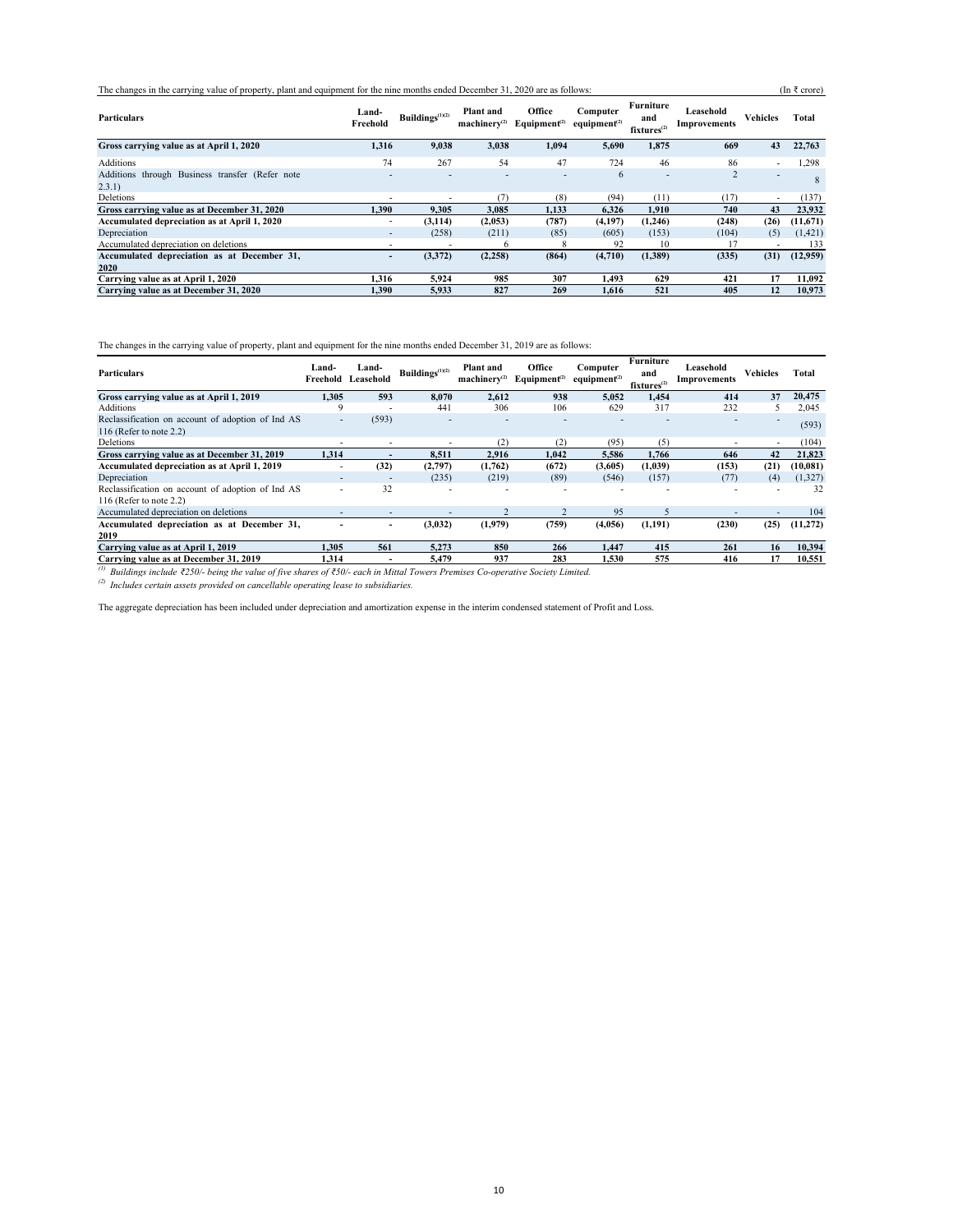The changes in the carrying value of property, plant and equipment for the nine months ended December 31, 2020 are as follows: (In ₹ crore)

| Particulars | Land-Freehold | Buildings[(1)(2)] | Plant and machinery[(2)] | Office Equipment[(2)] | Computer equipment[(2)] | Furniture and fixtures[(2)] | Leasehold Improvements | Vehicles | Total |
|---|---|---|---|---|---|---|---|---|---|
| **Gross carrying value as at April 1, 2020** | **1,316** | **9,038** | **3,038** | **1,094** | **5,690** | **1,875** | **669** | **43** | **22,763** |
| Additions | 74 | 267 | 54 | 47 | 724 | 46 | 86 | - | 1,298 |
| Additions through Business transfer (Refer note 2.3.1) | - | - | - | - | 6 | - | 2 | - | 8 |
| Deletions | - | - | (7) | (8) | (94) | (11) | (17) | - | (137) |
| **Gross carrying value as at December 31, 2020** | **1,390** | **9,305** | **3,085** | **1,133** | **6,326** | **1,910** | **740** | **43** | **23,932** |
| **Accumulated depreciation as at April 1, 2020** | - | **(3,114)** | **(2,053)** | **(787)** | **(4,197)** | **(1,246)** | **(248)** | **(26)** | **(11,671)** |
| Depreciation | - | (258) | (211) | (85) | (605) | (153) | (104) | (5) | (1,421) |
| Accumulated depreciation on deletions | - | - | 6 | 8 | 92 | 10 | 17 | - | 133 |
| **Accumulated depreciation as at December 31, 2020** | - | **(3,372)** | **(2,258)** | **(864)** | **(4,710)** | **(1,389)** | **(335)** | **(31)** | **(12,959)** |
| **Carrying value as at April 1, 2020** | **1,316** | **5,924** | **985** | **307** | **1,493** | **629** | **421** | **17** | **11,092** |
| **Carrying value as at December 31, 2020** | **1,390** | **5,933** | **827** | **269** | **1,616** | **521** | **405** | **12** | **10,973** |

The changes in the carrying value of property, plant and equipment for the nine months ended December 31, 2019 are as follows:

| Particulars | Land-Freehold | Land-Leasehold | Buildings[(1)(2)] | Plant and machinery[(2)] | Office Equipment[(2)] | Computer equipment[(2)] | Furniture and fixtures[(2)] | Leasehold Improvements | Vehicles | Total |
|---|---|---|---|---|---|---|---|---|---|---|
| **Gross carrying value as at April 1, 2019** | **1,305** | **593** | **8,070** | **2,612** | **938** | **5,052** | **1,454** | **414** | **37** | **20,475** |
| Additions | 9 | - | 441 | 306 | 106 | 629 | 317 | 232 | 5 | 2,045 |
| Reclassification on account of adoption of Ind AS 116 (Refer to note 2.2) | - | (593) | - | - | - | - | - | - | - | (593) |
| Deletions | - | - | - | (2) | (2) | (95) | (5) | - | - | (104) |
| **Gross carrying value as at December 31, 2019** | **1,314** | - | **8,511** | **2,916** | **1,042** | **5,586** | **1,766** | **646** | **42** | **21,823** |
| **Accumulated depreciation as at April 1, 2019** | - | **(32)** | **(2,797)** | **(1,762)** | **(672)** | **(3,605)** | **(1,039)** | **(153)** | **(21)** | **(10,081)** |
| Depreciation | - | - | (235) | (219) | (89) | (546) | (157) | (77) | (4) | (1,327) |
| Reclassification on account of adoption of Ind AS 116 (Refer to note 2.2) | - | 32 | - | - | - | - | - | - | - | 32 |
| Accumulated depreciation on deletions | - | - | - | 2 | 2 | 95 | 5 | - | - | 104 |
| **Accumulated depreciation as at December 31, 2019** | - | - | **(3,032)** | **(1,979)** | **(759)** | **(4,056)** | **(1,191)** | **(230)** | **(25)** | **(11,272)** |
| **Carrying value as at April 1, 2019** | **1,305** | **561** | **5,273** | **850** | **266** | **1,447** | **415** | **261** | **16** | **10,394** |
| **Carrying value as at December 31, 2019** | **1,314** | - | **5,479** | **937** | **283** | **1,530** | **575** | **416** | **17** | **10,551** |

[(1)] *Buildings include ₹250/- being the value of five shares of ₹50/- each in Mittal Towers Premises Co-operative Society Limited.*

[(2)] *Includes certain assets provided on cancellable operating lease to subsidiaries.*

The aggregate depreciation has been included under depreciation and amortization expense in the interim condensed statement of Profit and Loss.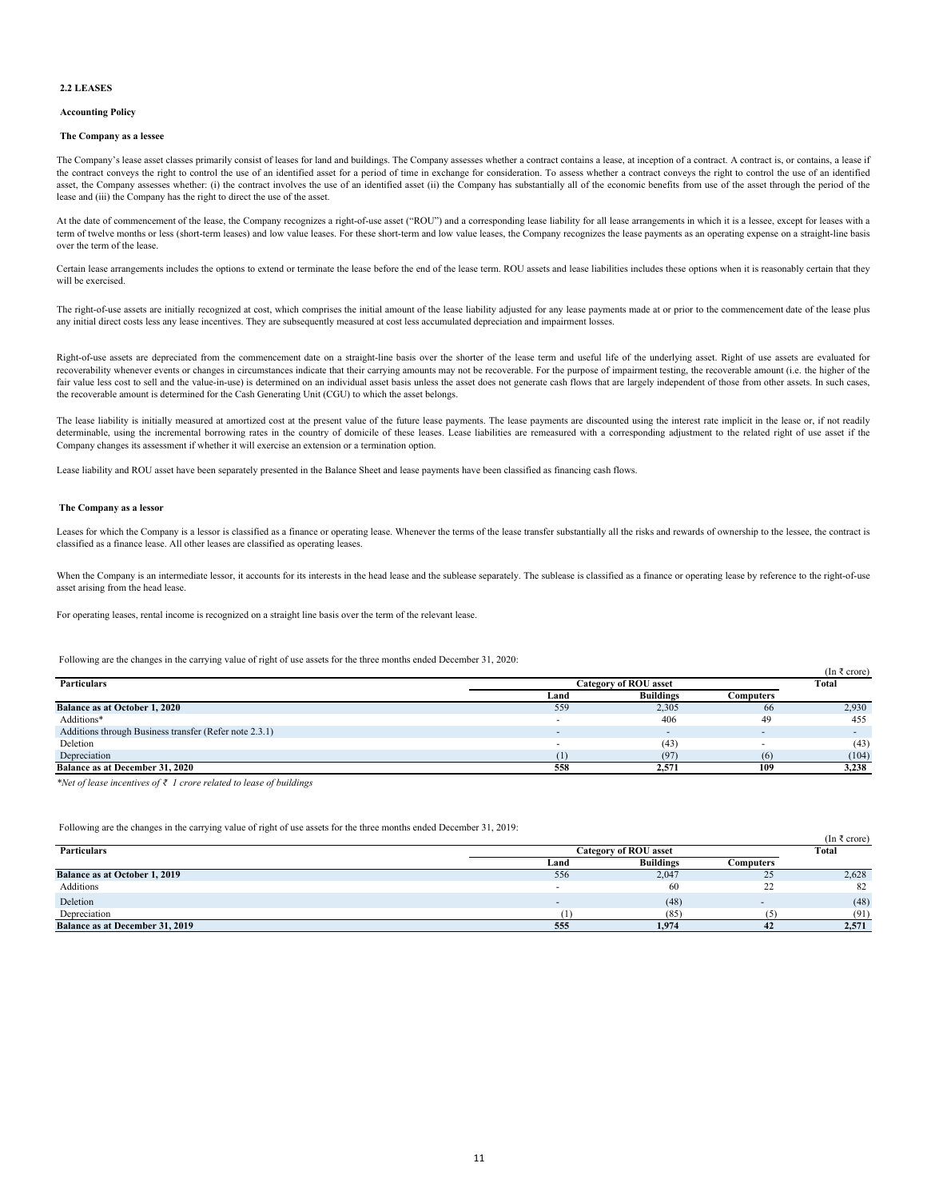## 2.2 LEASES

### Accounting Policy

### The Company as a lessee

The Company's lease asset classes primarily consist of leases for land and buildings. The Company assesses whether a contract contains a lease, at inception of a contract. A contract is, or contains, a lease if the contract conveys the right to control the use of an identified asset for a period of time in exchange for consideration. To assess whether a contract conveys the right to control the use of an identified asset, the Company assesses whether: (i) the contract involves the use of an identified asset (ii) the Company has substantially all of the economic benefits from use of the asset through the period of the lease and (iii) the Company has the right to direct the use of the asset.

At the date of commencement of the lease, the Company recognizes a right-of-use asset ("ROU") and a corresponding lease liability for all lease arrangements in which it is a lessee, except for leases with a term of twelve months or less (short-term leases) and low value leases. For these short-term and low value leases, the Company recognizes the lease payments as an operating expense on a straight-line basis over the term of the lease.

Certain lease arrangements includes the options to extend or terminate the lease before the end of the lease term. ROU assets and lease liabilities includes these options when it is reasonably certain that they will be exercised.

The right-of-use assets are initially recognized at cost, which comprises the initial amount of the lease liability adjusted for any lease payments made at or prior to the commencement date of the lease plus any initial direct costs less any lease incentives. They are subsequently measured at cost less accumulated depreciation and impairment losses.

Right-of-use assets are depreciated from the commencement date on a straight-line basis over the shorter of the lease term and useful life of the underlying asset. Right of use assets are evaluated for recoverability whenever events or changes in circumstances indicate that their carrying amounts may not be recoverable. For the purpose of impairment testing, the recoverable amount (i.e. the higher of the fair value less cost to sell and the value-in-use) is determined on an individual asset basis unless the asset does not generate cash flows that are largely independent of those from other assets. In such cases, the recoverable amount is determined for the Cash Generating Unit (CGU) to which the asset belongs.

The lease liability is initially measured at amortized cost at the present value of the future lease payments. The lease payments are discounted using the interest rate implicit in the lease or, if not readily determinable, using the incremental borrowing rates in the country of domicile of these leases. Lease liabilities are remeasured with a corresponding adjustment to the related right of use asset if the Company changes its assessment if whether it will exercise an extension or a termination option.

Lease liability and ROU asset have been separately presented in the Balance Sheet and lease payments have been classified as financing cash flows.

### The Company as a lessor

Leases for which the Company is a lessor is classified as a finance or operating lease. Whenever the terms of the lease transfer substantially all the risks and rewards of ownership to the lessee, the contract is classified as a finance lease. All other leases are classified as operating leases.

When the Company is an intermediate lessor, it accounts for its interests in the head lease and the sublease separately. The sublease is classified as a finance or operating lease by reference to the right-of-use asset arising from the head lease.

For operating leases, rental income is recognized on a straight line basis over the term of the relevant lease.

Following are the changes in the carrying value of right of use assets for the three months ended December 31, 2020:

(In ₹ crore)

| Particulars | Category of ROU asset | | | Total |
|---|---|---|---|---|
| | Land | Buildings | Computers | |
| **Balance as at October 1, 2020** | 559 | 2,305 | 66 | 2,930 |
| Additions* | - | 406 | 49 | 455 |
| Additions through Business transfer (Refer note 2.3.1) | - | - | - | - |
| Deletion | - | (43) | - | (43) |
| Depreciation | (1) | (97) | (6) | (104) |
| **Balance as at December 31, 2020** | **558** | **2,571** | **109** | **3,238** |

*\*Net of lease incentives of ₹ 1 crore related to lease of buildings*

Following are the changes in the carrying value of right of use assets for the three months ended December 31, 2019:

(In ₹ crore)

| Particulars | Category of ROU asset | | | Total |
|---|---|---|---|---|
| | Land | Buildings | Computers | |
| **Balance as at October 1, 2019** | 556 | 2,047 | 25 | 2,628 |
| Additions | - | 60 | 22 | 82 |
| Deletion | - | (48) | - | (48) |
| Depreciation | (1) | (85) | (5) | (91) |
| **Balance as at December 31, 2019** | **555** | **1,974** | **42** | **2,571** |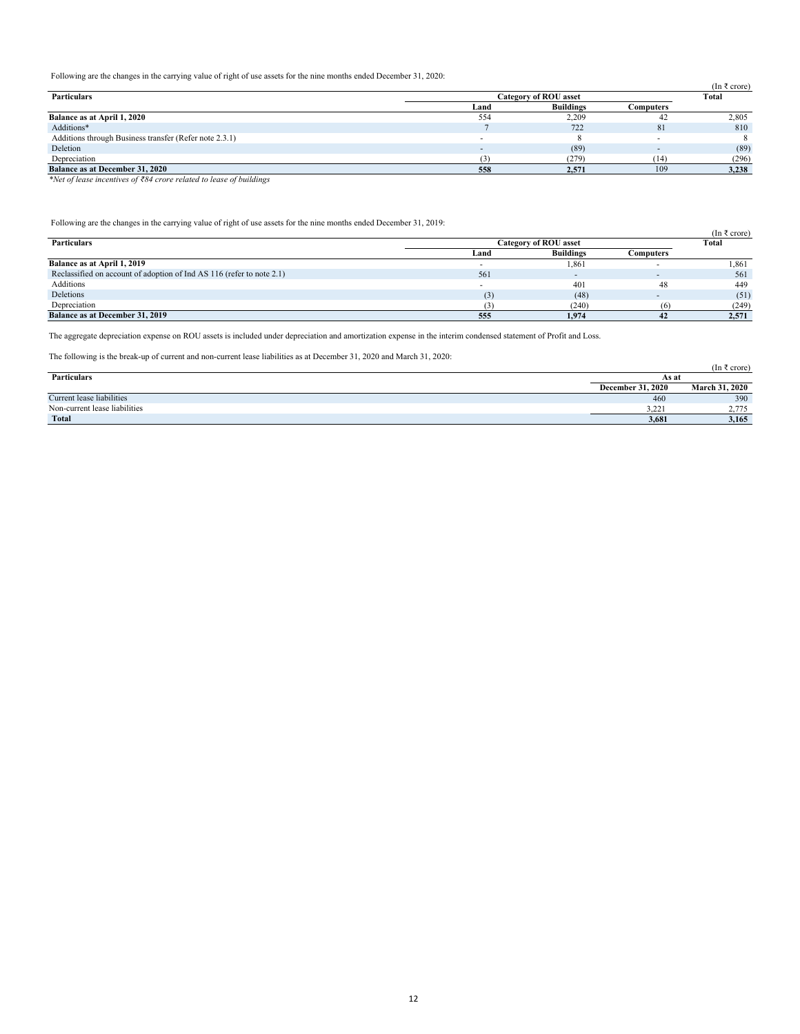Following are the changes in the carrying value of right of use assets for the nine months ended December 31, 2020:

(In ₹ crore)

| Particulars | Category of ROU asset | | | Total |
|---|---|---|---|---|
| | Land | Buildings | Computers | |
| **Balance as at April 1, 2020** | 554 | 2,209 | 42 | 2,805 |
| Additions* | 7 | 722 | 81 | 810 |
| Additions through Business transfer (Refer note 2.3.1) | - | 8 | - | 8 |
| Deletion | - | (89) | - | (89) |
| Depreciation | (3) | (279) | (14) | (296) |
| **Balance as at December 31, 2020** | **558** | **2,571** | 109 | **3,238** |

*\*Net of lease incentives of ₹84 crore related to lease of buildings*

Following are the changes in the carrying value of right of use assets for the nine months ended December 31, 2019:

(In ₹ crore)

| Particulars | Category of ROU asset | | | Total |
|---|---|---|---|---|
| | Land | Buildings | Computers | |
| **Balance as at April 1, 2019** | - | 1,861 | - | 1,861 |
| Reclassified on account of adoption of Ind AS 116 (refer to note 2.1) | 561 | - | - | 561 |
| Additions | - | 401 | 48 | 449 |
| Deletions | (3) | (48) | - | (51) |
| Depreciation | (3) | (240) | (6) | (249) |
| **Balance as at December 31, 2019** | **555** | **1,974** | **42** | **2,571** |

The aggregate depreciation expense on ROU assets is included under depreciation and amortization expense in the interim condensed statement of Profit and Loss.

The following is the break-up of current and non-current lease liabilities as at December 31, 2020 and March 31, 2020:

(In ₹ crore)

| Particulars | As at | |
|---|---|---|
| | December 31, 2020 | March 31, 2020 |
| Current lease liabilities | 460 | 390 |
| Non-current lease liabilities | 3,221 | 2,775 |
| **Total** | **3,681** | **3,165** |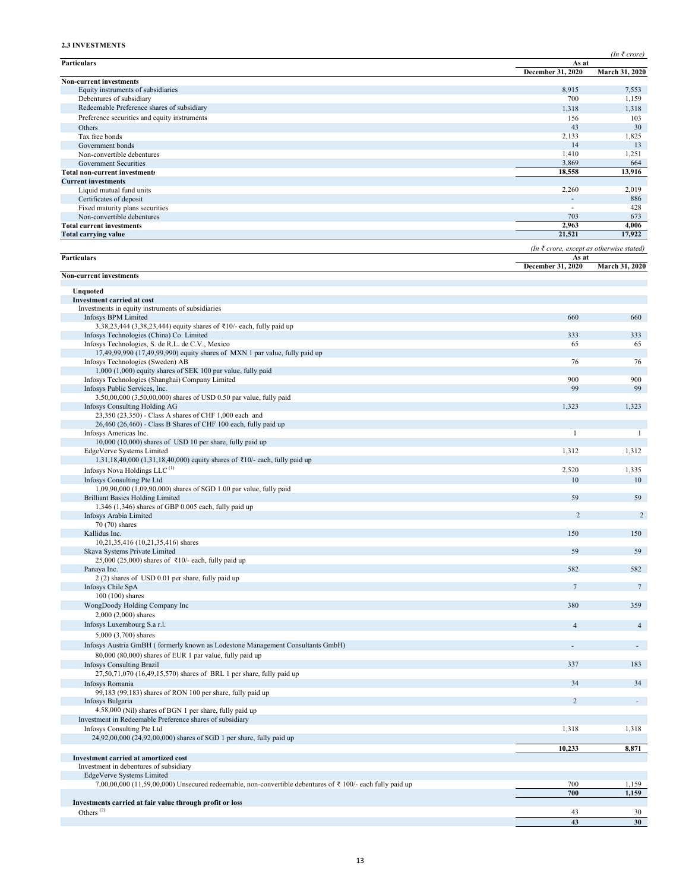**2.3 INVESTMENTS**

*(In ₹ crore)*

| Particulars | As at December 31, 2020 | As at March 31, 2020 |
|---|---|---|
| **Non-current investments** | | |
| Equity instruments of subsidiaries | 8,915 | 7,553 |
| Debentures of subsidiary | 700 | 1,159 |
| Redeemable Preference shares of subsidiary | 1,318 | 1,318 |
| Preference securities and equity instruments | 156 | 103 |
| Others | 43 | 30 |
| Tax free bonds | 2,133 | 1,825 |
| Government bonds | 14 | 13 |
| Non-convertible debentures | 1,410 | 1,251 |
| Government Securities | 3,869 | 664 |
| **Total non-current investments** | **18,558** | **13,916** |
| **Current investments** | | |
| Liquid mutual fund units | 2,260 | 2,019 |
| Certificates of deposit | - | 886 |
| Fixed maturity plans securities | - | 428 |
| Non-convertible debentures | 703 | 673 |
| **Total current investments** | **2,963** | **4,006** |
| **Total carrying value** | **21,521** | **17,922** |

*(In ₹ crore, except as otherwise stated)*

| Particulars | As at December 31, 2020 | As at March 31, 2020 |
|---|---|---|
| **Non-current investments** | | |
| | | |
| **Unquoted** | | |
| **Investment carried at cost** | | |
| Investments in equity instruments of subsidiaries | | |
| Infosys BPM Limited | 660 | 660 |
| 3,38,23,444 (3,38,23,444) equity shares of ₹10/- each, fully paid up | | |
| Infosys Technologies (China) Co. Limited | 333 | 333 |
| Infosys Technologies, S. de R.L. de C.V., Mexico | 65 | 65 |
| 17,49,99,990 (17,49,99,990) equity shares of MXN 1 par value, fully paid up | | |
| Infosys Technologies (Sweden) AB | 76 | 76 |
| 1,000 (1,000) equity shares of SEK 100 par value, fully paid | | |
| Infosys Technologies (Shanghai) Company Limited | 900 | 900 |
| Infosys Public Services, Inc. | 99 | 99 |
| 3,50,00,000 (3,50,00,000) shares of USD 0.50 par value, fully paid | | |
| Infosys Consulting Holding AG | 1,323 | 1,323 |
| 23,350 (23,350) - Class A shares of CHF 1,000 each and | | |
| 26,460 (26,460) - Class B Shares of CHF 100 each, fully paid up | | |
| Infosys Americas Inc. | 1 | 1 |
| 10,000 (10,000) shares of USD 10 per share, fully paid up | | |
| EdgeVerve Systems Limited | 1,312 | 1,312 |
| 1,31,18,40,000 (1,31,18,40,000) equity shares of ₹10/- each, fully paid up | | |
| Infosys Nova Holdings LLC [(1)] | 2,520 | 1,335 |
| Infosys Consulting Pte Ltd | 10 | 10 |
| 1,09,90,000 (1,09,90,000) shares of SGD 1.00 par value, fully paid | | |
| Brilliant Basics Holding Limited | 59 | 59 |
| 1,346 (1,346) shares of GBP 0.005 each, fully paid up | | |
| Infosys Arabia Limited | 2 | 2 |
| 70 (70) shares | | |
| Kallidus Inc. | 150 | 150 |
| 10,21,35,416 (10,21,35,416) shares | | |
| Skava Systems Private Limited | 59 | 59 |
| 25,000 (25,000) shares of ₹10/- each, fully paid up | | |
| Panaya Inc. | 582 | 582 |
| 2 (2) shares of USD 0.01 per share, fully paid up | | |
| Infosys Chile SpA | 7 | 7 |
| 100 (100) shares | | |
| WongDoody Holding Company Inc | 380 | 359 |
| 2,000 (2,000) shares | | |
| Infosys Luxembourg S.a r.l. | 4 | 4 |
| 5,000 (3,700) shares | | |
| Infosys Austria GmbH ( formerly known as Lodestone Management Consultants GmbH) | - | - |
| 80,000 (80,000) shares of EUR 1 par value, fully paid up | | |
| Infosys Consulting Brazil | 337 | 183 |
| 27,50,71,070 (16,49,15,570) shares of BRL 1 per share, fully paid up | | |
| Infosys Romania | 34 | 34 |
| 99,183 (99,183) shares of RON 100 per share, fully paid up | | |
| Infosys Bulgaria | 2 | - |
| 4,58,000 (Nil) shares of BGN 1 per share, fully paid up | | |
| Investment in Redeemable Preference shares of subsidiary | | |
| Infosys Consulting Pte Ltd | 1,318 | 1,318 |
| 24,92,00,000 (24,92,00,000) shares of SGD 1 per share, fully paid up | | |
| | **10,233** | **8,871** |
| **Investment carried at amortized cost** | | |
| Investment in debentures of subsidiary | | |
| EdgeVerve Systems Limited | | |
| 7,00,00,000 (11,59,00,000) Unsecured redeemable, non-convertible debentures of ₹ 100/- each fully paid up | 700 | 1,159 |
| | **700** | **1,159** |
| **Investments carried at fair value through profit or loss** | | |
| Others [(2)] | 43 | 30 |
| | **43** | **30** |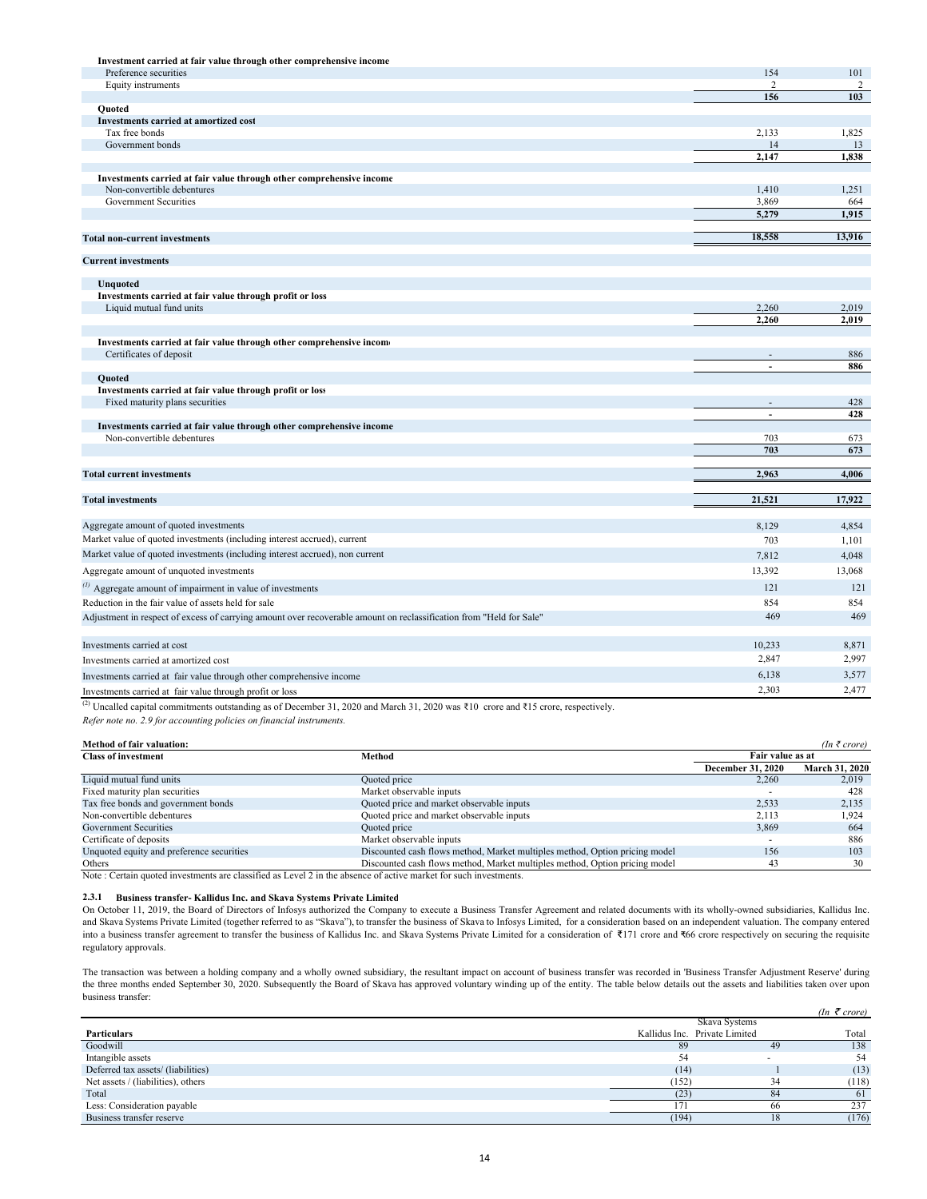| | | |
|---|---|---|
| **Investment carried at fair value through other comprehensive income** | | |
| Preference securities | 154 | 101 |
| Equity instruments | 2 | 2 |
| | **156** | **103** |
| **Quoted** | | |
| **Investments carried at amortized cost** | | |
| Tax free bonds | 2,133 | 1,825 |
| Government bonds | 14 | 13 |
| | **2,147** | **1,838** |
| **Investments carried at fair value through other comprehensive income** | | |
| Non-convertible debentures | 1,410 | 1,251 |
| Government Securities | 3,869 | 664 |
| | **5,279** | **1,915** |
| **Total non-current investments** | **18,558** | **13,916** |
| **Current investments** | | |
| **Unquoted** | | |
| **Investments carried at fair value through profit or loss** | | |
| Liquid mutual fund units | 2,260 | 2,019 |
| | **2,260** | **2,019** |
| **Investments carried at fair value through other comprehensive income** | | |
| Certificates of deposit | - | 886 |
| | **-** | **886** |
| **Quoted** | | |
| **Investments carried at fair value through profit or loss** | | |
| Fixed maturity plans securities | - | 428 |
| | **-** | **428** |
| **Investments carried at fair value through other comprehensive income** | | |
| Non-convertible debentures | 703 | 673 |
| | **703** | **673** |
| **Total current investments** | **2,963** | **4,006** |
| **Total investments** | **21,521** | **17,922** |
| Aggregate amount of quoted investments | 8,129 | 4,854 |
| Market value of quoted investments (including interest accrued), current | 703 | 1,101 |
| Market value of quoted investments (including interest accrued), non current | 7,812 | 4,048 |
| Aggregate amount of unquoted investments | 13,392 | 13,068 |
| [1] Aggregate amount of impairment in value of investments | 121 | 121 |
| Reduction in the fair value of assets held for sale | 854 | 854 |
| Adjustment in respect of excess of carrying amount over recoverable amount on reclassification from "Held for Sale" | 469 | 469 |
| Investments carried at cost | 10,233 | 8,871 |
| Investments carried at amortized cost | 2,847 | 2,997 |
| Investments carried at fair value through other comprehensive income | 6,138 | 3,577 |
| Investments carried at fair value through profit or loss | 2,303 | 2,477 |

[2] Uncalled capital commitments outstanding as of December 31, 2020 and March 31, 2020 was ₹10 crore and ₹15 crore, respectively.

*Refer note no. 2.9 for accounting policies on financial instruments.*

**Method of fair valuation:** *(In ₹ crore)*

| Class of investment | Method | Fair value as at | |
|---|---|---|---|
| | | December 31, 2020 | March 31, 2020 |
| Liquid mutual fund units | Quoted price | 2,260 | 2,019 |
| Fixed maturity plan securities | Market observable inputs | - | 428 |
| Tax free bonds and government bonds | Quoted price and market observable inputs | 2,533 | 2,135 |
| Non-convertible debentures | Quoted price and market observable inputs | 2,113 | 1,924 |
| Government Securities | Quoted price | 3,869 | 664 |
| Certificate of deposits | Market observable inputs | - | 886 |
| Unquoted equity and preference securities | Discounted cash flows method, Market multiples method, Option pricing model | 156 | 103 |
| Others | Discounted cash flows method, Market multiples method, Option pricing model | 43 | 30 |

Note : Certain quoted investments are classified as Level 2 in the absence of active market for such investments.

#### 2.3.1 Business transfer- Kallidus Inc. and Skava Systems Private Limited

On October 11, 2019, the Board of Directors of Infosys authorized the Company to execute a Business Transfer Agreement and related documents with its wholly-owned subsidiaries, Kallidus Inc. and Skava Systems Private Limited (together referred to as "Skava"), to transfer the business of Skava to Infosys Limited, for a consideration based on an independent valuation. The company entered into a business transfer agreement to transfer the business of Kallidus Inc. and Skava Systems Private Limited for a consideration of ₹171 crore and ₹66 crore respectively on securing the requisite regulatory approvals.

The transaction was between a holding company and a wholly owned subsidiary, the resultant impact on account of business transfer was recorded in 'Business Transfer Adjustment Reserve' during the three months ended September 30, 2020. Subsequently the Board of Skava has approved voluntary winding up of the entity. The table below details out the assets and liabilities taken over upon business transfer:

*(In ₹ crore)*

| Particulars | Kallidus Inc. | Skava Systems Private Limited | Total |
|---|---|---|---|
| Goodwill | 89 | 49 | 138 |
| Intangible assets | 54 | - | 54 |
| Deferred tax assets/ (liabilities) | (14) | 1 | (13) |
| Net assets / (liabilities), others | (152) | 34 | (118) |
| Total | (23) | 84 | 61 |
| Less: Consideration payable | 171 | 66 | 237 |
| Business transfer reserve | (194) | 18 | (176) |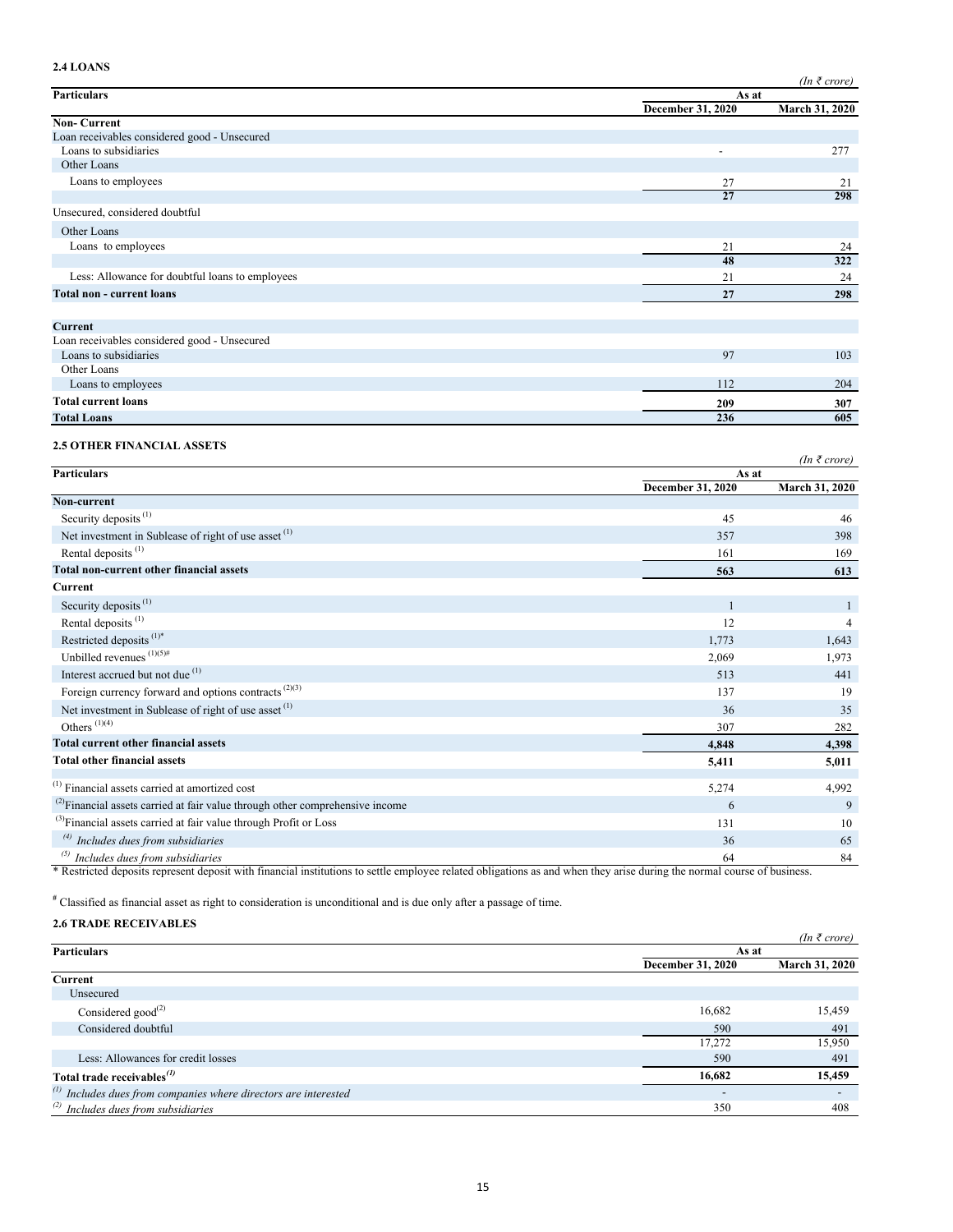### 2.4 LOANS

*(In ₹ crore)*

| Particulars | As at December 31, 2020 | As at March 31, 2020 |
|---|---|---|
| **Non- Current** | | |
| Loan receivables considered good - Unsecured | | |
| Loans to subsidiaries | - | 277 |
| Other Loans | | |
| Loans to employees | 27 | 21 |
| | **27** | **298** |
| Unsecured, considered doubtful | | |
| Other Loans | | |
| Loans to employees | 21 | 24 |
| | **48** | **322** |
| Less: Allowance for doubtful loans to employees | 21 | 24 |
| **Total non - current loans** | **27** | **298** |
| | | |
| **Current** | | |
| Loan receivables considered good - Unsecured | | |
| Loans to subsidiaries | 97 | 103 |
| Other Loans | | |
| Loans to employees | 112 | 204 |
| **Total current loans** | **209** | **307** |
| **Total Loans** | **236** | **605** |

### 2.5 OTHER FINANCIAL ASSETS

*(In ₹ crore)*

| Particulars | As at December 31, 2020 | As at March 31, 2020 |
|---|---|---|
| **Non-current** | | |
| Security deposits [1] | 45 | 46 |
| Net investment in Sublease of right of use asset [1] | 357 | 398 |
| Rental deposits [1] | 161 | 169 |
| **Total non-current other financial assets** | **563** | **613** |
| **Current** | | |
| Security deposits [1] | 1 | 1 |
| Rental deposits [1] | 12 | 4 |
| Restricted deposits [1]* | 1,773 | 1,643 |
| Unbilled revenues [1][5]# | 2,069 | 1,973 |
| Interest accrued but not due [1] | 513 | 441 |
| Foreign currency forward and options contracts [2][3] | 137 | 19 |
| Net investment in Sublease of right of use asset [1] | 36 | 35 |
| Others [1][4] | 307 | 282 |
| **Total current other financial assets** | **4,848** | **4,398** |
| **Total other financial assets** | **5,411** | **5,011** |
| | | |
| [1] Financial assets carried at amortized cost | 5,274 | 4,992 |
| [2] Financial assets carried at fair value through other comprehensive income | 6 | 9 |
| [3] Financial assets carried at fair value through Profit or Loss | 131 | 10 |
| *[4] Includes dues from subsidiaries* | 36 | 65 |
| *[5] Includes dues from subsidiaries* | 64 | 84 |

\* Restricted deposits represent deposit with financial institutions to settle employee related obligations as and when they arise during the normal course of business.

# Classified as financial asset as right to consideration is unconditional and is due only after a passage of time.

### 2.6 TRADE RECEIVABLES

*(In ₹ crore)*

| Particulars | As at December 31, 2020 | As at March 31, 2020 |
|---|---|---|
| **Current** | | |
| Unsecured | | |
| Considered good[2] | 16,682 | 15,459 |
| Considered doubtful | 590 | 491 |
| | 17,272 | 15,950 |
| Less: Allowances for credit losses | 590 | 491 |
| **Total trade receivables[1]** | **16,682** | **15,459** |
| *[1] Includes dues from companies where directors are interested* | - | - |
| *[2] Includes dues from subsidiaries* | 350 | 408 |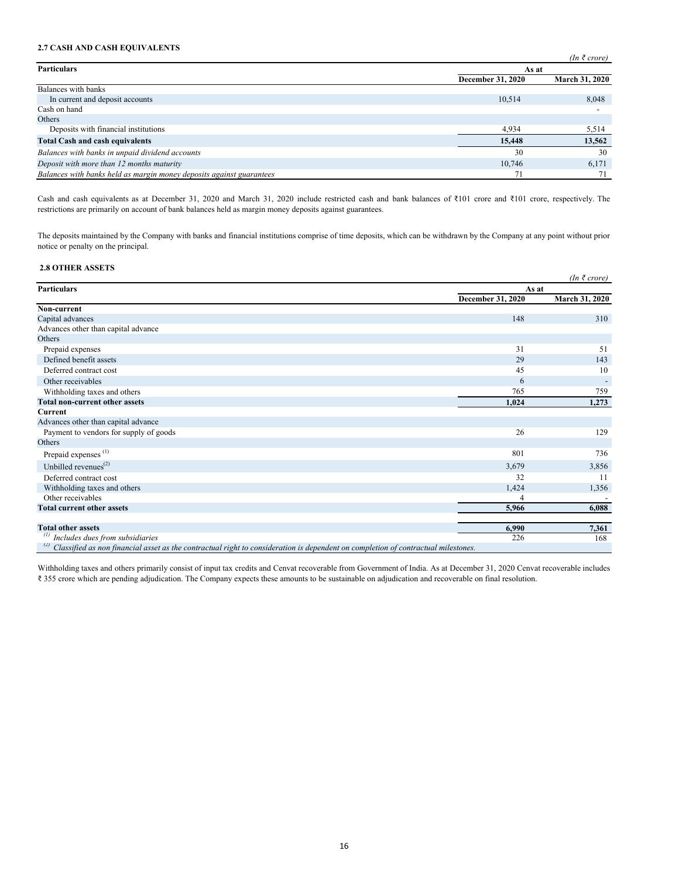### 2.7 CASH AND CASH EQUIVALENTS

*(In ₹ crore)*

| Particulars | As at | |
|---|---|---|
| | December 31, 2020 | March 31, 2020 |
| Balances with banks | | |
| In current and deposit accounts | 10,514 | 8,048 |
| Cash on hand | | - |
| Others | | |
| Deposits with financial institutions | 4,934 | 5,514 |
| **Total Cash and cash equivalents** | **15,448** | **13,562** |
| *Balances with banks in unpaid dividend accounts* | 30 | 30 |
| *Deposit with more than 12 months maturity* | 10,746 | 6,171 |
| *Balances with banks held as margin money deposits against guarantees* | 71 | 71 |

Cash and cash equivalents as at December 31, 2020 and March 31, 2020 include restricted cash and bank balances of ₹101 crore and ₹101 crore, respectively. The restrictions are primarily on account of bank balances held as margin money deposits against guarantees.

The deposits maintained by the Company with banks and financial institutions comprise of time deposits, which can be withdrawn by the Company at any point without prior notice or penalty on the principal.

### 2.8 OTHER ASSETS

*(In ₹ crore)*

| Particulars | As at | |
|---|---|---|
| | December 31, 2020 | March 31, 2020 |
| **Non-current** | | |
| Capital advances | 148 | 310 |
| Advances other than capital advance | | |
| Others | | |
| Prepaid expenses | 31 | 51 |
| Defined benefit assets | 29 | 143 |
| Deferred contract cost | 45 | 10 |
| Other receivables | 6 | - |
| Withholding taxes and others | 765 | 759 |
| **Total non-current other assets** | **1,024** | **1,273** |
| **Current** | | |
| Advances other than capital advance | | |
| Payment to vendors for supply of goods | 26 | 129 |
| Others | | |
| Prepaid expenses (1) | 801 | 736 |
| Unbilled revenues(2) | 3,679 | 3,856 |
| Deferred contract cost | 32 | 11 |
| Withholding taxes and others | 1,424 | 1,356 |
| Other receivables | 4 | - |
| **Total current other assets** | **5,966** | **6,088** |
| | | |
| **Total other assets** | **6,990** | **7,361** |
| *(1) Includes dues from subsidiaries* | 226 | 168 |
| *(2) Classified as non financial asset as the contractual right to consideration is dependent on completion of contractual milestones.* | | |

Withholding taxes and others primarily consist of input tax credits and Cenvat recoverable from Government of India. As at December 31, 2020 Cenvat recoverable includes ₹ 355 crore which are pending adjudication. The Company expects these amounts to be sustainable on adjudication and recoverable on final resolution.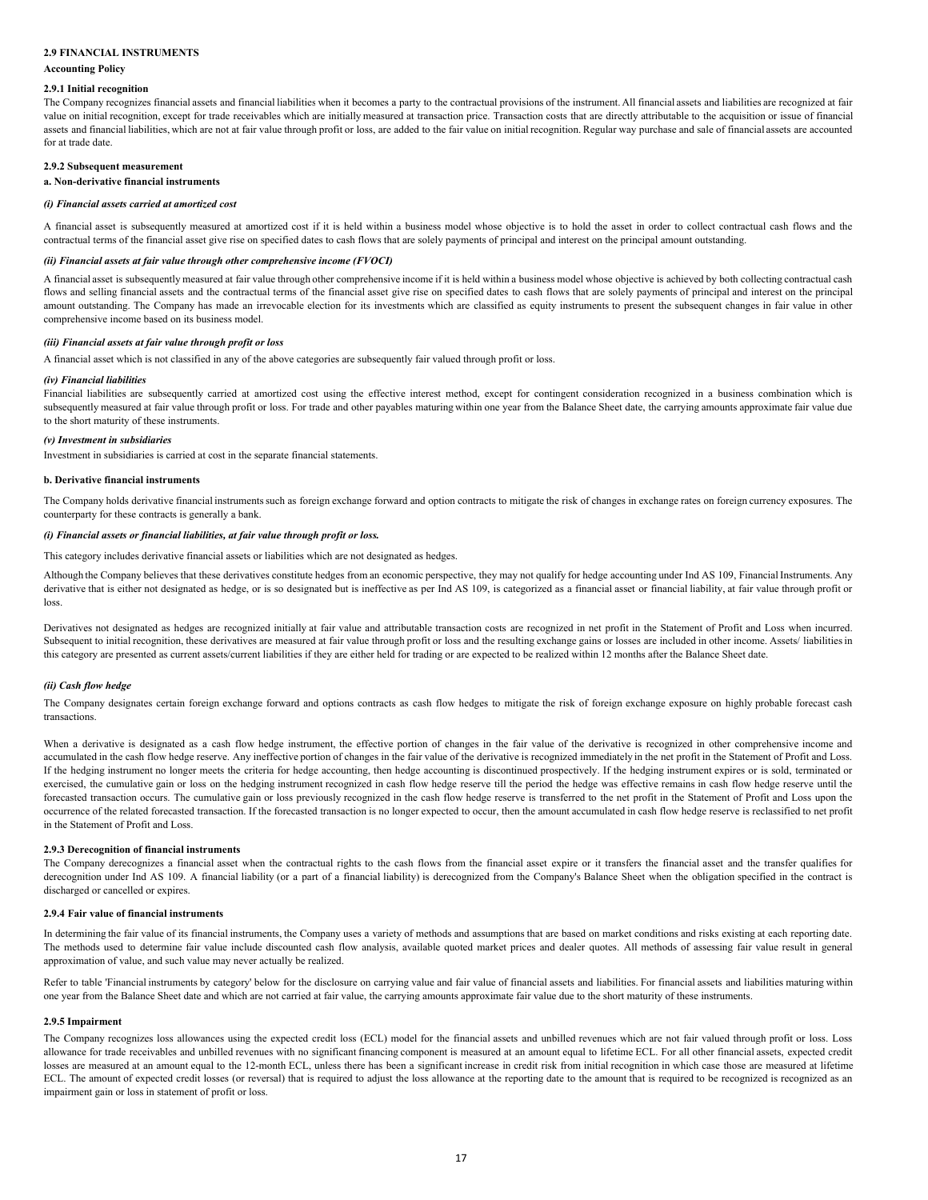## 2.9 FINANCIAL INSTRUMENTS

**Accounting Policy**

### 2.9.1 Initial recognition

The Company recognizes financial assets and financial liabilities when it becomes a party to the contractual provisions of the instrument. All financial assets and liabilities are recognized at fair value on initial recognition, except for trade receivables which are initially measured at transaction price. Transaction costs that are directly attributable to the acquisition or issue of financial assets and financial liabilities, which are not at fair value through profit or loss, are added to the fair value on initial recognition. Regular way purchase and sale of financial assets are accounted for at trade date.

### 2.9.2 Subsequent measurement

**a. Non-derivative financial instruments**

***(i) Financial assets carried at amortized cost***

A financial asset is subsequently measured at amortized cost if it is held within a business model whose objective is to hold the asset in order to collect contractual cash flows and the contractual terms of the financial asset give rise on specified dates to cash flows that are solely payments of principal and interest on the principal amount outstanding.

***(ii) Financial assets at fair value through other comprehensive income (FVOCI)***

A financial asset is subsequently measured at fair value through other comprehensive income if it is held within a business model whose objective is achieved by both collecting contractual cash flows and selling financial assets and the contractual terms of the financial asset give rise on specified dates to cash flows that are solely payments of principal and interest on the principal amount outstanding. The Company has made an irrevocable election for its investments which are classified as equity instruments to present the subsequent changes in fair value in other comprehensive income based on its business model.

***(iii) Financial assets at fair value through profit or loss***

A financial asset which is not classified in any of the above categories are subsequently fair valued through profit or loss.

***(iv) Financial liabilities***

Financial liabilities are subsequently carried at amortized cost using the effective interest method, except for contingent consideration recognized in a business combination which is subsequently measured at fair value through profit or loss. For trade and other payables maturing within one year from the Balance Sheet date, the carrying amounts approximate fair value due to the short maturity of these instruments.

***(v) Investment in subsidiaries***

Investment in subsidiaries is carried at cost in the separate financial statements.

**b. Derivative financial instruments**

The Company holds derivative financial instruments such as foreign exchange forward and option contracts to mitigate the risk of changes in exchange rates on foreign currency exposures. The counterparty for these contracts is generally a bank.

***(i) Financial assets or financial liabilities, at fair value through profit or loss.***

This category includes derivative financial assets or liabilities which are not designated as hedges.

Although the Company believes that these derivatives constitute hedges from an economic perspective, they may not qualify for hedge accounting under Ind AS 109, Financial Instruments. Any derivative that is either not designated as hedge, or is so designated but is ineffective as per Ind AS 109, is categorized as a financial asset or financial liability, at fair value through profit or loss.

Derivatives not designated as hedges are recognized initially at fair value and attributable transaction costs are recognized in net profit in the Statement of Profit and Loss when incurred. Subsequent to initial recognition, these derivatives are measured at fair value through profit or loss and the resulting exchange gains or losses are included in other income. Assets/ liabilities in this category are presented as current assets/current liabilities if they are either held for trading or are expected to be realized within 12 months after the Balance Sheet date.

***(ii) Cash flow hedge***

The Company designates certain foreign exchange forward and options contracts as cash flow hedges to mitigate the risk of foreign exchange exposure on highly probable forecast cash transactions.

When a derivative is designated as a cash flow hedge instrument, the effective portion of changes in the fair value of the derivative is recognized in other comprehensive income and accumulated in the cash flow hedge reserve. Any ineffective portion of changes in the fair value of the derivative is recognized immediately in the net profit in the Statement of Profit and Loss. If the hedging instrument no longer meets the criteria for hedge accounting, then hedge accounting is discontinued prospectively. If the hedging instrument expires or is sold, terminated or exercised, the cumulative gain or loss on the hedging instrument recognized in cash flow hedge reserve till the period the hedge was effective remains in cash flow hedge reserve until the forecasted transaction occurs. The cumulative gain or loss previously recognized in the cash flow hedge reserve is transferred to the net profit in the Statement of Profit and Loss upon the occurrence of the related forecasted transaction. If the forecasted transaction is no longer expected to occur, then the amount accumulated in cash flow hedge reserve is reclassified to net profit in the Statement of Profit and Loss.

### 2.9.3 Derecognition of financial instruments

The Company derecognizes a financial asset when the contractual rights to the cash flows from the financial asset expire or it transfers the financial asset and the transfer qualifies for derecognition under Ind AS 109. A financial liability (or a part of a financial liability) is derecognized from the Company's Balance Sheet when the obligation specified in the contract is discharged or cancelled or expires.

### 2.9.4 Fair value of financial instruments

In determining the fair value of its financial instruments, the Company uses a variety of methods and assumptions that are based on market conditions and risks existing at each reporting date. The methods used to determine fair value include discounted cash flow analysis, available quoted market prices and dealer quotes. All methods of assessing fair value result in general approximation of value, and such value may never actually be realized.

Refer to table 'Financial instruments by category' below for the disclosure on carrying value and fair value of financial assets and liabilities. For financial assets and liabilities maturing within one year from the Balance Sheet date and which are not carried at fair value, the carrying amounts approximate fair value due to the short maturity of these instruments.

### 2.9.5 Impairment

The Company recognizes loss allowances using the expected credit loss (ECL) model for the financial assets and unbilled revenues which are not fair valued through profit or loss. Loss allowance for trade receivables and unbilled revenues with no significant financing component is measured at an amount equal to lifetime ECL. For all other financial assets, expected credit losses are measured at an amount equal to the 12-month ECL, unless there has been a significant increase in credit risk from initial recognition in which case those are measured at lifetime ECL. The amount of expected credit losses (or reversal) that is required to adjust the loss allowance at the reporting date to the amount that is required to be recognized is recognized as an impairment gain or loss in statement of profit or loss.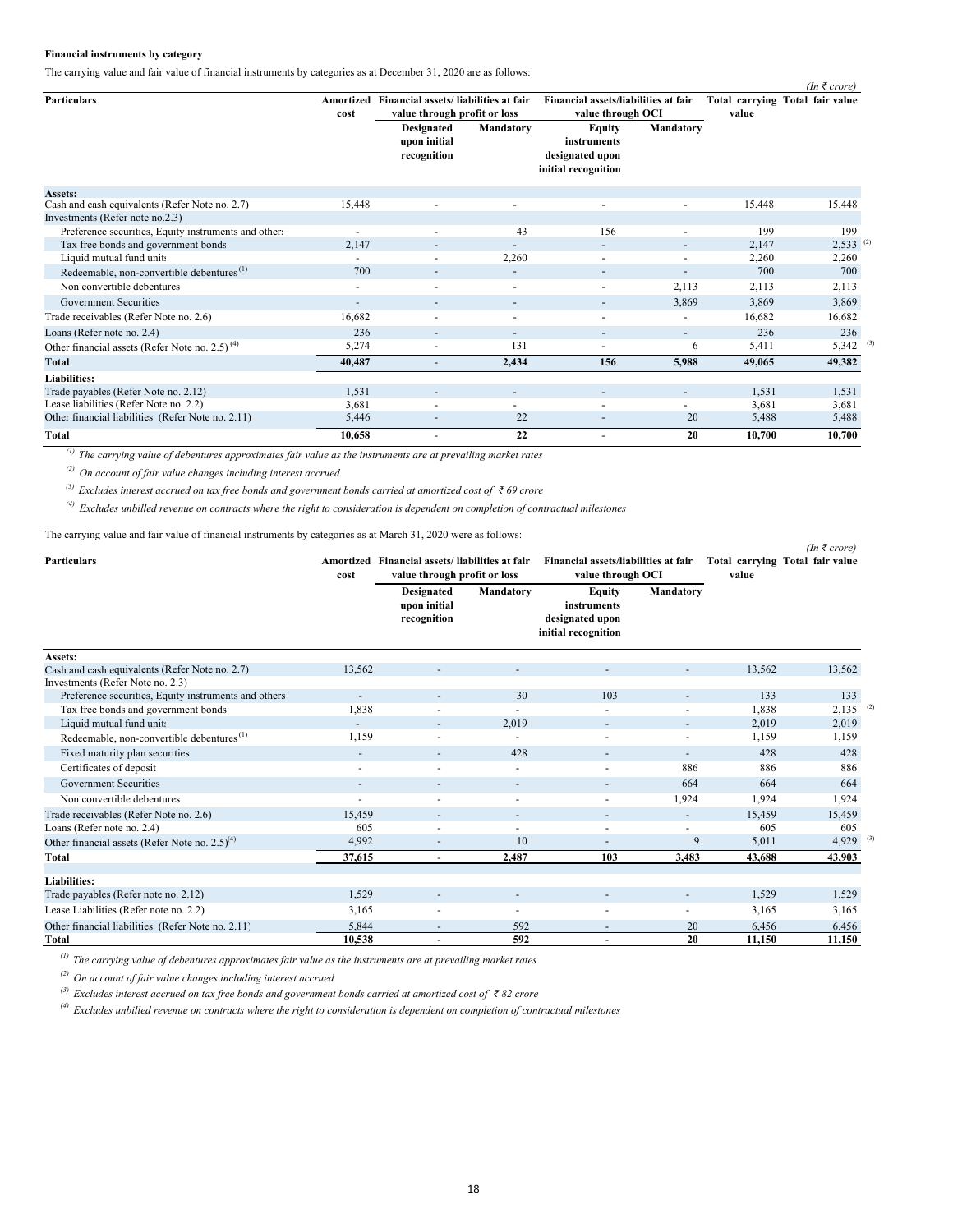**Financial instruments by category**

The carrying value and fair value of financial instruments by categories as at December 31, 2020 are as follows:

*(In ₹ crore)*

| Particulars | Amortized cost | Financial assets/ liabilities at fair value through profit or loss | | Financial assets/liabilities at fair value through OCI | | Total carrying value | Total fair value |
|---|---|---|---|---|---|---|---|
| | | Designated upon initial recognition | Mandatory | Equity instruments designated upon initial recognition | Mandatory | | |
| **Assets:** | | | | | | | |
| Cash and cash equivalents (Refer Note no. 2.7) | 15,448 | - | - | - | - | 15,448 | 15,448 |
| Investments (Refer note no.2.3) | | | | | | | |
| Preference securities, Equity instruments and others | - | - | 43 | 156 | - | 199 | 199 |
| Tax free bonds and government bonds | 2,147 | - | - | - | - | 2,147 | 2,533 [(2)] |
| Liquid mutual fund units | - | - | 2,260 | - | - | 2,260 | 2,260 |
| Redeemable, non-convertible debentures [(1)] | 700 | - | - | - | - | 700 | 700 |
| Non convertible debentures | - | - | - | - | 2,113 | 2,113 | 2,113 |
| Government Securities | - | - | - | - | 3,869 | 3,869 | 3,869 |
| Trade receivables (Refer Note no. 2.6) | 16,682 | - | - | - | - | 16,682 | 16,682 |
| Loans (Refer note no. 2.4) | 236 | - | - | - | - | 236 | 236 |
| Other financial assets (Refer Note no. 2.5) [(4)] | 5,274 | - | 131 | - | 6 | 5,411 | 5,342 [(3)] |
| **Total** | **40,487** | **-** | **2,434** | **156** | **5,988** | **49,065** | **49,382** |
| **Liabilities:** | | | | | | | |
| Trade payables (Refer Note no. 2.12) | 1,531 | - | - | - | - | 1,531 | 1,531 |
| Lease liabilities (Refer Note no. 2.2) | 3,681 | - | - | - | - | 3,681 | 3,681 |
| Other financial liabilities (Refer Note no. 2.11) | 5,446 | - | 22 | - | 20 | 5,488 | 5,488 |
| **Total** | **10,658** | **-** | **22** | **-** | **20** | **10,700** | **10,700** |

*(1) The carrying value of debentures approximates fair value as the instruments are at prevailing market rates*

*(2) On account of fair value changes including interest accrued*

*(3) Excludes interest accrued on tax free bonds and government bonds carried at amortized cost of ₹ 69 crore*

*(4) Excludes unbilled revenue on contracts where the right to consideration is dependent on completion of contractual milestones*

The carrying value and fair value of financial instruments by categories as at March 31, 2020 were as follows:

*(In ₹ crore)*

| Particulars | Amortized cost | Financial assets/ liabilities at fair value through profit or loss | | Financial assets/liabilities at fair value through OCI | | Total carrying value | Total fair value |
|---|---|---|---|---|---|---|---|
| | | Designated upon initial recognition | Mandatory | Equity instruments designated upon initial recognition | Mandatory | | |
| **Assets:** | | | | | | | |
| Cash and cash equivalents (Refer Note no. 2.7) | 13,562 | - | - | - | - | 13,562 | 13,562 |
| Investments (Refer Note no. 2.3) | | | | | | | |
| Preference securities, Equity instruments and others | - | - | 30 | 103 | - | 133 | 133 |
| Tax free bonds and government bonds | 1,838 | - | - | - | - | 1,838 | 2,135 [(2)] |
| Liquid mutual fund units | - | - | 2,019 | - | - | 2,019 | 2,019 |
| Redeemable, non-convertible debentures [(1)] | 1,159 | - | - | - | - | 1,159 | 1,159 |
| Fixed maturity plan securities | - | - | 428 | - | - | 428 | 428 |
| Certificates of deposit | - | - | - | - | 886 | 886 | 886 |
| Government Securities | - | - | - | - | 664 | 664 | 664 |
| Non convertible debentures | - | - | - | - | 1,924 | 1,924 | 1,924 |
| Trade receivables (Refer Note no. 2.6) | 15,459 | - | - | - | - | 15,459 | 15,459 |
| Loans (Refer note no. 2.4) | 605 | - | - | - | - | 605 | 605 |
| Other financial assets (Refer Note no. 2.5) [(4)] | 4,992 | - | 10 | - | 9 | 5,011 | 4,929 [(3)] |
| **Total** | **37,615** | **-** | **2,487** | **103** | **3,483** | **43,688** | **43,903** |
| **Liabilities:** | | | | | | | |
| Trade payables (Refer note no. 2.12) | 1,529 | - | - | - | - | 1,529 | 1,529 |
| Lease Liabilities (Refer note no. 2.2) | 3,165 | - | - | - | - | 3,165 | 3,165 |
| Other financial liabilities (Refer Note no. 2.11) | 5,844 | - | 592 | - | 20 | 6,456 | 6,456 |
| **Total** | **10,538** | **-** | **592** | **-** | **20** | **11,150** | **11,150** |

*(1) The carrying value of debentures approximates fair value as the instruments are at prevailing market rates*

*(2) On account of fair value changes including interest accrued*

*(3) Excludes interest accrued on tax free bonds and government bonds carried at amortized cost of ₹ 82 crore*

*(4) Excludes unbilled revenue on contracts where the right to consideration is dependent on completion of contractual milestones*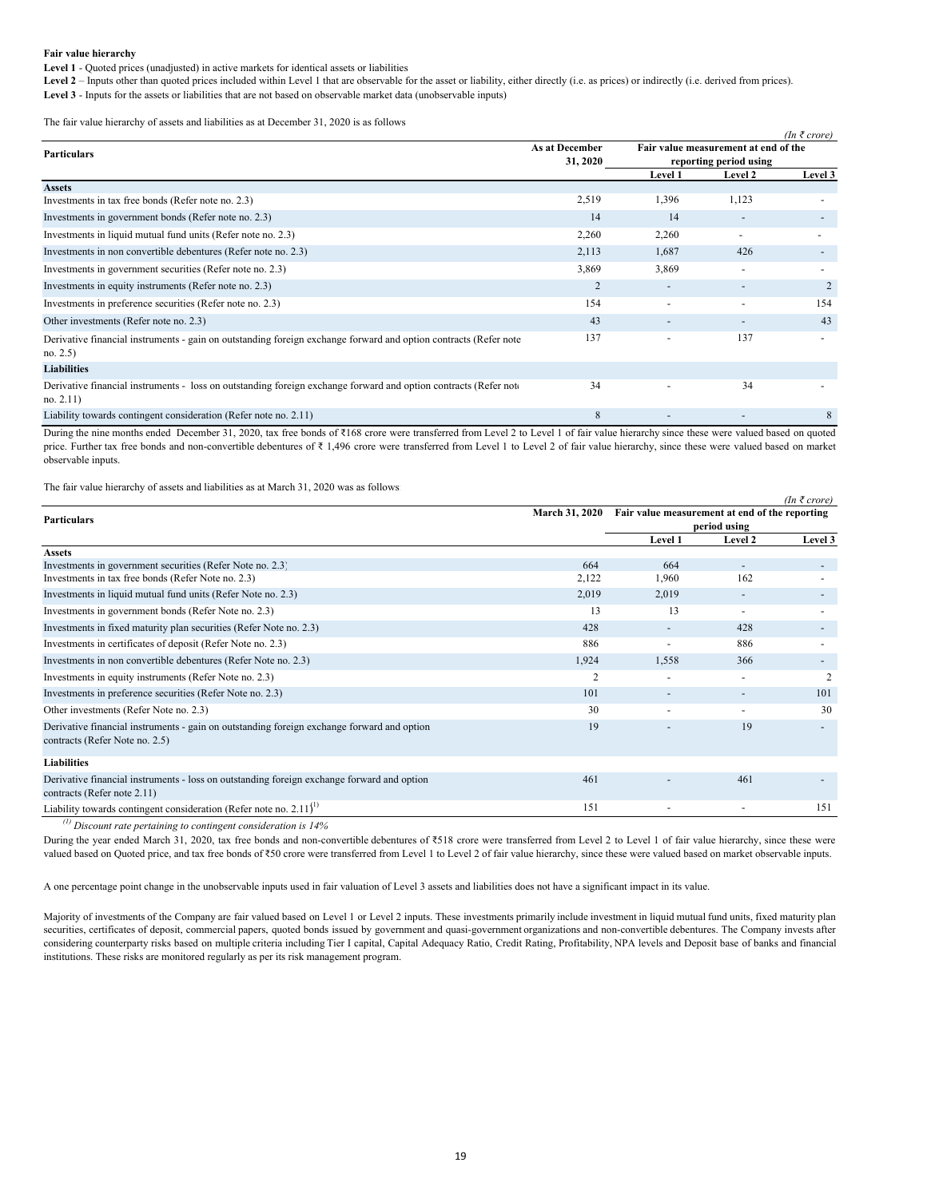**Fair value hierarchy**

**Level 1** - Quoted prices (unadjusted) in active markets for identical assets or liabilities

**Level 2** – Inputs other than quoted prices included within Level 1 that are observable for the asset or liability, either directly (i.e. as prices) or indirectly (i.e. derived from prices).

**Level 3** - Inputs for the assets or liabilities that are not based on observable market data (unobservable inputs)

The fair value hierarchy of assets and liabilities as at December 31, 2020 is as follows

*(In ₹ crore)*

| Particulars | As at December 31, 2020 | Fair value measurement at end of the reporting period using | | |
|---|---|---|---|---|
| | | Level 1 | Level 2 | Level 3 |
| **Assets** | | | | |
| Investments in tax free bonds (Refer note no. 2.3) | 2,519 | 1,396 | 1,123 | - |
| Investments in government bonds (Refer note no. 2.3) | 14 | 14 | - | - |
| Investments in liquid mutual fund units (Refer note no. 2.3) | 2,260 | 2,260 | - | - |
| Investments in non convertible debentures (Refer note no. 2.3) | 2,113 | 1,687 | 426 | - |
| Investments in government securities (Refer note no. 2.3) | 3,869 | 3,869 | - | - |
| Investments in equity instruments (Refer note no. 2.3) | 2 | - | - | 2 |
| Investments in preference securities (Refer note no. 2.3) | 154 | - | - | 154 |
| Other investments (Refer note no. 2.3) | 43 | - | - | 43 |
| Derivative financial instruments - gain on outstanding foreign exchange forward and option contracts (Refer note no. 2.5) | 137 | - | 137 | - |
| **Liabilities** | | | | |
| Derivative financial instruments - loss on outstanding foreign exchange forward and option contracts (Refer note no. 2.11) | 34 | - | 34 | - |
| Liability towards contingent consideration (Refer note no. 2.11) | 8 | - | - | 8 |

During the nine months ended December 31, 2020, tax free bonds of ₹168 crore were transferred from Level 2 to Level 1 of fair value hierarchy since these were valued based on quoted price. Further tax free bonds and non-convertible debentures of ₹ 1,496 crore were transferred from Level 1 to Level 2 of fair value hierarchy, since these were valued based on market observable inputs.

The fair value hierarchy of assets and liabilities as at March 31, 2020 was as follows

*(In ₹ crore)*

| Particulars | March 31, 2020 | Fair value measurement at end of the reporting period using | | |
|---|---|---|---|---|
| | | Level 1 | Level 2 | Level 3 |
| **Assets** | | | | |
| Investments in government securities (Refer Note no. 2.3) | 664 | 664 | - | - |
| Investments in tax free bonds (Refer Note no. 2.3) | 2,122 | 1,960 | 162 | - |
| Investments in liquid mutual fund units (Refer Note no. 2.3) | 2,019 | 2,019 | - | - |
| Investments in government bonds (Refer Note no. 2.3) | 13 | 13 | - | - |
| Investments in fixed maturity plan securities (Refer Note no. 2.3) | 428 | - | 428 | - |
| Investments in certificates of deposit (Refer Note no. 2.3) | 886 | - | 886 | - |
| Investments in non convertible debentures (Refer Note no. 2.3) | 1,924 | 1,558 | 366 | - |
| Investments in equity instruments (Refer Note no. 2.3) | 2 | - | - | 2 |
| Investments in preference securities (Refer Note no. 2.3) | 101 | - | - | 101 |
| Other investments (Refer Note no. 2.3) | 30 | - | - | 30 |
| Derivative financial instruments - gain on outstanding foreign exchange forward and option contracts (Refer Note no. 2.5) | 19 | - | 19 | - |
| **Liabilities** | | | | |
| Derivative financial instruments - loss on outstanding foreign exchange forward and option contracts (Refer note 2.11) | 461 | - | 461 | - |
| Liability towards contingent consideration (Refer note no. 2.11)[1] | 151 | - | - | 151 |

[1] *Discount rate pertaining to contingent consideration is 14%*

During the year ended March 31, 2020, tax free bonds and non-convertible debentures of ₹518 crore were transferred from Level 2 to Level 1 of fair value hierarchy, since these were valued based on Quoted price, and tax free bonds of ₹50 crore were transferred from Level 1 to Level 2 of fair value hierarchy, since these were valued based on market observable inputs.

A one percentage point change in the unobservable inputs used in fair valuation of Level 3 assets and liabilities does not have a significant impact in its value.

Majority of investments of the Company are fair valued based on Level 1 or Level 2 inputs. These investments primarily include investment in liquid mutual fund units, fixed maturity plan securities, certificates of deposit, commercial papers, quoted bonds issued by government and quasi-government organizations and non-convertible debentures. The Company invests after considering counterparty risks based on multiple criteria including Tier I capital, Capital Adequacy Ratio, Credit Rating, Profitability, NPA levels and Deposit base of banks and financial institutions. These risks are monitored regularly as per its risk management program.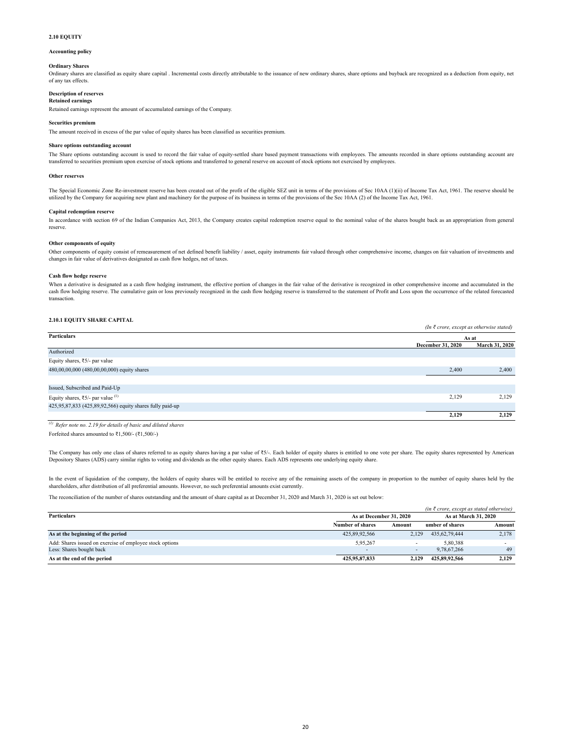## 2.10 EQUITY

### Accounting policy

**Ordinary Shares**

Ordinary shares are classified as equity share capital . Incremental costs directly attributable to the issuance of new ordinary shares, share options and buyback are recognized as a deduction from equity, net of any tax effects.

**Description of reserves**

**Retained earnings**

Retained earnings represent the amount of accumulated earnings of the Company.

**Securities premium**

The amount received in excess of the par value of equity shares has been classified as securities premium.

**Share options outstanding account**

The Share options outstanding account is used to record the fair value of equity-settled share based payment transactions with employees. The amounts recorded in share options outstanding account are transferred to securities premium upon exercise of stock options and transferred to general reserve on account of stock options not exercised by employees.

**Other reserves**

The Special Economic Zone Re-investment reserve has been created out of the profit of the eligible SEZ unit in terms of the provisions of Sec 10AA (1)(ii) of Income Tax Act, 1961. The reserve should be utilized by the Company for acquiring new plant and machinery for the purpose of its business in terms of the provisions of the Sec 10AA (2) of the Income Tax Act, 1961.

**Capital redemption reserve**

In accordance with section 69 of the Indian Companies Act, 2013, the Company creates capital redemption reserve equal to the nominal value of the shares bought back as an appropriation from general reserve.

**Other components of equity**

Other components of equity consist of remeasurement of net defined benefit liability / asset, equity instruments fair valued through other comprehensive income, changes on fair valuation of investments and changes in fair value of derivatives designated as cash flow hedges, net of taxes.

**Cash flow hedge reserve**

When a derivative is designated as a cash flow hedging instrument, the effective portion of changes in the fair value of the derivative is recognized in other comprehensive income and accumulated in the cash flow hedging reserve. The cumulative gain or loss previously recognized in the cash flow hedging reserve is transferred to the statement of Profit and Loss upon the occurrence of the related forecasted transaction.

### 2.10.1 EQUITY SHARE CAPITAL

*(In ₹ crore, except as otherwise stated)*

| Particulars | As at | |
|---|---|---|
| | December 31, 2020 | March 31, 2020 |
| Authorized | | |
| Equity shares, ₹5/- par value | | |
| 480,00,00,000 (480,00,00,000) equity shares | 2,400 | 2,400 |
| | | |
| Issued, Subscribed and Paid-Up | | |
| Equity shares, ₹5/- par value [1] | 2,129 | 2,129 |
| 425,95,87,833 (425,89,92,566) equity shares fully paid-up | | |
| | **2,129** | **2,129** |

*[1] Refer note no. 2.19 for details of basic and diluted shares*

Forfeited shares amounted to ₹1,500/- (₹1,500/-)

The Company has only one class of shares referred to as equity shares having a par value of ₹5/-. Each holder of equity shares is entitled to one vote per share. The equity shares represented by American Depository Shares (ADS) carry similar rights to voting and dividends as the other equity shares. Each ADS represents one underlying equity share.

In the event of liquidation of the company, the holders of equity shares will be entitled to receive any of the remaining assets of the company in proportion to the number of equity shares held by the shareholders, after distribution of all preferential amounts. However, no such preferential amounts exist currently.

The reconciliation of the number of shares outstanding and the amount of share capital as at December 31, 2020 and March 31, 2020 is set out below:

*(in ₹ crore, except as stated otherwise)*

| Particulars | As at December 31, 2020 | | As at March 31, 2020 | |
|---|---|---|---|---|
| | Number of shares | Amount | umber of shares | Amount |
| **As at the beginning of the period** | 425,89,92,566 | 2,129 | 435,62,79,444 | 2,178 |
| Add: Shares issued on exercise of employee stock options | 5,95,267 | - | 5,80,388 | - |
| Less: Shares bought back | - | - | 9,78,67,266 | 49 |
| **As at the end of the period** | **425,95,87,833** | **2,129** | **425,89,92,566** | **2,129** |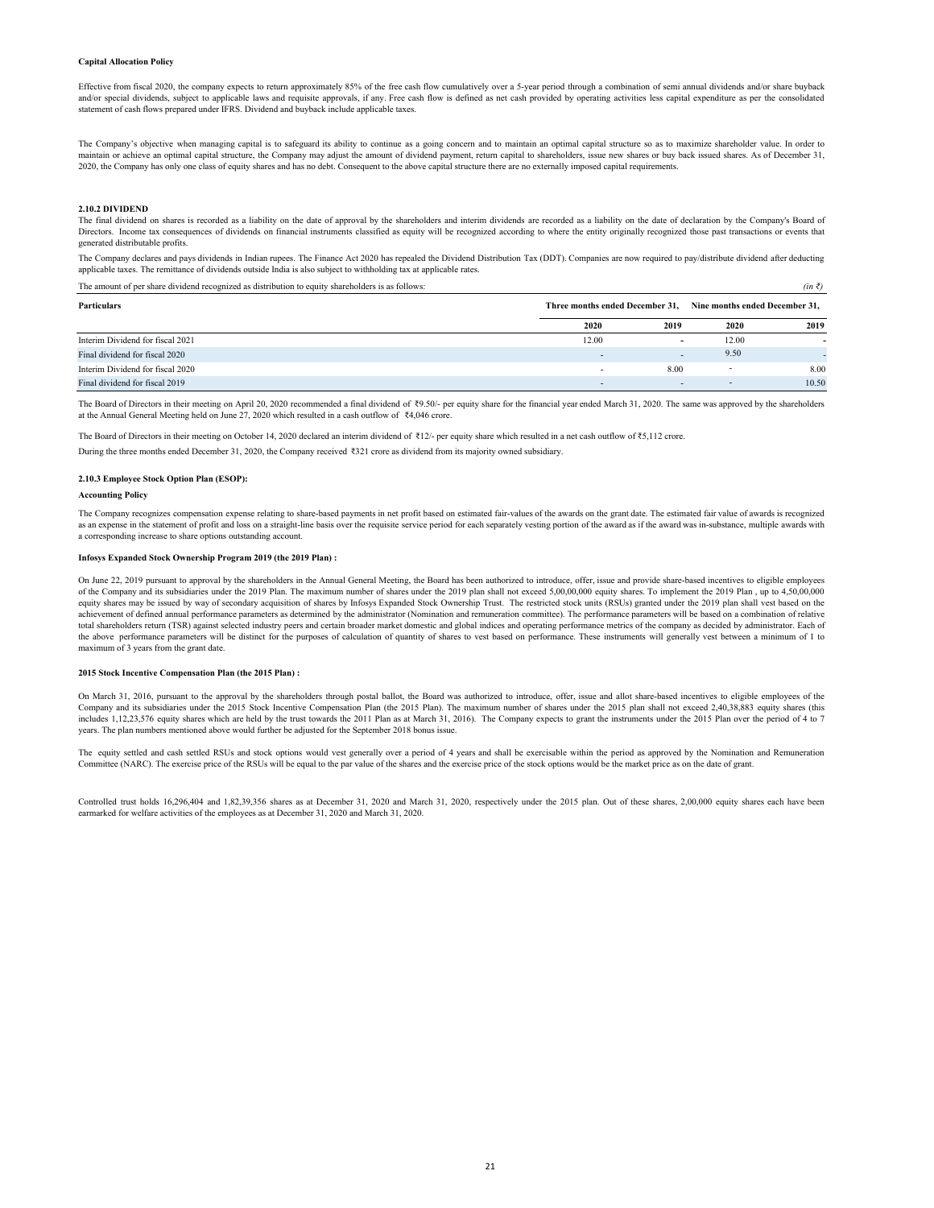**Capital Allocation Policy**

Effective from fiscal 2020, the company expects to return approximately 85% of the free cash flow cumulatively over a 5-year period through a combination of semi annual dividends and/or share buyback and/or special dividends, subject to applicable laws and requisite approvals, if any. Free cash flow is defined as net cash provided by operating activities less capital expenditure as per the consolidated statement of cash flows prepared under IFRS. Dividend and buyback include applicable taxes.

The Company's objective when managing capital is to safeguard its ability to continue as a going concern and to maintain an optimal capital structure so as to maximize shareholder value. In order to maintain or achieve an optimal capital structure, the Company may adjust the amount of dividend payment, return capital to shareholders, issue new shares or buy back issued shares. As of December 31, 2020, the Company has only one class of equity shares and has no debt. Consequent to the above capital structure there are no externally imposed capital requirements.

**2.10.2 DIVIDEND**

The final dividend on shares is recorded as a liability on the date of approval by the shareholders and interim dividends are recorded as a liability on the date of declaration by the Company's Board of Directors. Income tax consequences of dividends on financial instruments classified as equity will be recognized according to where the entity originally recognized those past transactions or events that generated distributable profits.

The Company declares and pays dividends in Indian rupees. The Finance Act 2020 has repealed the Dividend Distribution Tax (DDT). Companies are now required to pay/distribute dividend after deducting applicable taxes. The remittance of dividends outside India is also subject to withholding tax at applicable rates.

The amount of per share dividend recognized as distribution to equity shareholders is as follows: *(in ₹)*

| Particulars | Three months ended December 31, | | Nine months ended December 31, | |
|---|---|---|---|---|
| | 2020 | 2019 | 2020 | 2019 |
| Interim Dividend for fiscal 2021 | 12.00 | - | 12.00 | - |
| Final dividend for fiscal 2020 | - | - | 9.50 | - |
| Interim Dividend for fiscal 2020 | - | 8.00 | - | 8.00 |
| Final dividend for fiscal 2019 | - | - | - | 10.50 |

The Board of Directors in their meeting on April 20, 2020 recommended a final dividend of ₹9.50/- per equity share for the financial year ended March 31, 2020. The same was approved by the shareholders at the Annual General Meeting held on June 27, 2020 which resulted in a cash outflow of ₹4,046 crore.

The Board of Directors in their meeting on October 14, 2020 declared an interim dividend of ₹12/- per equity share which resulted in a net cash outflow of ₹5,112 crore.

During the three months ended December 31, 2020, the Company received ₹321 crore as dividend from its majority owned subsidiary.

**2.10.3 Employee Stock Option Plan (ESOP):**

**Accounting Policy**

The Company recognizes compensation expense relating to share-based payments in net profit based on estimated fair-values of the awards on the grant date. The estimated fair value of awards is recognized as an expense in the statement of profit and loss on a straight-line basis over the requisite service period for each separately vesting portion of the award as if the award was in-substance, multiple awards with a corresponding increase to share options outstanding account.

**Infosys Expanded Stock Ownership Program 2019 (the 2019 Plan) :**

On June 22, 2019 pursuant to approval by the shareholders in the Annual General Meeting, the Board has been authorized to introduce, offer, issue and provide share-based incentives to eligible employees of the Company and its subsidiaries under the 2019 Plan. The maximum number of shares under the 2019 plan shall not exceed 5,00,00,000 equity shares. To implement the 2019 Plan , up to 4,50,00,000 equity shares may be issued by way of secondary acquisition of shares by Infosys Expanded Stock Ownership Trust. The restricted stock units (RSUs) granted under the 2019 plan shall vest based on the achievement of defined annual performance parameters as determined by the administrator (Nomination and remuneration committee). The performance parameters will be based on a combination of relative total shareholders return (TSR) against selected industry peers and certain broader market domestic and global indices and operating performance metrics of the company as decided by administrator. Each of the above performance parameters will be distinct for the purposes of calculation of quantity of shares to vest based on performance. These instruments will generally vest between a minimum of 1 to maximum of 3 years from the grant date.

**2015 Stock Incentive Compensation Plan (the 2015 Plan) :**

On March 31, 2016, pursuant to the approval by the shareholders through postal ballot, the Board was authorized to introduce, offer, issue and allot share-based incentives to eligible employees of the Company and its subsidiaries under the 2015 Stock Incentive Compensation Plan (the 2015 Plan). The maximum number of shares under the 2015 plan shall not exceed 2,40,38,883 equity shares (this includes 1,12,23,576 equity shares which are held by the trust towards the 2011 Plan as at March 31, 2016). The Company expects to grant the instruments under the 2015 Plan over the period of 4 to 7 years. The plan numbers mentioned above would further be adjusted for the September 2018 bonus issue.

The equity settled and cash settled RSUs and stock options would vest generally over a period of 4 years and shall be exercisable within the period as approved by the Nomination and Remuneration Committee (NARC). The exercise price of the RSUs will be equal to the par value of the shares and the exercise price of the stock options would be the market price as on the date of grant.

Controlled trust holds 16,296,404 and 1,82,39,356 shares as at December 31, 2020 and March 31, 2020, respectively under the 2015 plan. Out of these shares, 2,00,000 equity shares each have been earmarked for welfare activities of the employees as at December 31, 2020 and March 31, 2020.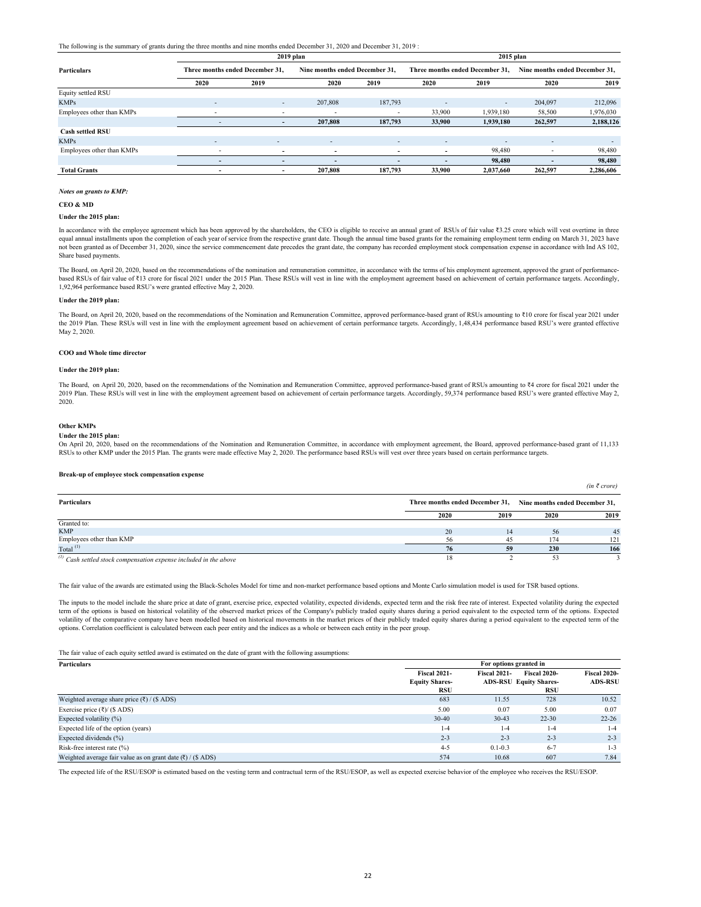The following is the summary of grants during the three months and nine months ended December 31, 2020 and December 31, 2019 :

| Particulars | 2019 plan | | | | 2015 plan | | | |
|---|---|---|---|---|---|---|---|---|
| | Three months ended December 31, | | Nine months ended December 31, | | Three months ended December 31, | | Nine months ended December 31, | |
| | 2020 | 2019 | 2020 | 2019 | 2020 | 2019 | 2020 | 2019 |
| Equity settled RSU | | | | | | | | |
| KMPs | - | - | 207,808 | 187,793 | - | - | 204,097 | 212,096 |
| Employees other than KMPs | - | - | - | - | 33,900 | 1,939,180 | 58,500 | 1,976,030 |
| | - | - | 207,808 | 187,793 | 33,900 | 1,939,180 | 262,597 | 2,188,126 |
| **Cash settled RSU** | | | | | | | | |
| KMPs | - | - | - | - | - | - | - | - |
| Employees other than KMPs | - | - | - | - | - | 98,480 | - | 98,480 |
| | - | - | - | - | - | 98,480 | - | 98,480 |
| **Total Grants** | - | - | 207,808 | 187,793 | 33,900 | 2,037,660 | 262,597 | 2,286,606 |

***Notes on grants to KMP:***

**CEO & MD**

**Under the 2015 plan:**

In accordance with the employee agreement which has been approved by the shareholders, the CEO is eligible to receive an annual grant of RSUs of fair value ₹3.25 crore which will vest overtime in three equal annual installments upon the completion of each year of service from the respective grant date. Though the annual time based grants for the remaining employment term ending on March 31, 2023 have not been granted as of December 31, 2020, since the service commencement date precedes the grant date, the company has recorded employment stock compensation expense in accordance with Ind AS 102, Share based payments.

The Board, on April 20, 2020, based on the recommendations of the nomination and remuneration committee, in accordance with the terms of his employment agreement, approved the grant of performance-based RSUs of fair value of ₹13 crore for fiscal 2021 under the 2015 Plan. These RSUs will vest in line with the employment agreement based on achievement of certain performance targets. Accordingly, 1,92,964 performance based RSU's were granted effective May 2, 2020.

**Under the 2019 plan:**

The Board, on April 20, 2020, based on the recommendations of the Nomination and Remuneration Committee, approved performance-based grant of RSUs amounting to ₹10 crore for fiscal year 2021 under the 2019 Plan. These RSUs will vest in line with the employment agreement based on achievement of certain performance targets. Accordingly, 1,48,434 performance based RSU's were granted effective May 2, 2020.

**COO and Whole time director**

**Under the 2019 plan:**

The Board, on April 20, 2020, based on the recommendations of the Nomination and Remuneration Committee, approved performance-based grant of RSUs amounting to ₹4 crore for fiscal 2021 under the 2019 Plan. These RSUs will vest in line with the employment agreement based on achievement of certain performance targets. Accordingly, 59,374 performance based RSU's were granted effective May 2, 2020.

**Other KMPs**

**Under the 2015 plan:**

On April 20, 2020, based on the recommendations of the Nomination and Remuneration Committee, in accordance with employment agreement, the Board, approved performance-based grant of 11,133 RSUs to other KMP under the 2015 Plan. The grants were made effective May 2, 2020. The performance based RSUs will vest over three years based on certain performance targets.

**Break-up of employee stock compensation expense**

*(in ₹ crore)*

| Particulars | Three months ended December 31, | | Nine months ended December 31, | |
|---|---|---|---|---|
| | 2020 | 2019 | 2020 | 2019 |
| Granted to: | | | | |
| KMP | 20 | 14 | 56 | 45 |
| Employees other than KMP | 56 | 45 | 174 | 121 |
| Total [(1)] | 76 | 59 | 230 | 166 |
| [(1)] *Cash settled stock compensation expense included in the above* | 18 | 2 | 53 | 3 |

The fair value of the awards are estimated using the Black-Scholes Model for time and non-market performance based options and Monte Carlo simulation model is used for TSR based options.

The inputs to the model include the share price at date of grant, exercise price, expected volatility, expected dividends, expected term and the risk free rate of interest. Expected volatility during the expected term of the options is based on historical volatility of the observed market prices of the Company's publicly traded equity shares during a period equivalent to the expected term of the options. Expected volatility of the comparative company have been modelled based on historical movements in the market prices of their publicly traded equity shares during a period equivalent to the expected term of the options. Correlation coefficient is calculated between each peer entity and the indices as a whole or between each entity in the peer group.

The fair value of each equity settled award is estimated on the date of grant with the following assumptions:

| Particulars | For options granted in | | | |
|---|---|---|---|---|
| | Fiscal 2021-Equity Shares-RSU | Fiscal 2021-ADS-RSU | Fiscal 2020-Equity Shares-RSU | Fiscal 2020-ADS-RSU |
| Weighted average share price (₹) / ($ ADS) | 683 | 11.55 | 728 | 10.52 |
| Exercise price (₹)/ ($ ADS) | 5.00 | 0.07 | 5.00 | 0.07 |
| Expected volatility (%) | 30-40 | 30-43 | 22-30 | 22-26 |
| Expected life of the option (years) | 1-4 | 1-4 | 1-4 | 1-4 |
| Expected dividends (%) | 2-3 | 2-3 | 2-3 | 2-3 |
| Risk-free interest rate (%) | 4-5 | 0.1-0.3 | 6-7 | 1-3 |
| Weighted average fair value as on grant date (₹) / ($ ADS) | 574 | 10.68 | 607 | 7.84 |

The expected life of the RSU/ESOP is estimated based on the vesting term and contractual term of the RSU/ESOP, as well as expected exercise behavior of the employee who receives the RSU/ESOP.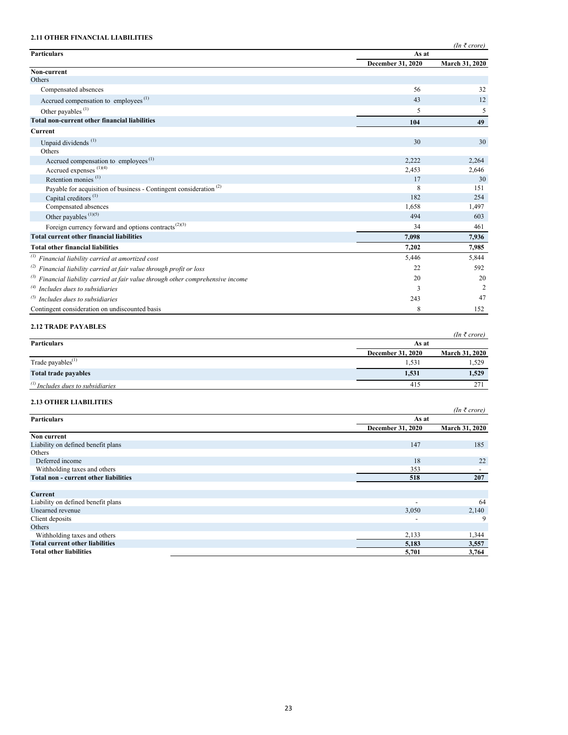### 2.11 OTHER FINANCIAL LIABILITIES

*(In ₹ crore)*

| Particulars | As at | |
|---|---|---|
| | December 31, 2020 | March 31, 2020 |
| **Non-current** | | |
| Others | | |
| Compensated absences | 56 | 32 |
| Accrued compensation to employees [(1)] | 43 | 12 |
| Other payables [(1)] | 5 | 5 |
| **Total non-current other financial liabilities** | **104** | **49** |
| **Current** | | |
| Unpaid dividends [(1)] | 30 | 30 |
| Others | | |
| Accrued compensation to employees [(1)] | 2,222 | 2,264 |
| Accrued expenses [(1)(4)] | 2,453 | 2,646 |
| Retention monies [(1)] | 17 | 30 |
| Payable for acquisition of business - Contingent consideration [(2)] | 8 | 151 |
| Capital creditors [(1)] | 182 | 254 |
| Compensated absences | 1,658 | 1,497 |
| Other payables [(1)(5)] | 494 | 603 |
| Foreign currency forward and options contracts [(2)(3)] | 34 | 461 |
| **Total current other financial liabilities** | **7,098** | **7,936** |
| **Total other financial liabilities** | **7,202** | **7,985** |
| *(1) Financial liability carried at amortized cost* | 5,446 | 5,844 |
| *(2) Financial liability carried at fair value through profit or loss* | 22 | 592 |
| *(3) Financial liability carried at fair value through other comprehensive income* | 20 | 20 |
| *(4) Includes dues to subsidiaries* | 3 | 2 |
| *(5) Includes dues to subsidiaries* | 243 | 47 |
| Contingent consideration on undiscounted basis | 8 | 152 |

### 2.12 TRADE PAYABLES

*(In ₹ crore)*

| Particulars | As at | |
|---|---|---|
| | December 31, 2020 | March 31, 2020 |
| Trade payables[(1)] | 1,531 | 1,529 |
| **Total trade payables** | **1,531** | **1,529** |
| *(1) Includes dues to subsidiaries* | 415 | 271 |

### 2.13 OTHER LIABILITIES

*(In ₹ crore)*

| Particulars | As at | |
|---|---|---|
| | December 31, 2020 | March 31, 2020 |
| **Non current** | | |
| Liability on defined benefit plans | 147 | 185 |
| Others | | |
| Deferred income | 18 | 22 |
| Withholding taxes and others | 353 | - |
| **Total non - current other liabilities** | **518** | **207** |
| **Current** | | |
| Liability on defined benefit plans | - | 64 |
| Unearned revenue | 3,050 | 2,140 |
| Client deposits | - | 9 |
| Others | | |
| Withholding taxes and others | 2,133 | 1,344 |
| **Total current other liabilities** | **5,183** | **3,557** |
| **Total other liabilities** | **5,701** | **3,764** |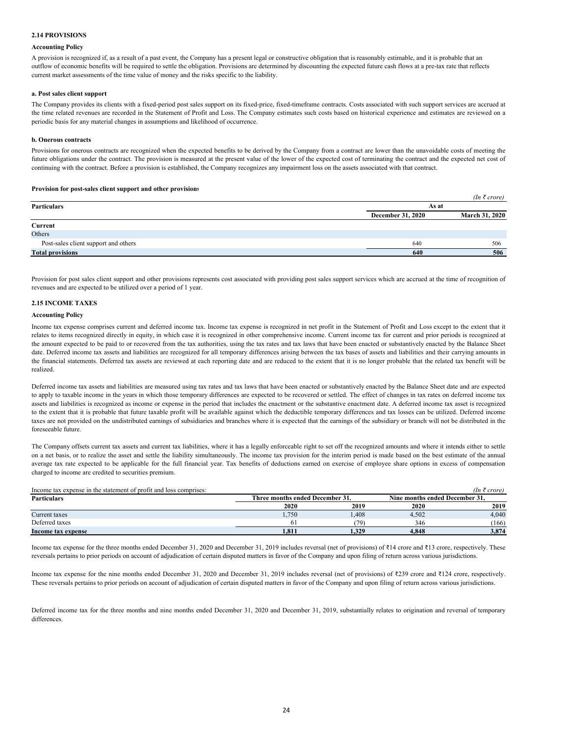### 2.14 PROVISIONS

**Accounting Policy**

A provision is recognized if, as a result of a past event, the Company has a present legal or constructive obligation that is reasonably estimable, and it is probable that an outflow of economic benefits will be required to settle the obligation. Provisions are determined by discounting the expected future cash flows at a pre-tax rate that reflects current market assessments of the time value of money and the risks specific to the liability.

**a. Post sales client support**

The Company provides its clients with a fixed-period post sales support on its fixed-price, fixed-timeframe contracts. Costs associated with such support services are accrued at the time related revenues are recorded in the Statement of Profit and Loss. The Company estimates such costs based on historical experience and estimates are reviewed on a periodic basis for any material changes in assumptions and likelihood of occurrence.

**b. Onerous contracts**

Provisions for onerous contracts are recognized when the expected benefits to be derived by the Company from a contract are lower than the unavoidable costs of meeting the future obligations under the contract. The provision is measured at the present value of the lower of the expected cost of terminating the contract and the expected net cost of continuing with the contract. Before a provision is established, the Company recognizes any impairment loss on the assets associated with that contract.

**Provision for post-sales client support and other provisions**

*(In ₹ crore)*

| Particulars | As at | |
|---|---|---|
| | December 31, 2020 | March 31, 2020 |
| **Current** | | |
| Others | | |
| Post-sales client support and others | 640 | 506 |
| **Total provisions** | **640** | **506** |

Provision for post sales client support and other provisions represents cost associated with providing post sales support services which are accrued at the time of recognition of revenues and are expected to be utilized over a period of 1 year.

### 2.15 INCOME TAXES

**Accounting Policy**

Income tax expense comprises current and deferred income tax. Income tax expense is recognized in net profit in the Statement of Profit and Loss except to the extent that it relates to items recognized directly in equity, in which case it is recognized in other comprehensive income. Current income tax for current and prior periods is recognized at the amount expected to be paid to or recovered from the tax authorities, using the tax rates and tax laws that have been enacted or substantively enacted by the Balance Sheet date. Deferred income tax assets and liabilities are recognized for all temporary differences arising between the tax bases of assets and liabilities and their carrying amounts in the financial statements. Deferred tax assets are reviewed at each reporting date and are reduced to the extent that it is no longer probable that the related tax benefit will be realized.

Deferred income tax assets and liabilities are measured using tax rates and tax laws that have been enacted or substantively enacted by the Balance Sheet date and are expected to apply to taxable income in the years in which those temporary differences are expected to be recovered or settled. The effect of changes in tax rates on deferred income tax assets and liabilities is recognized as income or expense in the period that includes the enactment or the substantive enactment date. A deferred income tax asset is recognized to the extent that it is probable that future taxable profit will be available against which the deductible temporary differences and tax losses can be utilized. Deferred income taxes are not provided on the undistributed earnings of subsidiaries and branches where it is expected that the earnings of the subsidiary or branch will not be distributed in the foreseeable future.

The Company offsets current tax assets and current tax liabilities, where it has a legally enforceable right to set off the recognized amounts and where it intends either to settle on a net basis, or to realize the asset and settle the liability simultaneously. The income tax provision for the interim period is made based on the best estimate of the annual average tax rate expected to be applicable for the full financial year. Tax benefits of deductions earned on exercise of employee share options in excess of compensation charged to income are credited to securities premium.

Income tax expense in the statement of profit and loss comprises:

*(In ₹ crore)*

| Particulars | Three months ended December 31, | | Nine months ended December 31, | |
|---|---|---|---|---|
| | 2020 | 2019 | 2020 | 2019 |
| Current taxes | 1,750 | 1,408 | 4,502 | 4,040 |
| Deferred taxes | 61 | (79) | 346 | (166) |
| **Income tax expense** | **1,811** | **1,329** | **4,848** | **3,874** |

Income tax expense for the three months ended December 31, 2020 and December 31, 2019 includes reversal (net of provisions) of ₹14 crore and ₹13 crore, respectively. These reversals pertains to prior periods on account of adjudication of certain disputed matters in favor of the Company and upon filing of return across various jurisdictions.

Income tax expense for the nine months ended December 31, 2020 and December 31, 2019 includes reversal (net of provisions) of ₹239 crore and ₹124 crore, respectively. These reversals pertains to prior periods on account of adjudication of certain disputed matters in favor of the Company and upon filing of return across various jurisdictions.

Deferred income tax for the three months and nine months ended December 31, 2020 and December 31, 2019, substantially relates to origination and reversal of temporary differences.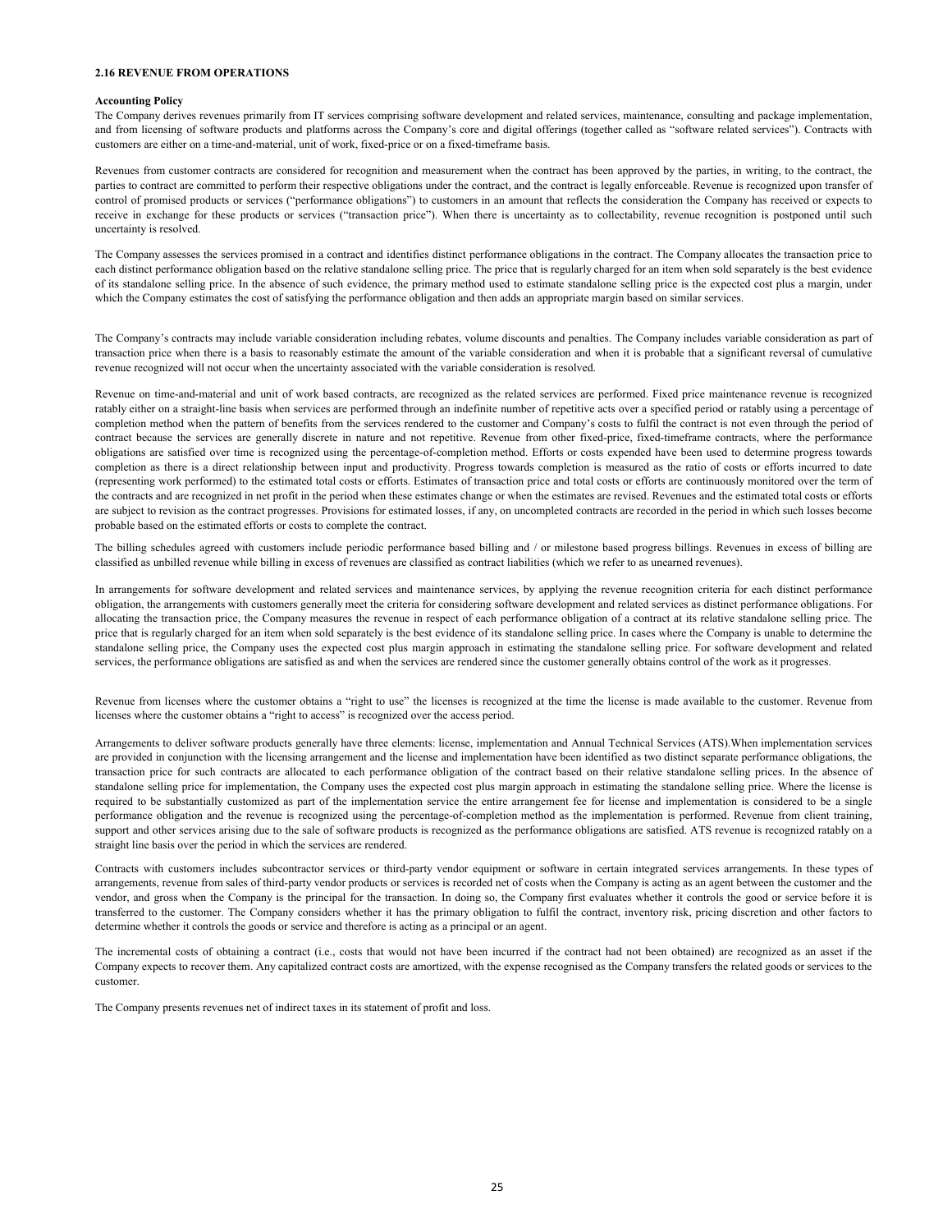### 2.16 REVENUE FROM OPERATIONS

**Accounting Policy**

The Company derives revenues primarily from IT services comprising software development and related services, maintenance, consulting and package implementation, and from licensing of software products and platforms across the Company's core and digital offerings (together called as "software related services"). Contracts with customers are either on a time-and-material, unit of work, fixed-price or on a fixed-timeframe basis.

Revenues from customer contracts are considered for recognition and measurement when the contract has been approved by the parties, in writing, to the contract, the parties to contract are committed to perform their respective obligations under the contract, and the contract is legally enforceable. Revenue is recognized upon transfer of control of promised products or services ("performance obligations") to customers in an amount that reflects the consideration the Company has received or expects to receive in exchange for these products or services ("transaction price"). When there is uncertainty as to collectability, revenue recognition is postponed until such uncertainty is resolved.

The Company assesses the services promised in a contract and identifies distinct performance obligations in the contract. The Company allocates the transaction price to each distinct performance obligation based on the relative standalone selling price. The price that is regularly charged for an item when sold separately is the best evidence of its standalone selling price. In the absence of such evidence, the primary method used to estimate standalone selling price is the expected cost plus a margin, under which the Company estimates the cost of satisfying the performance obligation and then adds an appropriate margin based on similar services.

The Company's contracts may include variable consideration including rebates, volume discounts and penalties. The Company includes variable consideration as part of transaction price when there is a basis to reasonably estimate the amount of the variable consideration and when it is probable that a significant reversal of cumulative revenue recognized will not occur when the uncertainty associated with the variable consideration is resolved.

Revenue on time-and-material and unit of work based contracts, are recognized as the related services are performed. Fixed price maintenance revenue is recognized ratably either on a straight-line basis when services are performed through an indefinite number of repetitive acts over a specified period or ratably using a percentage of completion method when the pattern of benefits from the services rendered to the customer and Company's costs to fulfil the contract is not even through the period of contract because the services are generally discrete in nature and not repetitive. Revenue from other fixed-price, fixed-timeframe contracts, where the performance obligations are satisfied over time is recognized using the percentage-of-completion method. Efforts or costs expended have been used to determine progress towards completion as there is a direct relationship between input and productivity. Progress towards completion is measured as the ratio of costs or efforts incurred to date (representing work performed) to the estimated total costs or efforts. Estimates of transaction price and total costs or efforts are continuously monitored over the term of the contracts and are recognized in net profit in the period when these estimates change or when the estimates are revised. Revenues and the estimated total costs or efforts are subject to revision as the contract progresses. Provisions for estimated losses, if any, on uncompleted contracts are recorded in the period in which such losses become probable based on the estimated efforts or costs to complete the contract.

The billing schedules agreed with customers include periodic performance based billing and / or milestone based progress billings. Revenues in excess of billing are classified as unbilled revenue while billing in excess of revenues are classified as contract liabilities (which we refer to as unearned revenues).

In arrangements for software development and related services and maintenance services, by applying the revenue recognition criteria for each distinct performance obligation, the arrangements with customers generally meet the criteria for considering software development and related services as distinct performance obligations. For allocating the transaction price, the Company measures the revenue in respect of each performance obligation of a contract at its relative standalone selling price. The price that is regularly charged for an item when sold separately is the best evidence of its standalone selling price. In cases where the Company is unable to determine the standalone selling price, the Company uses the expected cost plus margin approach in estimating the standalone selling price. For software development and related services, the performance obligations are satisfied as and when the services are rendered since the customer generally obtains control of the work as it progresses.

Revenue from licenses where the customer obtains a "right to use" the licenses is recognized at the time the license is made available to the customer. Revenue from licenses where the customer obtains a "right to access" is recognized over the access period.

Arrangements to deliver software products generally have three elements: license, implementation and Annual Technical Services (ATS).When implementation services are provided in conjunction with the licensing arrangement and the license and implementation have been identified as two distinct separate performance obligations, the transaction price for such contracts are allocated to each performance obligation of the contract based on their relative standalone selling prices. In the absence of standalone selling price for implementation, the Company uses the expected cost plus margin approach in estimating the standalone selling price. Where the license is required to be substantially customized as part of the implementation service the entire arrangement fee for license and implementation is considered to be a single performance obligation and the revenue is recognized using the percentage-of-completion method as the implementation is performed. Revenue from client training, support and other services arising due to the sale of software products is recognized as the performance obligations are satisfied. ATS revenue is recognized ratably on a straight line basis over the period in which the services are rendered.

Contracts with customers includes subcontractor services or third-party vendor equipment or software in certain integrated services arrangements. In these types of arrangements, revenue from sales of third-party vendor products or services is recorded net of costs when the Company is acting as an agent between the customer and the vendor, and gross when the Company is the principal for the transaction. In doing so, the Company first evaluates whether it controls the good or service before it is transferred to the customer. The Company considers whether it has the primary obligation to fulfil the contract, inventory risk, pricing discretion and other factors to determine whether it controls the goods or service and therefore is acting as a principal or an agent.

The incremental costs of obtaining a contract (i.e., costs that would not have been incurred if the contract had not been obtained) are recognized as an asset if the Company expects to recover them. Any capitalized contract costs are amortized, with the expense recognised as the Company transfers the related goods or services to the customer.

The Company presents revenues net of indirect taxes in its statement of profit and loss.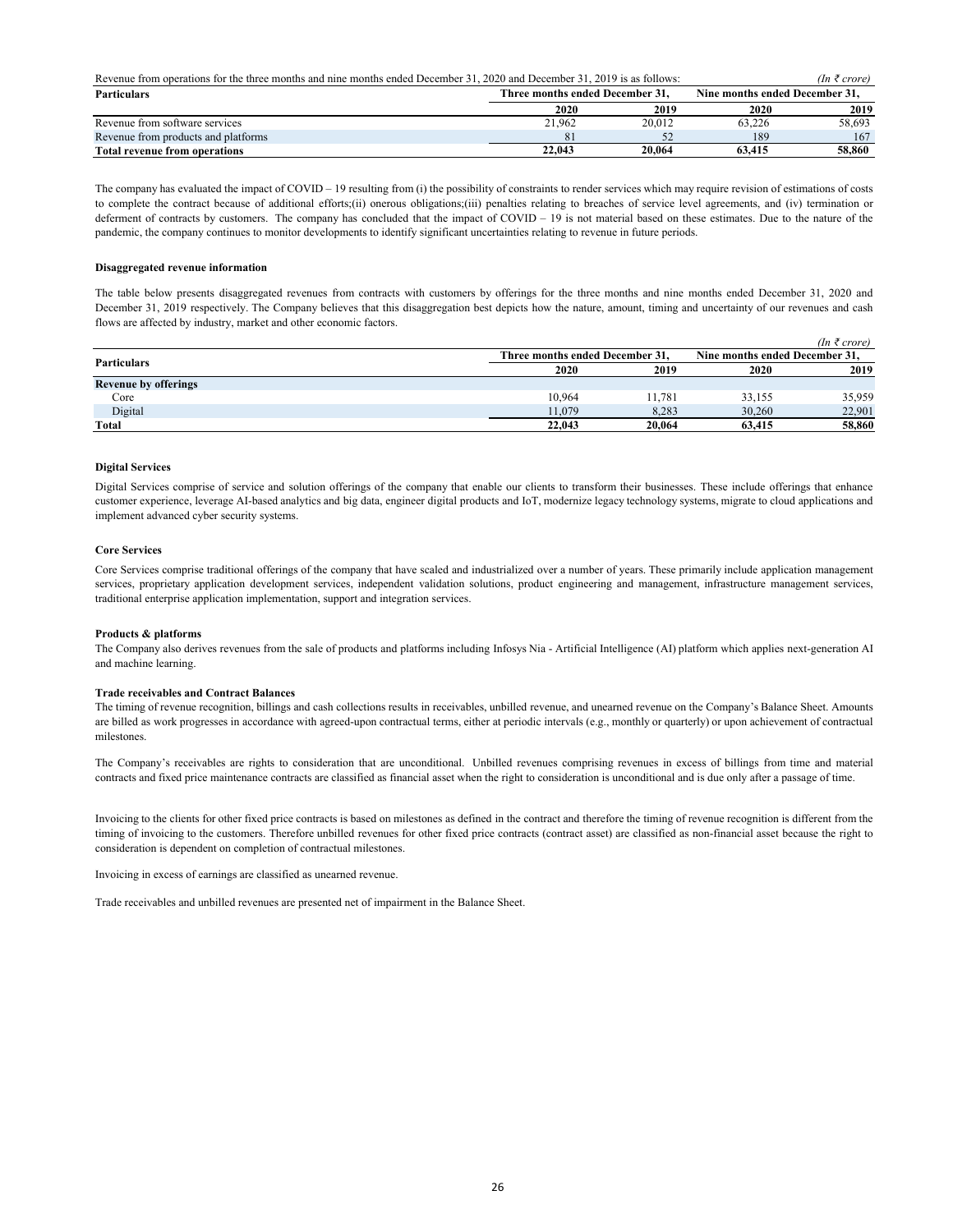Revenue from operations for the three months and nine months ended December 31, 2020 and December 31, 2019 is as follows: *(In ₹ crore)*

| Particulars | Three months ended December 31, | | Nine months ended December 31, | |
|---|---|---|---|---|
| | 2020 | 2019 | 2020 | 2019 |
| Revenue from software services | 21,962 | 20,012 | 63,226 | 58,693 |
| Revenue from products and platforms | 81 | 52 | 189 | 167 |
| **Total revenue from operations** | **22,043** | **20,064** | **63,415** | **58,860** |

The company has evaluated the impact of COVID – 19 resulting from (i) the possibility of constraints to render services which may require revision of estimations of costs to complete the contract because of additional efforts;(ii) onerous obligations;(iii) penalties relating to breaches of service level agreements, and (iv) termination or deferment of contracts by customers. The company has concluded that the impact of COVID – 19 is not material based on these estimates. Due to the nature of the pandemic, the company continues to monitor developments to identify significant uncertainties relating to revenue in future periods.

**Disaggregated revenue information**

The table below presents disaggregated revenues from contracts with customers by offerings for the three months and nine months ended December 31, 2020 and December 31, 2019 respectively. The Company believes that this disaggregation best depicts how the nature, amount, timing and uncertainty of our revenues and cash flows are affected by industry, market and other economic factors.

*(In ₹ crore)*

| Particulars | Three months ended December 31, | | Nine months ended December 31, | |
|---|---|---|---|---|
| | 2020 | 2019 | 2020 | 2019 |
| **Revenue by offerings** | | | | |
| Core | 10,964 | 11,781 | 33,155 | 35,959 |
| Digital | 11,079 | 8,283 | 30,260 | 22,901 |
| **Total** | **22,043** | **20,064** | **63,415** | **58,860** |

**Digital Services**

Digital Services comprise of service and solution offerings of the company that enable our clients to transform their businesses. These include offerings that enhance customer experience, leverage AI-based analytics and big data, engineer digital products and IoT, modernize legacy technology systems, migrate to cloud applications and implement advanced cyber security systems.

**Core Services**

Core Services comprise traditional offerings of the company that have scaled and industrialized over a number of years. These primarily include application management services, proprietary application development services, independent validation solutions, product engineering and management, infrastructure management services, traditional enterprise application implementation, support and integration services.

**Products & platforms**

The Company also derives revenues from the sale of products and platforms including Infosys Nia - Artificial Intelligence (AI) platform which applies next-generation AI and machine learning.

**Trade receivables and Contract Balances**

The timing of revenue recognition, billings and cash collections results in receivables, unbilled revenue, and unearned revenue on the Company's Balance Sheet. Amounts are billed as work progresses in accordance with agreed-upon contractual terms, either at periodic intervals (e.g., monthly or quarterly) or upon achievement of contractual milestones.

The Company's receivables are rights to consideration that are unconditional. Unbilled revenues comprising revenues in excess of billings from time and material contracts and fixed price maintenance contracts are classified as financial asset when the right to consideration is unconditional and is due only after a passage of time.

Invoicing to the clients for other fixed price contracts is based on milestones as defined in the contract and therefore the timing of revenue recognition is different from the timing of invoicing to the customers. Therefore unbilled revenues for other fixed price contracts (contract asset) are classified as non-financial asset because the right to consideration is dependent on completion of contractual milestones.

Invoicing in excess of earnings are classified as unearned revenue.

Trade receivables and unbilled revenues are presented net of impairment in the Balance Sheet.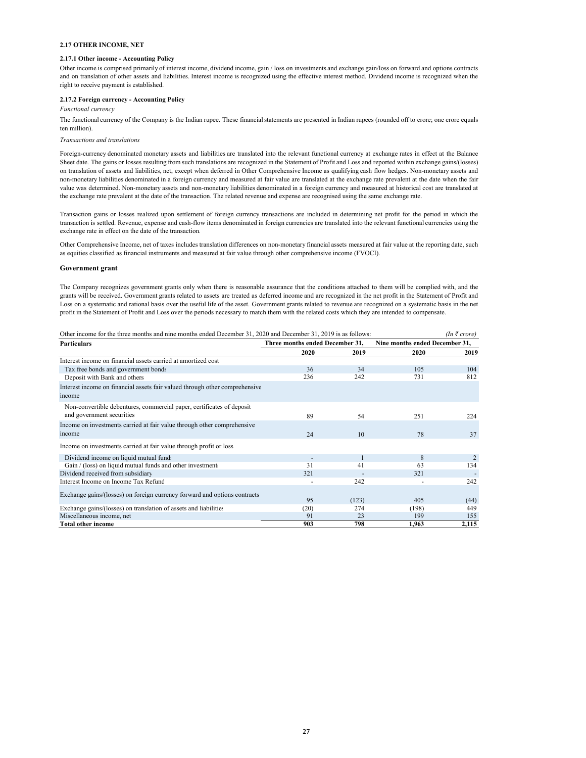### 2.17 OTHER INCOME, NET

#### 2.17.1 Other income - Accounting Policy

Other income is comprised primarily of interest income, dividend income, gain / loss on investments and exchange gain/loss on forward and options contracts and on translation of other assets and liabilities. Interest income is recognized using the effective interest method. Dividend income is recognized when the right to receive payment is established.

#### 2.17.2 Foreign currency - Accounting Policy

*Functional currency*

The functional currency of the Company is the Indian rupee. These financial statements are presented in Indian rupees (rounded off to crore; one crore equals ten million).

*Transactions and translations*

Foreign-currency denominated monetary assets and liabilities are translated into the relevant functional currency at exchange rates in effect at the Balance Sheet date. The gains or losses resulting from such translations are recognized in the Statement of Profit and Loss and reported within exchange gains/(losses) on translation of assets and liabilities, net, except when deferred in Other Comprehensive Income as qualifying cash flow hedges. Non-monetary assets and non-monetary liabilities denominated in a foreign currency and measured at fair value are translated at the exchange rate prevalent at the date when the fair value was determined. Non-monetary assets and non-monetary liabilities denominated in a foreign currency and measured at historical cost are translated at the exchange rate prevalent at the date of the transaction. The related revenue and expense are recognised using the same exchange rate.

Transaction gains or losses realized upon settlement of foreign currency transactions are included in determining net profit for the period in which the transaction is settled. Revenue, expense and cash-flow items denominated in foreign currencies are translated into the relevant functional currencies using the exchange rate in effect on the date of the transaction.

Other Comprehensive Income, net of taxes includes translation differences on non-monetary financial assets measured at fair value at the reporting date, such as equities classified as financial instruments and measured at fair value through other comprehensive income (FVOCI).

#### Government grant

The Company recognizes government grants only when there is reasonable assurance that the conditions attached to them will be complied with, and the grants will be received. Government grants related to assets are treated as deferred income and are recognized in the net profit in the Statement of Profit and Loss on a systematic and rational basis over the useful life of the asset. Government grants related to revenue are recognized on a systematic basis in the net profit in the Statement of Profit and Loss over the periods necessary to match them with the related costs which they are intended to compensate.

Other income for the three months and nine months ended December 31, 2020 and December 31, 2019 is as follows: *(In ₹ crore)*

| Particulars | Three months ended December 31, | | Nine months ended December 31, | |
|---|---|---|---|---|
| | 2020 | 2019 | 2020 | 2019 |
| Interest income on financial assets carried at amortized cost | | | | |
| Tax free bonds and government bonds | 36 | 34 | 105 | 104 |
| Deposit with Bank and others | 236 | 242 | 731 | 812 |
| Interest income on financial assets fair valued through other comprehensive income | | | | |
| Non-convertible debentures, commercial paper, certificates of deposit and government securities | 89 | 54 | 251 | 224 |
| Income on investments carried at fair value through other comprehensive income | 24 | 10 | 78 | 37 |
| Income on investments carried at fair value through profit or loss | | | | |
| Dividend income on liquid mutual funds | - | 1 | 8 | 2 |
| Gain / (loss) on liquid mutual funds and other investments | 31 | 41 | 63 | 134 |
| Dividend received from subsidiary | 321 | - | 321 | - |
| Interest Income on Income Tax Refund | - | 242 | - | 242 |
| Exchange gains/(losses) on foreign currency forward and options contracts | 95 | (123) | 405 | (44) |
| Exchange gains/(losses) on translation of assets and liabilities | (20) | 274 | (198) | 449 |
| Miscellaneous income, net | 91 | 23 | 199 | 155 |
| **Total other income** | **903** | **798** | **1,963** | **2,115** |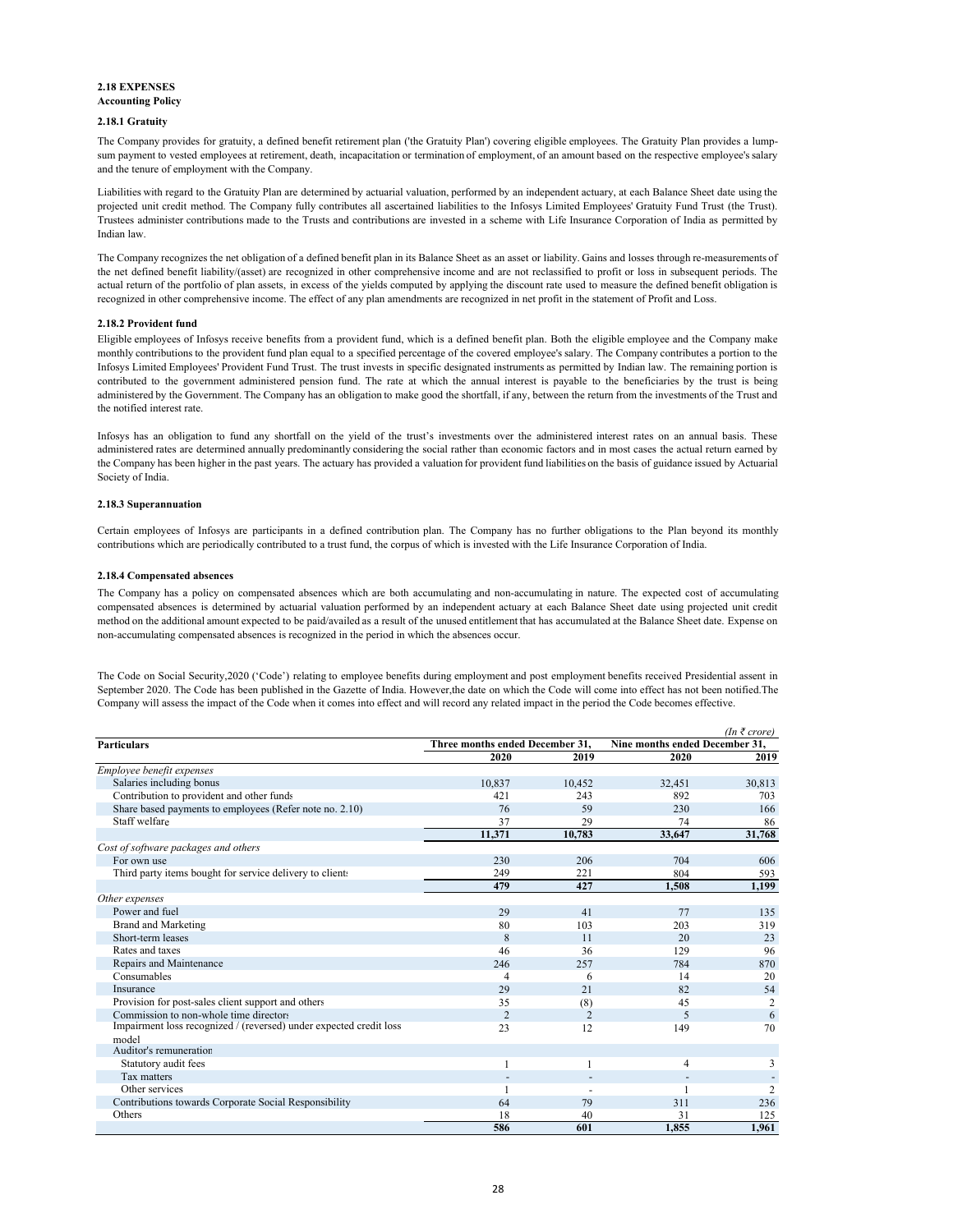**2.18 EXPENSES**

**Accounting Policy**

**2.18.1 Gratuity**

The Company provides for gratuity, a defined benefit retirement plan ('the Gratuity Plan') covering eligible employees. The Gratuity Plan provides a lump-sum payment to vested employees at retirement, death, incapacitation or termination of employment, of an amount based on the respective employee's salary and the tenure of employment with the Company.

Liabilities with regard to the Gratuity Plan are determined by actuarial valuation, performed by an independent actuary, at each Balance Sheet date using the projected unit credit method. The Company fully contributes all ascertained liabilities to the Infosys Limited Employees' Gratuity Fund Trust (the Trust). Trustees administer contributions made to the Trusts and contributions are invested in a scheme with Life Insurance Corporation of India as permitted by Indian law.

The Company recognizes the net obligation of a defined benefit plan in its Balance Sheet as an asset or liability. Gains and losses through re-measurements of the net defined benefit liability/(asset) are recognized in other comprehensive income and are not reclassified to profit or loss in subsequent periods. The actual return of the portfolio of plan assets, in excess of the yields computed by applying the discount rate used to measure the defined benefit obligation is recognized in other comprehensive income. The effect of any plan amendments are recognized in net profit in the statement of Profit and Loss.

**2.18.2 Provident fund**

Eligible employees of Infosys receive benefits from a provident fund, which is a defined benefit plan. Both the eligible employee and the Company make monthly contributions to the provident fund plan equal to a specified percentage of the covered employee's salary. The Company contributes a portion to the Infosys Limited Employees' Provident Fund Trust. The trust invests in specific designated instruments as permitted by Indian law. The remaining portion is contributed to the government administered pension fund. The rate at which the annual interest is payable to the beneficiaries by the trust is being administered by the Government. The Company has an obligation to make good the shortfall, if any, between the return from the investments of the Trust and the notified interest rate.

Infosys has an obligation to fund any shortfall on the yield of the trust's investments over the administered interest rates on an annual basis. These administered rates are determined annually predominantly considering the social rather than economic factors and in most cases the actual return earned by the Company has been higher in the past years. The actuary has provided a valuation for provident fund liabilities on the basis of guidance issued by Actuarial Society of India.

**2.18.3 Superannuation**

Certain employees of Infosys are participants in a defined contribution plan. The Company has no further obligations to the Plan beyond its monthly contributions which are periodically contributed to a trust fund, the corpus of which is invested with the Life Insurance Corporation of India.

**2.18.4 Compensated absences**

The Company has a policy on compensated absences which are both accumulating and non-accumulating in nature. The expected cost of accumulating compensated absences is determined by actuarial valuation performed by an independent actuary at each Balance Sheet date using projected unit credit method on the additional amount expected to be paid/availed as a result of the unused entitlement that has accumulated at the Balance Sheet date. Expense on non-accumulating compensated absences is recognized in the period in which the absences occur.

The Code on Social Security,2020 ('Code') relating to employee benefits during employment and post employment benefits received Presidential assent in September 2020. The Code has been published in the Gazette of India. However,the date on which the Code will come into effect has not been notified.The Company will assess the impact of the Code when it comes into effect and will record any related impact in the period the Code becomes effective.

*(In ₹ crore)*

| Particulars | Three months ended December 31, | | Nine months ended December 31, | |
|---|---|---|---|---|
| | 2020 | 2019 | 2020 | 2019 |
| *Employee benefit expenses* | | | | |
| Salaries including bonus | 10,837 | 10,452 | 32,451 | 30,813 |
| Contribution to provident and other funds | 421 | 243 | 892 | 703 |
| Share based payments to employees (Refer note no. 2.10) | 76 | 59 | 230 | 166 |
| Staff welfare | 37 | 29 | 74 | 86 |
| | **11,371** | **10,783** | **33,647** | **31,768** |
| *Cost of software packages and others* | | | | |
| For own use | 230 | 206 | 704 | 606 |
| Third party items bought for service delivery to clients | 249 | 221 | 804 | 593 |
| | **479** | **427** | **1,508** | **1,199** |
| *Other expenses* | | | | |
| Power and fuel | 29 | 41 | 77 | 135 |
| Brand and Marketing | 80 | 103 | 203 | 319 |
| Short-term leases | 8 | 11 | 20 | 23 |
| Rates and taxes | 46 | 36 | 129 | 96 |
| Repairs and Maintenance | 246 | 257 | 784 | 870 |
| Consumables | 4 | 6 | 14 | 20 |
| Insurance | 29 | 21 | 82 | 54 |
| Provision for post-sales client support and others | 35 | (8) | 45 | 2 |
| Commission to non-whole time directors | 2 | 2 | 5 | 6 |
| Impairment loss recognized / (reversed) under expected credit loss model | 23 | 12 | 149 | 70 |
| Auditor's remuneration | | | | |
| Statutory audit fees | 1 | 1 | 4 | 3 |
| Tax matters | - | - | - | - |
| Other services | 1 | - | 1 | 2 |
| Contributions towards Corporate Social Responsibility | 64 | 79 | 311 | 236 |
| Others | 18 | 40 | 31 | 125 |
| | **586** | **601** | **1,855** | **1,961** |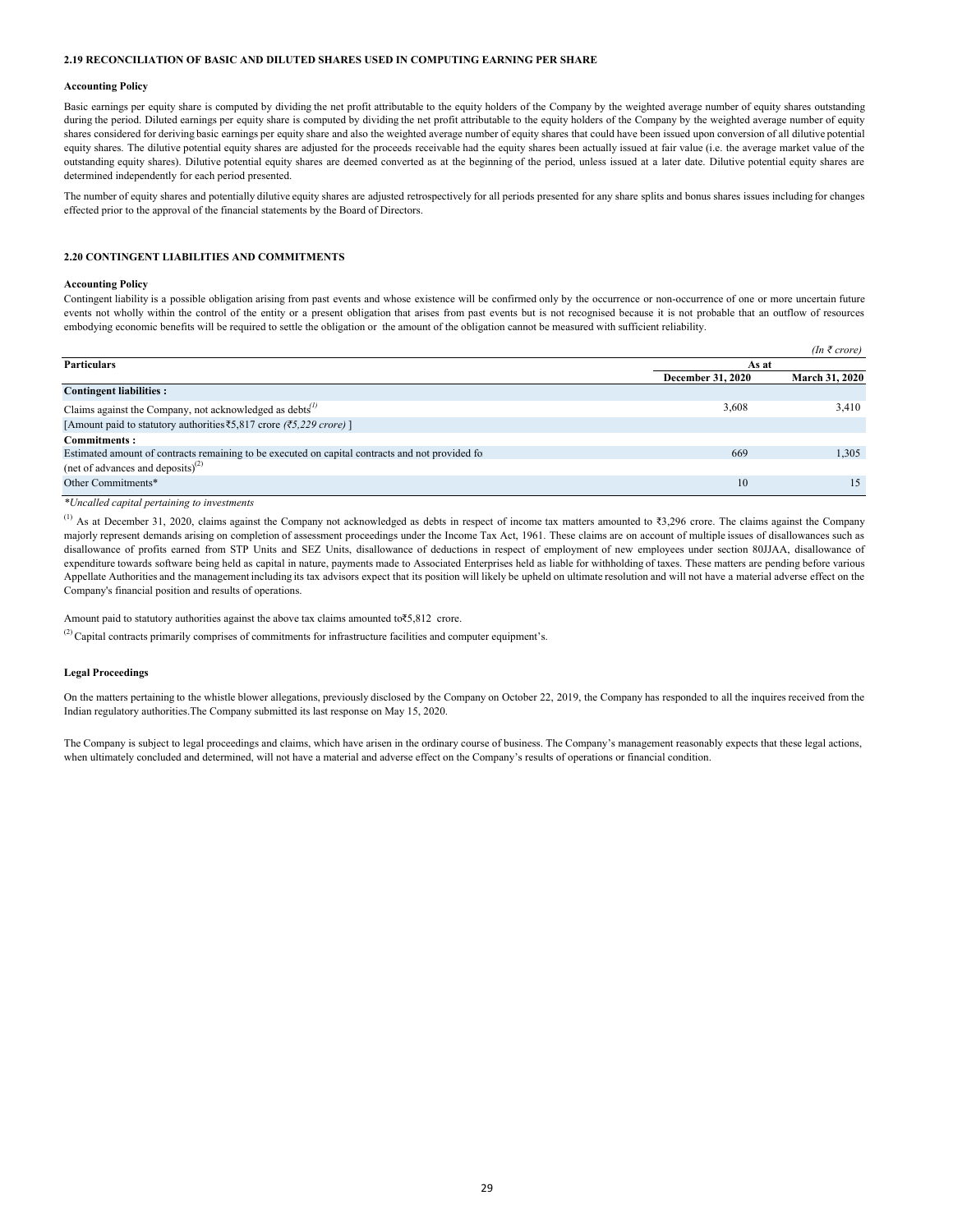### 2.19 RECONCILIATION OF BASIC AND DILUTED SHARES USED IN COMPUTING EARNING PER SHARE

**Accounting Policy**

Basic earnings per equity share is computed by dividing the net profit attributable to the equity holders of the Company by the weighted average number of equity shares outstanding during the period. Diluted earnings per equity share is computed by dividing the net profit attributable to the equity holders of the Company by the weighted average number of equity shares considered for deriving basic earnings per equity share and also the weighted average number of equity shares that could have been issued upon conversion of all dilutive potential equity shares. The dilutive potential equity shares are adjusted for the proceeds receivable had the equity shares been actually issued at fair value (i.e. the average market value of the outstanding equity shares). Dilutive potential equity shares are deemed converted as at the beginning of the period, unless issued at a later date. Dilutive potential equity shares are determined independently for each period presented.

The number of equity shares and potentially dilutive equity shares are adjusted retrospectively for all periods presented for any share splits and bonus shares issues including for changes effected prior to the approval of the financial statements by the Board of Directors.

### 2.20 CONTINGENT LIABILITIES AND COMMITMENTS

**Accounting Policy**

Contingent liability is a possible obligation arising from past events and whose existence will be confirmed only by the occurrence or non-occurrence of one or more uncertain future events not wholly within the control of the entity or a present obligation that arises from past events but is not recognised because it is not probable that an outflow of resources embodying economic benefits will be required to settle the obligation or the amount of the obligation cannot be measured with sufficient reliability.

*(In ₹ crore)*

| Particulars | As at | |
|---|---|---|
| | December 31, 2020 | March 31, 2020 |
| **Contingent liabilities :** | | |
| Claims against the Company, not acknowledged as debts[(1)] | 3,608 | 3,410 |
| [Amount paid to statutory authorities ₹5,817 crore *(₹5,229 crore)* ] | | |
| **Commitments :** | | |
| Estimated amount of contracts remaining to be executed on capital contracts and not provided fo (net of advances and deposits)[(2)] | 669 | 1,305 |
| Other Commitments* | 10 | 15 |

*\*Uncalled capital pertaining to investments*

[(1)] As at December 31, 2020, claims against the Company not acknowledged as debts in respect of income tax matters amounted to ₹3,296 crore. The claims against the Company majorly represent demands arising on completion of assessment proceedings under the Income Tax Act, 1961. These claims are on account of multiple issues of disallowances such as disallowance of profits earned from STP Units and SEZ Units, disallowance of deductions in respect of employment of new employees under section 80JJAA, disallowance of expenditure towards software being held as capital in nature, payments made to Associated Enterprises held as liable for withholding of taxes. These matters are pending before various Appellate Authorities and the management including its tax advisors expect that its position will likely be upheld on ultimate resolution and will not have a material adverse effect on the Company's financial position and results of operations.

Amount paid to statutory authorities against the above tax claims amounted to₹5,812 crore.

[(2)] Capital contracts primarily comprises of commitments for infrastructure facilities and computer equipment's.

**Legal Proceedings**

On the matters pertaining to the whistle blower allegations, previously disclosed by the Company on October 22, 2019, the Company has responded to all the inquires received from the Indian regulatory authorities.The Company submitted its last response on May 15, 2020.

The Company is subject to legal proceedings and claims, which have arisen in the ordinary course of business. The Company's management reasonably expects that these legal actions, when ultimately concluded and determined, will not have a material and adverse effect on the Company's results of operations or financial condition.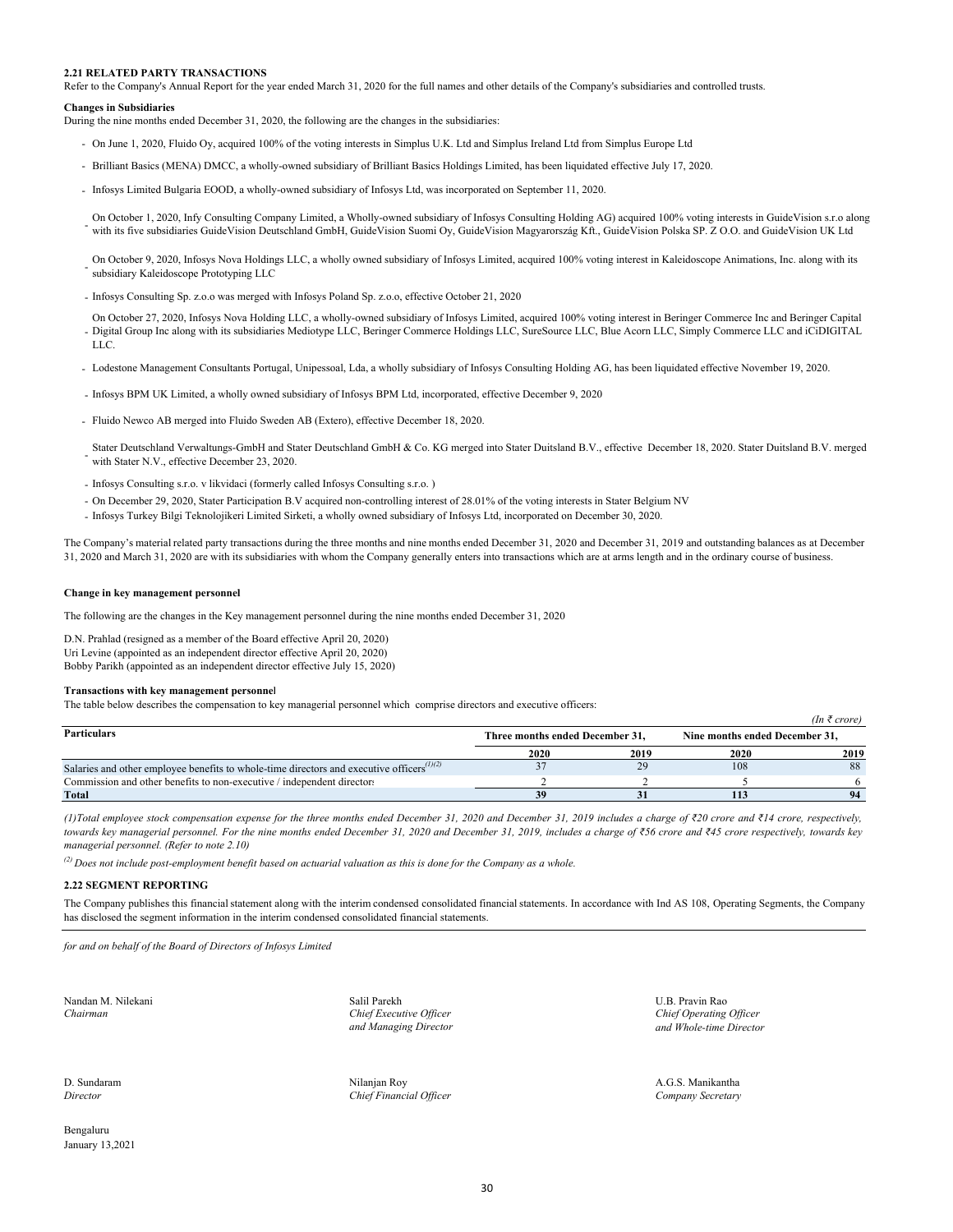### 2.21 RELATED PARTY TRANSACTIONS

Refer to the Company's Annual Report for the year ended March 31, 2020 for the full names and other details of the Company's subsidiaries and controlled trusts.

**Changes in Subsidiaries**

During the nine months ended December 31, 2020, the following are the changes in the subsidiaries:

- On June 1, 2020, Fluido Oy, acquired 100% of the voting interests in Simplus U.K. Ltd and Simplus Ireland Ltd from Simplus Europe Ltd
- Brilliant Basics (MENA) DMCC, a wholly-owned subsidiary of Brilliant Basics Holdings Limited, has been liquidated effective July 17, 2020.
- Infosys Limited Bulgaria EOOD, a wholly-owned subsidiary of Infosys Ltd, was incorporated on September 11, 2020.
- On October 1, 2020, Infy Consulting Company Limited, a Wholly-owned subsidiary of Infosys Consulting Holding AG) acquired 100% voting interests in GuideVision s.r.o along with its five subsidiaries GuideVision Deutschland GmbH, GuideVision Suomi Oy, GuideVision Magyarország Kft., GuideVision Polska SP. Z O.O. and GuideVision UK Ltd
- On October 9, 2020, Infosys Nova Holdings LLC, a wholly owned subsidiary of Infosys Limited, acquired 100% voting interest in Kaleidoscope Animations, Inc. along with its subsidiary Kaleidoscope Prototyping LLC
- Infosys Consulting Sp. z.o.o was merged with Infosys Poland Sp. z.o.o, effective October 21, 2020
- On October 27, 2020, Infosys Nova Holding LLC, a wholly-owned subsidiary of Infosys Limited, acquired 100% voting interest in Beringer Commerce Inc and Beringer Capital Digital Group Inc along with its subsidiaries Mediotype LLC, Beringer Commerce Holdings LLC, SureSource LLC, Blue Acorn LLC, Simply Commerce LLC and iCiDIGITAL LLC.
- Lodestone Management Consultants Portugal, Unipessoal, Lda, a wholly subsidiary of Infosys Consulting Holding AG, has been liquidated effective November 19, 2020.
- Infosys BPM UK Limited, a wholly owned subsidiary of Infosys BPM Ltd, incorporated, effective December 9, 2020
- Fluido Newco AB merged into Fluido Sweden AB (Extero), effective December 18, 2020.
- Stater Deutschland Verwaltungs-GmbH and Stater Deutschland GmbH & Co. KG merged into Stater Duitsland B.V., effective December 18, 2020. Stater Duitsland B.V. merged with Stater N.V., effective December 23, 2020.
- Infosys Consulting s.r.o. v likvidaci (formerly called Infosys Consulting s.r.o. )
- On December 29, 2020, Stater Participation B.V acquired non-controlling interest of 28.01% of the voting interests in Stater Belgium NV
- Infosys Turkey Bilgi Teknolojikeri Limited Sirketi, a wholly owned subsidiary of Infosys Ltd, incorporated on December 30, 2020.

The Company's material related party transactions during the three months and nine months ended December 31, 2020 and December 31, 2019 and outstanding balances as at December 31, 2020 and March 31, 2020 are with its subsidiaries with whom the Company generally enters into transactions which are at arms length and in the ordinary course of business.

**Change in key management personnel**

The following are the changes in the Key management personnel during the nine months ended December 31, 2020

D.N. Prahlad (resigned as a member of the Board effective April 20, 2020)
Uri Levine (appointed as an independent director effective April 20, 2020)
Bobby Parikh (appointed as an independent director effective July 15, 2020)

**Transactions with key management personnel**

The table below describes the compensation to key managerial personnel which comprise directors and executive officers:

*(In ₹ crore)*

| Particulars | Three months ended December 31, | | Nine months ended December 31, | |
|---|---|---|---|---|
| | 2020 | 2019 | 2020 | 2019 |
| Salaries and other employee benefits to whole-time directors and executive officers(1)(2) | 37 | 29 | 108 | 88 |
| Commission and other benefits to non-executive / independent directors | 2 | 2 | 5 | 6 |
| **Total** | **39** | **31** | **113** | **94** |

*(1)Total employee stock compensation expense for the three months ended December 31, 2020 and December 31, 2019 includes a charge of ₹20 crore and ₹14 crore, respectively, towards key managerial personnel. For the nine months ended December 31, 2020 and December 31, 2019, includes a charge of ₹56 crore and ₹45 crore respectively, towards key managerial personnel. (Refer to note 2.10)*

*(2) Does not include post-employment benefit based on actuarial valuation as this is done for the Company as a whole.*

### 2.22 SEGMENT REPORTING

The Company publishes this financial statement along with the interim condensed consolidated financial statements. In accordance with Ind AS 108, Operating Segments, the Company has disclosed the segment information in the interim condensed consolidated financial statements.

*for and on behalf of the Board of Directors of Infosys Limited*

Nandan M. Nilekani
*Chairman*

Salil Parekh
*Chief Executive Officer and Managing Director*

U.B. Pravin Rao
*Chief Operating Officer and Whole-time Director*

D. Sundaram
*Director*

Nilanjan Roy
*Chief Financial Officer*

A.G.S. Manikantha
*Company Secretary*

Bengaluru
January 13,2021